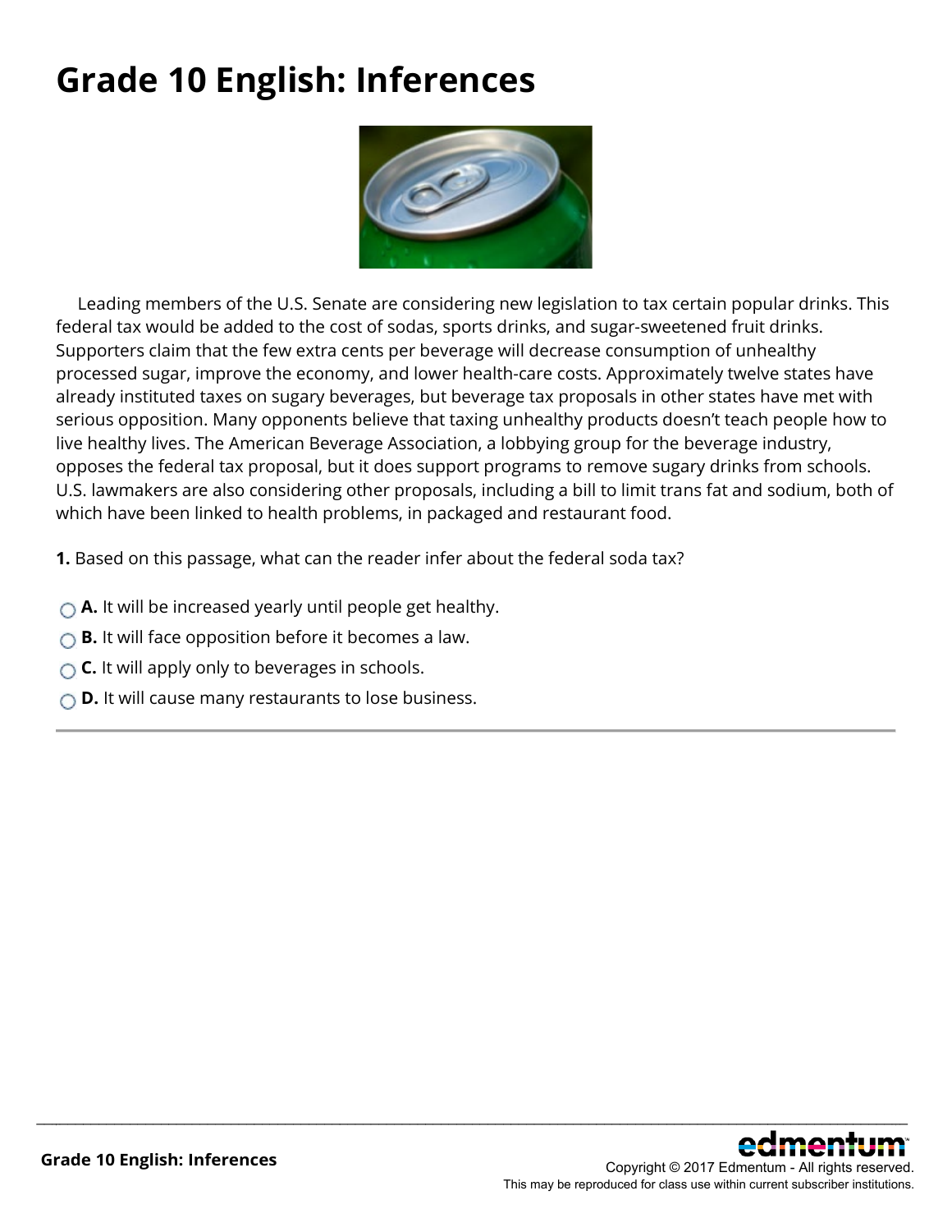# Grade 10 English: Inferences

Leading members of the U.S. Senate are considering new legislation to tax certain popular drinks. This federal tax would be added to the cost of sodas, sports drinks, and sugar-sweetened fruit drinks. Supporters claim that the few extra cents per beverage will decrease consumption of unhealthy processed sugar, improve the economy, and lower health-care costs. Approximately twelve states have already instituted taxes on sugary beverages, but beverage tax proposals in other states have met with serious opposition. Many opponents believe that taxing unhealthy products doesn't teach people how to live healthy lives. The American Beverage Association, a lobbying group for the beverage industry, opposes the federal tax proposal, but it does support programs to remove sugary drinks from schools. U.S. lawmakers are also considering other proposals, including a bill to limit trans fat and sodium, both of which have been linked to health problems, in packaged and restaurant food.

**1.** Based on this passage, what can the reader infer about the federal soda tax?

- **A.** It will be increased yearly until people get healthy.
- **B.** It will face opposition before it becomes a law.
- **C.** It will apply only to beverages in schools.
- **D.** It will cause many restaurants to lose business.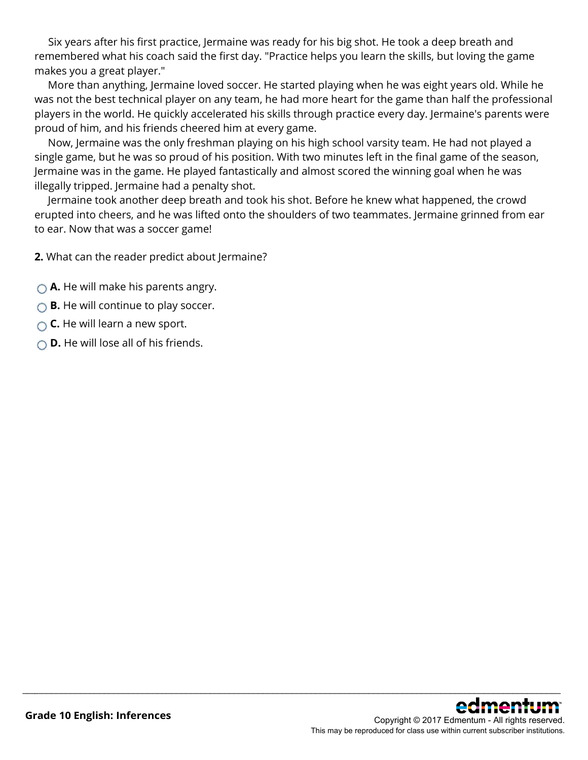Six years after his first practice, Jermaine was ready for his big shot. He took a deep breath and remembered what his coach said the first day. "Practice helps you learn the skills, but loving the game makes you a great player."

More than anything, Jermaine loved soccer. He started playing when he was eight years old. While he was not the best technical player on any team, he had more heart for the game than half the professional players in the world. He quickly accelerated his skills through practice every day. Jermaine's parents were proud of him, and his friends cheered him at every game.

Now, Jermaine was the only freshman playing on his high school varsity team. He had not played a single game, but he was so proud of his position. With two minutes left in the final game of the season, Jermaine was in the game. He played fantastically and almost scored the winning goal when he was illegally tripped. Jermaine had a penalty shot.

Jermaine took another deep breath and took his shot. Before he knew what happened, the crowd erupted into cheers, and he was lifted onto the shoulders of two teammates. Jermaine grinned from ear to ear. Now that was a soccer game!

**2.** What can the reader predict about Jermaine?

- **A.** He will make his parents angry.
- **B.** He will continue to play soccer.
- **C.** He will learn a new sport.
- **D.** He will lose all of his friends.

**Grade 10 English: Inferences**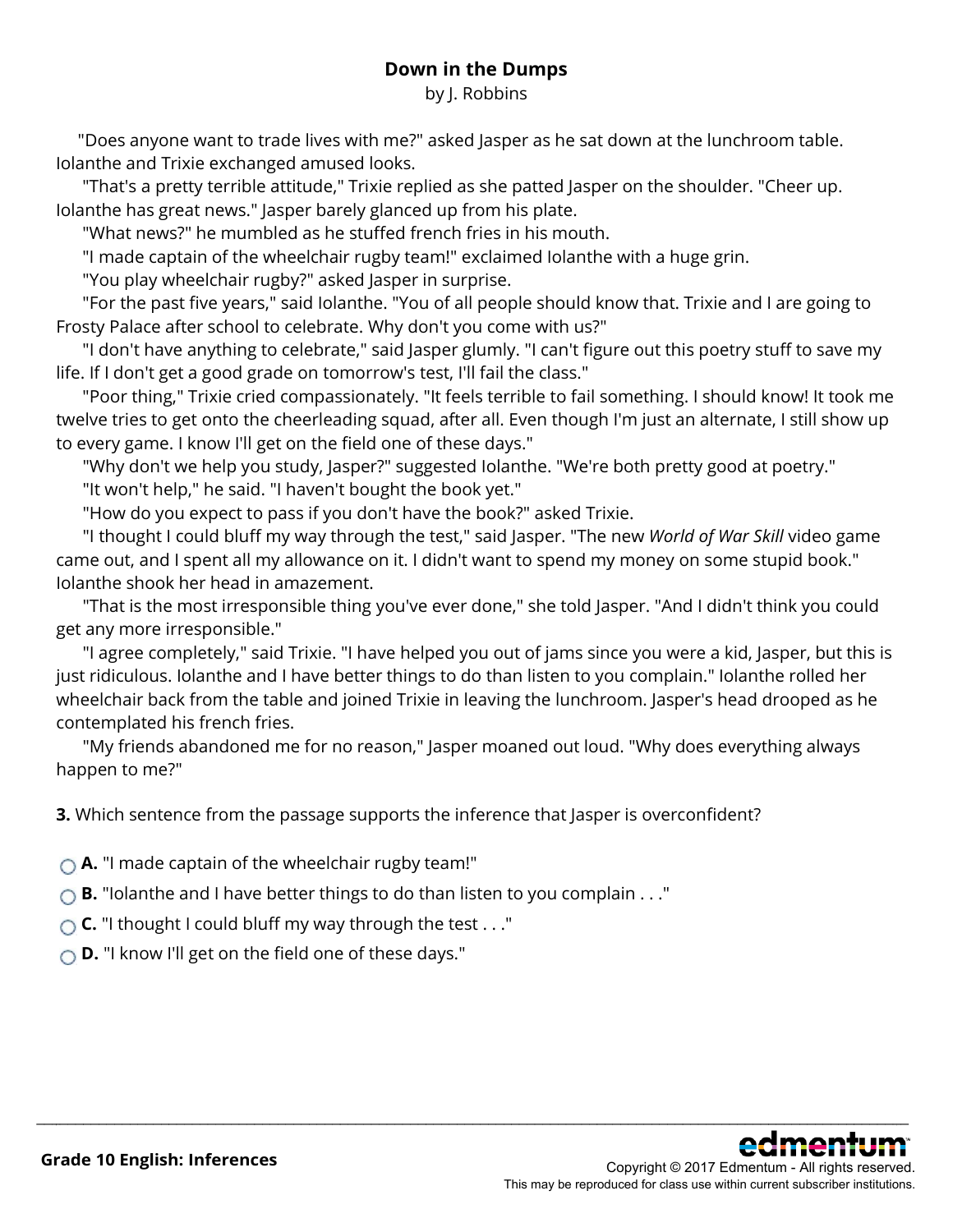## Down in the Dumps

by J. Robbins

"Does anyone want to trade lives with me?" asked Jasper as he sat down at the lunchroom table. Iolanthe and Trixie exchanged amused looks.

"That's a pretty terrible attitude," Trixie replied as she patted Jasper on the shoulder. "Cheer up. Iolanthe has great news." Jasper barely glanced up from his plate.

"What news?" he mumbled as he stuffed french fries in his mouth.

"I made captain of the wheelchair rugby team!" exclaimed Iolanthe with a huge grin.

"You play wheelchair rugby?" asked Jasper in surprise.

"For the past five years," said Iolanthe. "You of all people should know that. Trixie and I are going to Frosty Palace after school to celebrate. Why don't you come with us?"

"I don't have anything to celebrate," said Jasper glumly. "I can't figure out this poetry stuff to save my life. If I don't get a good grade on tomorrow's test, I'll fail the class."

"Poor thing," Trixie cried compassionately. "It feels terrible to fail something. I should know! It took me twelve tries to get onto the cheerleading squad, after all. Even though I'm just an alternate, I still show up to every game. I know I'll get on the field one of these days."

"Why don't we help you study, Jasper?" suggested Iolanthe. "We're both pretty good at poetry."

"It won't help," he said. "I haven't bought the book yet."

"How do you expect to pass if you don't have the book?" asked Trixie.

"I thought I could bluff my way through the test," said Jasper. "The new *World of War Skill* video game came out, and I spent all my allowance on it. I didn't want to spend my money on some stupid book." Iolanthe shook her head in amazement.

"That is the most irresponsible thing you've ever done," she told Jasper. "And I didn't think you could get any more irresponsible."

"I agree completely," said Trixie. "I have helped you out of jams since you were a kid, Jasper, but this is just ridiculous. Iolanthe and I have better things to do than listen to you complain." Iolanthe rolled her wheelchair back from the table and joined Trixie in leaving the lunchroom. Jasper's head drooped as he contemplated his french fries.

"My friends abandoned me for no reason," Jasper moaned out loud. "Why does everything always happen to me?"

**3.** Which sentence from the passage supports the inference that Jasper is overconfident?

- **A.** "I made captain of the wheelchair rugby team!"
- **B.** "Iolanthe and I have better things to do than listen to you complain . . ."
- **C.** "I thought I could bluff my way through the test . . ."
- **D.** "I know I'll get on the field one of these days."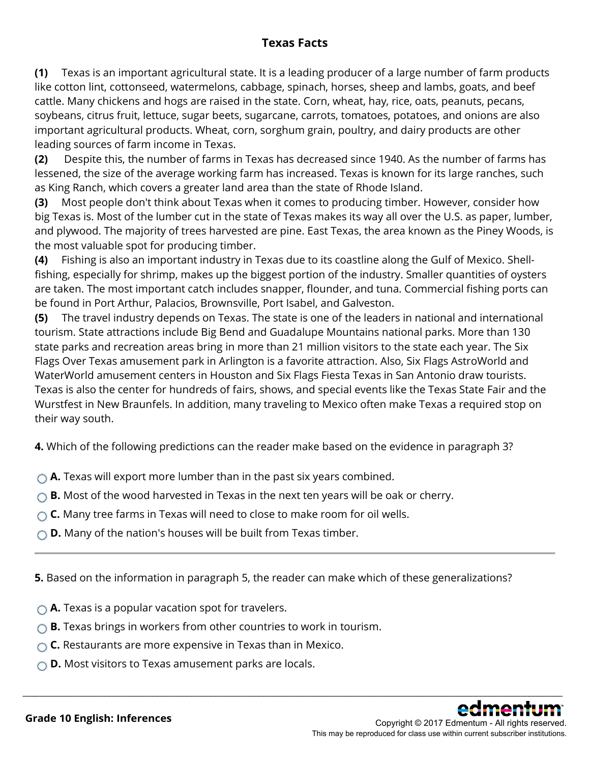## Texas Facts

**(1)** Texas is an important agricultural state. It is a leading producer of a large number of farm products like cotton lint, cottonseed, watermelons, cabbage, spinach, horses, sheep and lambs, goats, and beef cattle. Many chickens and hogs are raised in the state. Corn, wheat, hay, rice, oats, peanuts, pecans, soybeans, citrus fruit, lettuce, sugar beets, sugarcane, carrots, tomatoes, potatoes, and onions are also important agricultural products. Wheat, corn, sorghum grain, poultry, and dairy products are other leading sources of farm income in Texas.

**(2)** Despite this, the number of farms in Texas has decreased since 1940. As the number of farms has lessened, the size of the average working farm has increased. Texas is known for its large ranches, such as King Ranch, which covers a greater land area than the state of Rhode Island.

**(3)** Most people don't think about Texas when it comes to producing timber. However, consider how big Texas is. Most of the lumber cut in the state of Texas makes its way all over the U.S. as paper, lumber, and plywood. The majority of trees harvested are pine. East Texas, the area known as the Piney Woods, is the most valuable spot for producing timber.

**(4)** Fishing is also an important industry in Texas due to its coastline along the Gulf of Mexico. Shell-fishing, especially for shrimp, makes up the biggest portion of the industry. Smaller quantities of oysters are taken. The most important catch includes snapper, flounder, and tuna. Commercial fishing ports can be found in Port Arthur, Palacios, Brownsville, Port Isabel, and Galveston.

**(5)** The travel industry depends on Texas. The state is one of the leaders in national and international tourism. State attractions include Big Bend and Guadalupe Mountains national parks. More than 130 state parks and recreation areas bring in more than 21 million visitors to the state each year. The Six Flags Over Texas amusement park in Arlington is a favorite attraction. Also, Six Flags AstroWorld and WaterWorld amusement centers in Houston and Six Flags Fiesta Texas in San Antonio draw tourists. Texas is also the center for hundreds of fairs, shows, and special events like the Texas State Fair and the Wurstfest in New Braunfels. In addition, many traveling to Mexico often make Texas a required stop on their way south.

**4.** Which of the following predictions can the reader make based on the evidence in paragraph 3?

- **A.** Texas will export more lumber than in the past six years combined.
- **B.** Most of the wood harvested in Texas in the next ten years will be oak or cherry.
- **C.** Many tree farms in Texas will need to close to make room for oil wells.
- **D.** Many of the nation's houses will be built from Texas timber.

---

**5.** Based on the information in paragraph 5, the reader can make which of these generalizations?

- **A.** Texas is a popular vacation spot for travelers.
- **B.** Texas brings in workers from other countries to work in tourism.
- **C.** Restaurants are more expensive in Texas than in Mexico.
- **D.** Most visitors to Texas amusement parks are locals.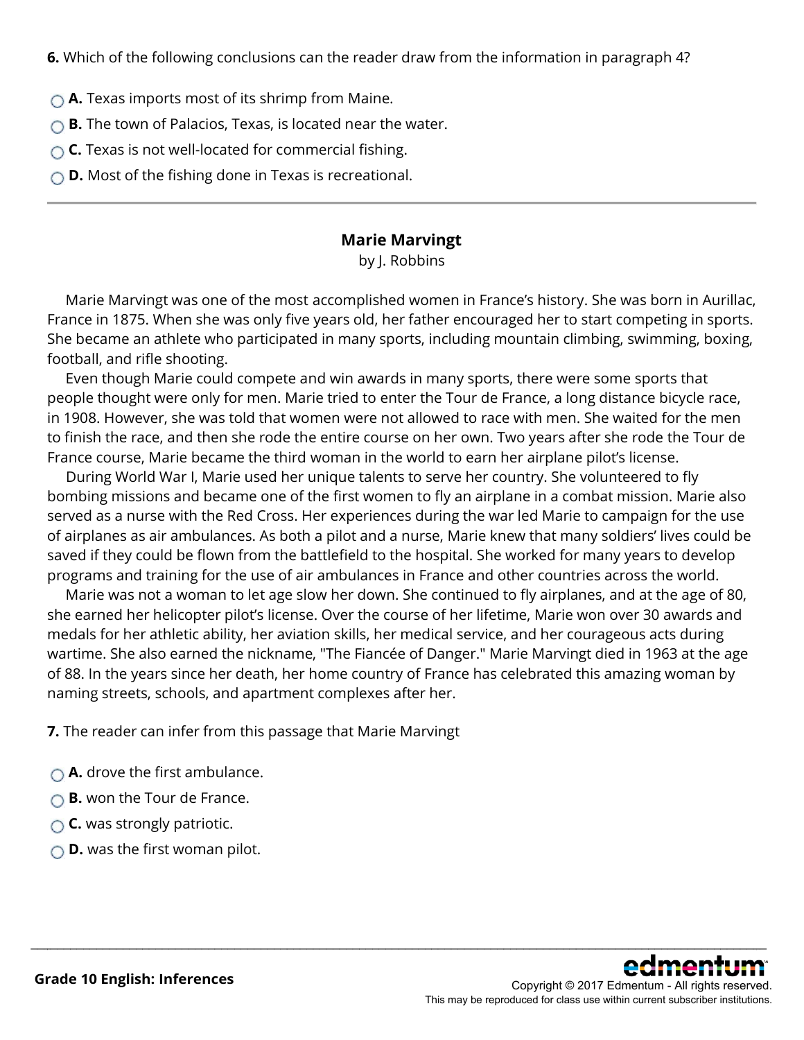**6.** Which of the following conclusions can the reader draw from the information in paragraph 4?

- **A.** Texas imports most of its shrimp from Maine.
- **B.** The town of Palacios, Texas, is located near the water.
- **C.** Texas is not well-located for commercial fishing.
- **D.** Most of the fishing done in Texas is recreational.

---

## Marie Marvingt

by J. Robbins

Marie Marvingt was one of the most accomplished women in France's history. She was born in Aurillac, France in 1875. When she was only five years old, her father encouraged her to start competing in sports. She became an athlete who participated in many sports, including mountain climbing, swimming, boxing, football, and rifle shooting.

Even though Marie could compete and win awards in many sports, there were some sports that people thought were only for men. Marie tried to enter the Tour de France, a long distance bicycle race, in 1908. However, she was told that women were not allowed to race with men. She waited for the men to finish the race, and then she rode the entire course on her own. Two years after she rode the Tour de France course, Marie became the third woman in the world to earn her airplane pilot's license.

During World War I, Marie used her unique talents to serve her country. She volunteered to fly bombing missions and became one of the first women to fly an airplane in a combat mission. Marie also served as a nurse with the Red Cross. Her experiences during the war led Marie to campaign for the use of airplanes as air ambulances. As both a pilot and a nurse, Marie knew that many soldiers' lives could be saved if they could be flown from the battlefield to the hospital. She worked for many years to develop programs and training for the use of air ambulances in France and other countries across the world.

Marie was not a woman to let age slow her down. She continued to fly airplanes, and at the age of 80, she earned her helicopter pilot's license. Over the course of her lifetime, Marie won over 30 awards and medals for her athletic ability, her aviation skills, her medical service, and her courageous acts during wartime. She also earned the nickname, "The Fiancée of Danger." Marie Marvingt died in 1963 at the age of 88. In the years since her death, her home country of France has celebrated this amazing woman by naming streets, schools, and apartment complexes after her.

**7.** The reader can infer from this passage that Marie Marvingt

- **A.** drove the first ambulance.
- **B.** won the Tour de France.
- **C.** was strongly patriotic.
- **D.** was the first woman pilot.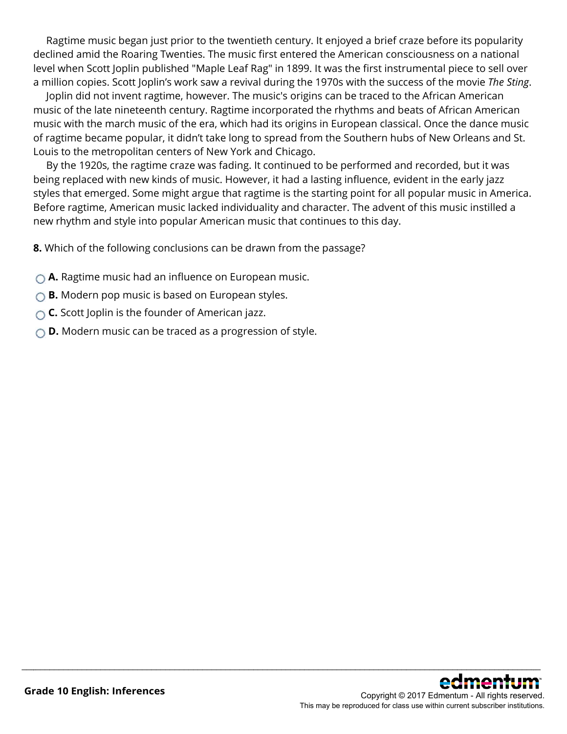Ragtime music began just prior to the twentieth century. It enjoyed a brief craze before its popularity declined amid the Roaring Twenties. The music first entered the American consciousness on a national level when Scott Joplin published "Maple Leaf Rag" in 1899. It was the first instrumental piece to sell over a million copies. Scott Joplin's work saw a revival during the 1970s with the success of the movie *The Sting*.

Joplin did not invent ragtime, however. The music's origins can be traced to the African American music of the late nineteenth century. Ragtime incorporated the rhythms and beats of African American music with the march music of the era, which had its origins in European classical. Once the dance music of ragtime became popular, it didn't take long to spread from the Southern hubs of New Orleans and St. Louis to the metropolitan centers of New York and Chicago.

By the 1920s, the ragtime craze was fading. It continued to be performed and recorded, but it was being replaced with new kinds of music. However, it had a lasting influence, evident in the early jazz styles that emerged. Some might argue that ragtime is the starting point for all popular music in America. Before ragtime, American music lacked individuality and character. The advent of this music instilled a new rhythm and style into popular American music that continues to this day.

**8.** Which of the following conclusions can be drawn from the passage?

- **A.** Ragtime music had an influence on European music.
- **B.** Modern pop music is based on European styles.
- **C.** Scott Joplin is the founder of American jazz.
- **D.** Modern music can be traced as a progression of style.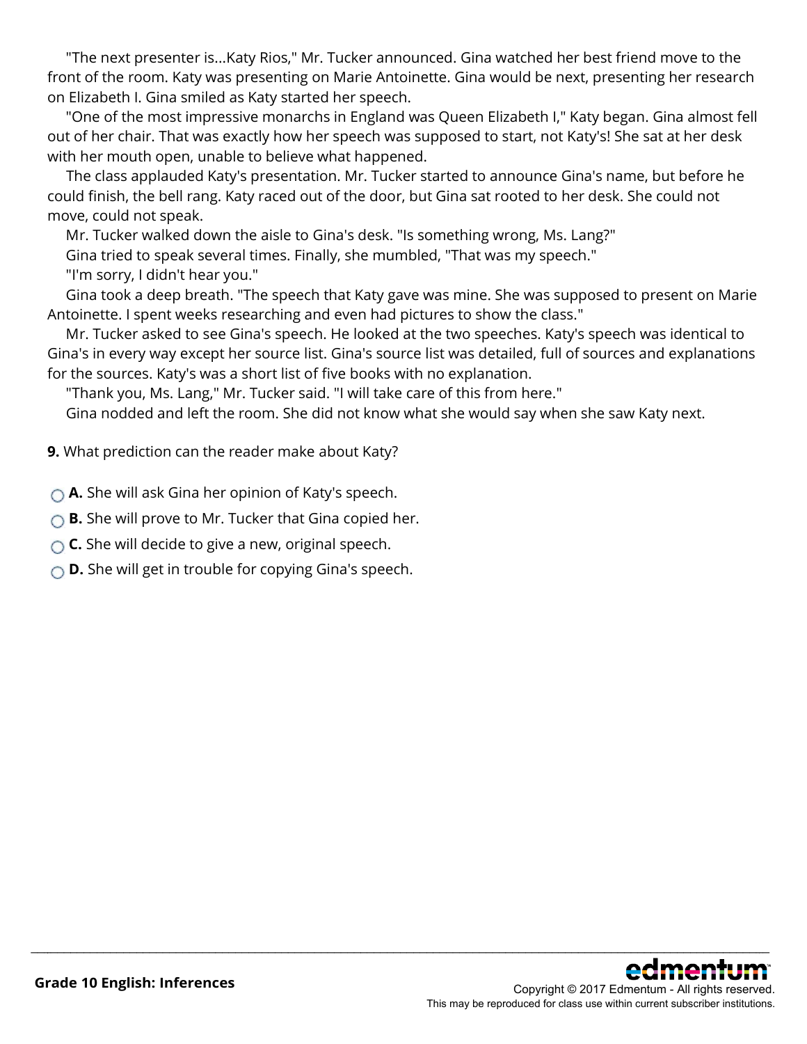"The next presenter is...Katy Rios," Mr. Tucker announced. Gina watched her best friend move to the front of the room. Katy was presenting on Marie Antoinette. Gina would be next, presenting her research on Elizabeth I. Gina smiled as Katy started her speech.

"One of the most impressive monarchs in England was Queen Elizabeth I," Katy began. Gina almost fell out of her chair. That was exactly how her speech was supposed to start, not Katy's! She sat at her desk with her mouth open, unable to believe what happened.

The class applauded Katy's presentation. Mr. Tucker started to announce Gina's name, but before he could finish, the bell rang. Katy raced out of the door, but Gina sat rooted to her desk. She could not move, could not speak.

Mr. Tucker walked down the aisle to Gina's desk. "Is something wrong, Ms. Lang?"

Gina tried to speak several times. Finally, she mumbled, "That was my speech."

"I'm sorry, I didn't hear you."

Gina took a deep breath. "The speech that Katy gave was mine. She was supposed to present on Marie Antoinette. I spent weeks researching and even had pictures to show the class."

Mr. Tucker asked to see Gina's speech. He looked at the two speeches. Katy's speech was identical to Gina's in every way except her source list. Gina's source list was detailed, full of sources and explanations for the sources. Katy's was a short list of five books with no explanation.

"Thank you, Ms. Lang," Mr. Tucker said. "I will take care of this from here."

Gina nodded and left the room. She did not know what she would say when she saw Katy next.

**9.** What prediction can the reader make about Katy?

- **A.** She will ask Gina her opinion of Katy's speech.
- **B.** She will prove to Mr. Tucker that Gina copied her.
- **C.** She will decide to give a new, original speech.
- **D.** She will get in trouble for copying Gina's speech.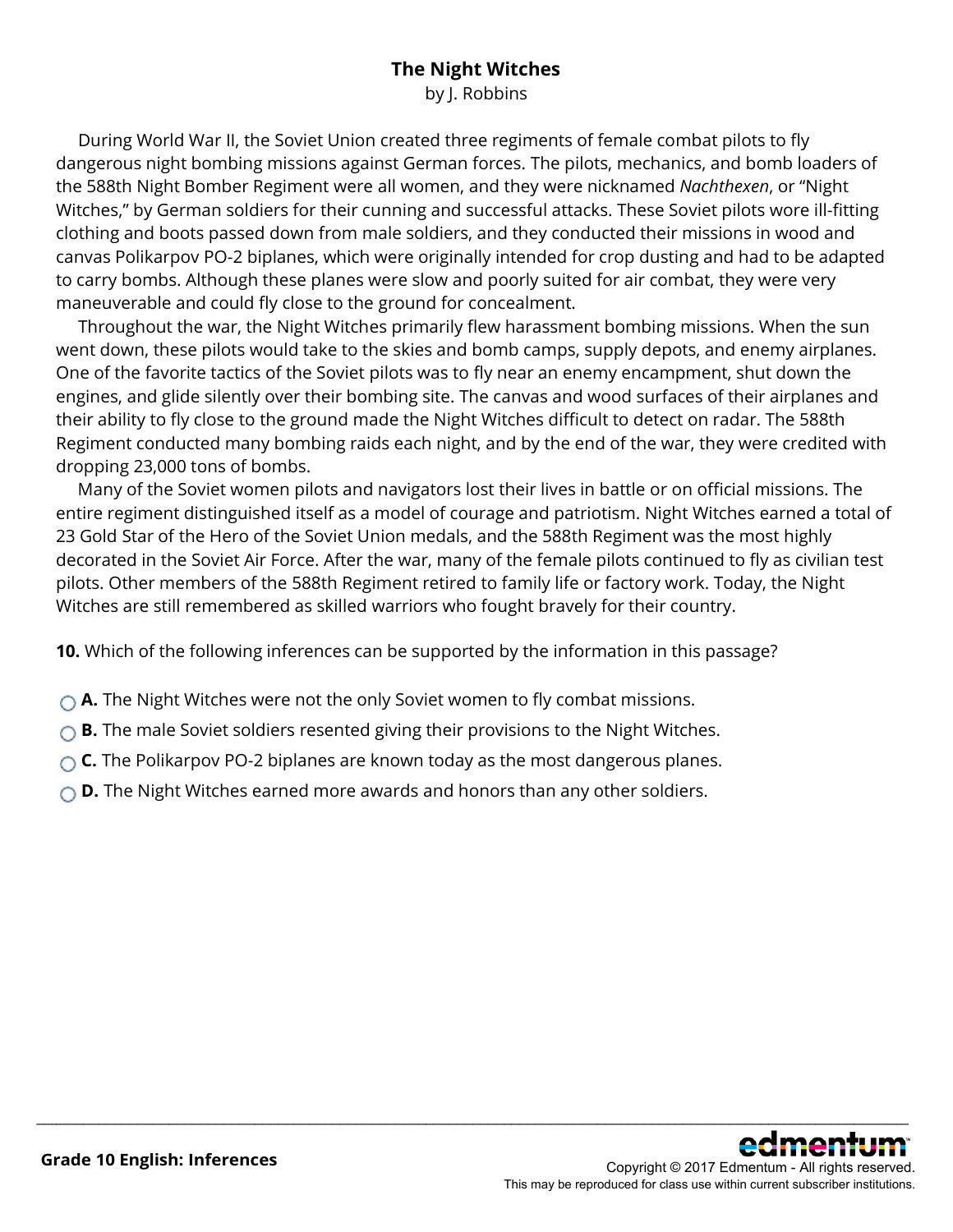# The Night Witches

by J. Robbins

During World War II, the Soviet Union created three regiments of female combat pilots to fly dangerous night bombing missions against German forces. The pilots, mechanics, and bomb loaders of the 588th Night Bomber Regiment were all women, and they were nicknamed *Nachthexen*, or "Night Witches," by German soldiers for their cunning and successful attacks. These Soviet pilots wore ill-fitting clothing and boots passed down from male soldiers, and they conducted their missions in wood and canvas Polikarpov PO-2 biplanes, which were originally intended for crop dusting and had to be adapted to carry bombs. Although these planes were slow and poorly suited for air combat, they were very maneuverable and could fly close to the ground for concealment.

Throughout the war, the Night Witches primarily flew harassment bombing missions. When the sun went down, these pilots would take to the skies and bomb camps, supply depots, and enemy airplanes. One of the favorite tactics of the Soviet pilots was to fly near an enemy encampment, shut down the engines, and glide silently over their bombing site. The canvas and wood surfaces of their airplanes and their ability to fly close to the ground made the Night Witches difficult to detect on radar. The 588th Regiment conducted many bombing raids each night, and by the end of the war, they were credited with dropping 23,000 tons of bombs.

Many of the Soviet women pilots and navigators lost their lives in battle or on official missions. The entire regiment distinguished itself as a model of courage and patriotism. Night Witches earned a total of 23 Gold Star of the Hero of the Soviet Union medals, and the 588th Regiment was the most highly decorated in the Soviet Air Force. After the war, many of the female pilots continued to fly as civilian test pilots. Other members of the 588th Regiment retired to family life or factory work. Today, the Night Witches are still remembered as skilled warriors who fought bravely for their country.

**10.** Which of the following inferences can be supported by the information in this passage?

- **A.** The Night Witches were not the only Soviet women to fly combat missions.
- **B.** The male Soviet soldiers resented giving their provisions to the Night Witches.
- **C.** The Polikarpov PO-2 biplanes are known today as the most dangerous planes.
- **D.** The Night Witches earned more awards and honors than any other soldiers.

**Grade 10 English: Inferences**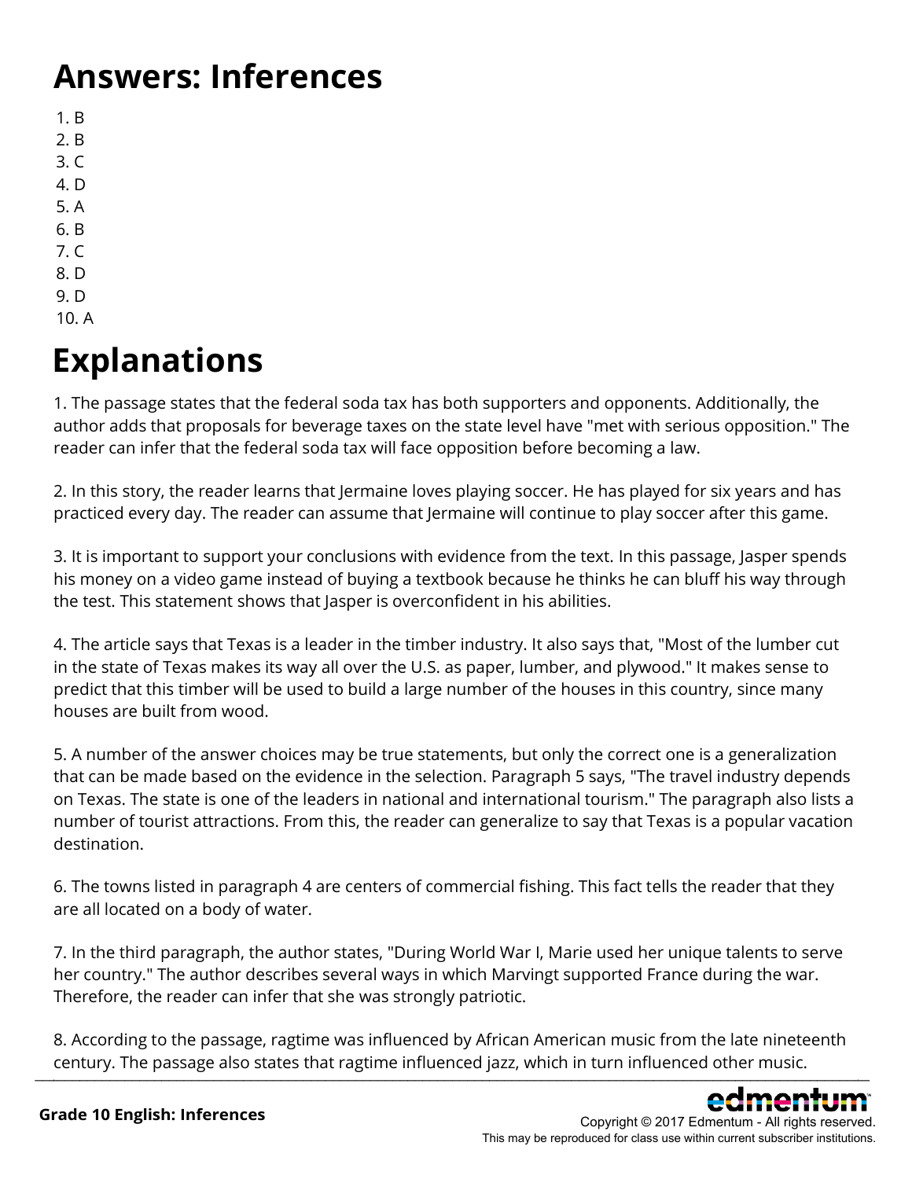# Answers: Inferences

1. B
2. B
3. C
4. D
5. A
6. B
7. C
8. D
9. D
10. A

# Explanations

1. The passage states that the federal soda tax has both supporters and opponents. Additionally, the author adds that proposals for beverage taxes on the state level have "met with serious opposition." The reader can infer that the federal soda tax will face opposition before becoming a law.

2. In this story, the reader learns that Jermaine loves playing soccer. He has played for six years and has practiced every day. The reader can assume that Jermaine will continue to play soccer after this game.

3. It is important to support your conclusions with evidence from the text. In this passage, Jasper spends his money on a video game instead of buying a textbook because he thinks he can bluff his way through the test. This statement shows that Jasper is overconfident in his abilities.

4. The article says that Texas is a leader in the timber industry. It also says that, "Most of the lumber cut in the state of Texas makes its way all over the U.S. as paper, lumber, and plywood." It makes sense to predict that this timber will be used to build a large number of the houses in this country, since many houses are built from wood.

5. A number of the answer choices may be true statements, but only the correct one is a generalization that can be made based on the evidence in the selection. Paragraph 5 says, "The travel industry depends on Texas. The state is one of the leaders in national and international tourism." The paragraph also lists a number of tourist attractions. From this, the reader can generalize to say that Texas is a popular vacation destination.

6. The towns listed in paragraph 4 are centers of commercial fishing. This fact tells the reader that they are all located on a body of water.

7. In the third paragraph, the author states, "During World War I, Marie used her unique talents to serve her country." The author describes several ways in which Marvingt supported France during the war. Therefore, the reader can infer that she was strongly patriotic.

8. According to the passage, ragtime was influenced by African American music from the late nineteenth century. The passage also states that ragtime influenced jazz, which in turn influenced other music.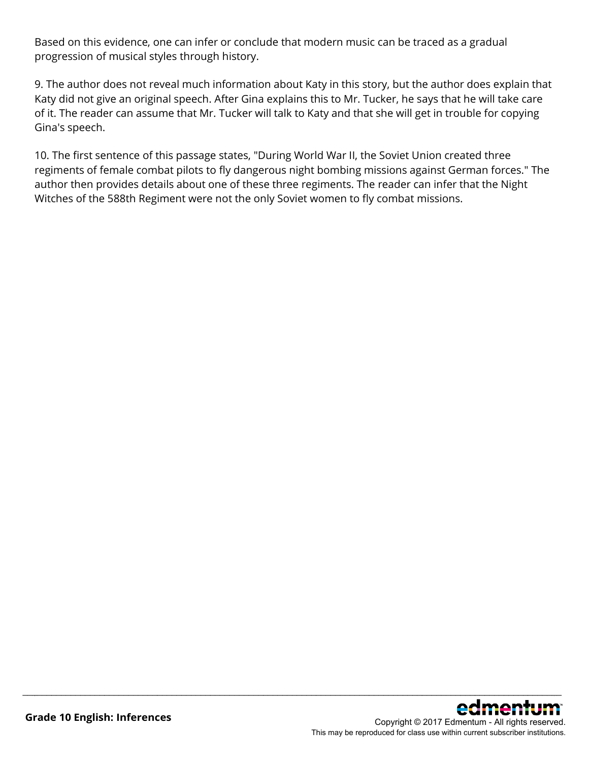Based on this evidence, one can infer or conclude that modern music can be traced as a gradual progression of musical styles through history.

9. The author does not reveal much information about Katy in this story, but the author does explain that Katy did not give an original speech. After Gina explains this to Mr. Tucker, he says that he will take care of it. The reader can assume that Mr. Tucker will talk to Katy and that she will get in trouble for copying Gina's speech.

10. The first sentence of this passage states, "During World War II, the Soviet Union created three regiments of female combat pilots to fly dangerous night bombing missions against German forces." The author then provides details about one of these three regiments. The reader can infer that the Night Witches of the 588th Regiment were not the only Soviet women to fly combat missions.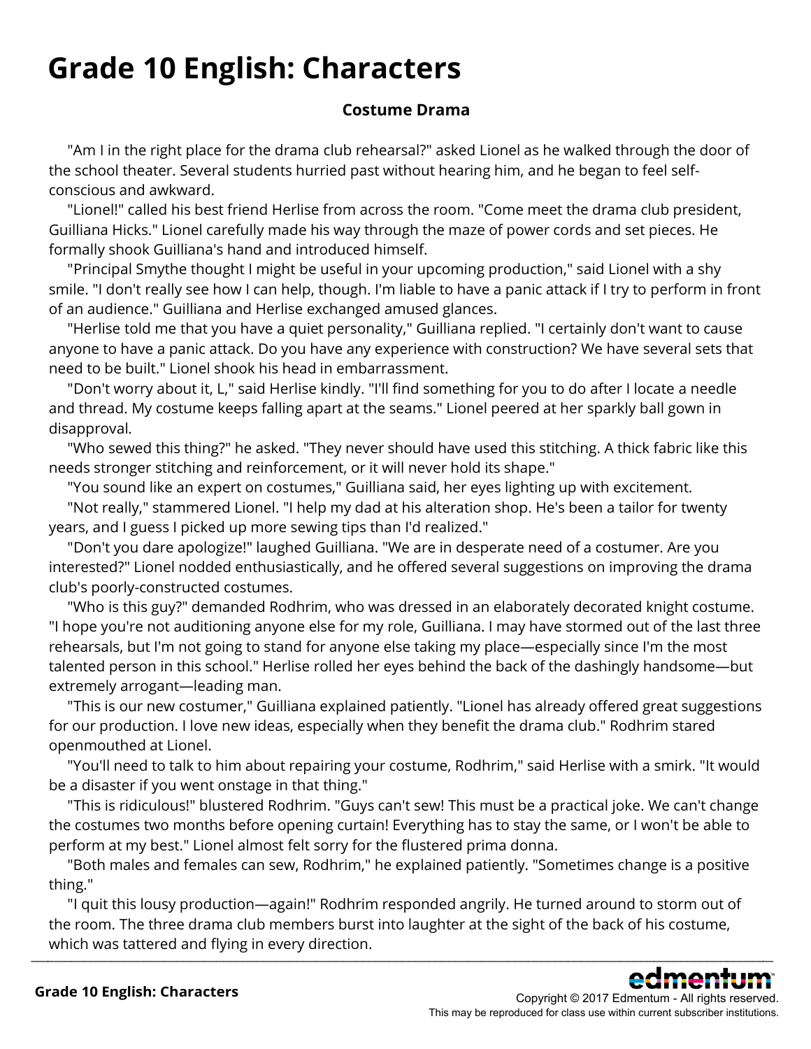# Grade 10 English: Characters

**Costume Drama**

"Am I in the right place for the drama club rehearsal?" asked Lionel as he walked through the door of the school theater. Several students hurried past without hearing him, and he began to feel self-conscious and awkward.

"Lionel!" called his best friend Herlise from across the room. "Come meet the drama club president, Guilliana Hicks." Lionel carefully made his way through the maze of power cords and set pieces. He formally shook Guilliana's hand and introduced himself.

"Principal Smythe thought I might be useful in your upcoming production," said Lionel with a shy smile. "I don't really see how I can help, though. I'm liable to have a panic attack if I try to perform in front of an audience." Guilliana and Herlise exchanged amused glances.

"Herlise told me that you have a quiet personality," Guilliana replied. "I certainly don't want to cause anyone to have a panic attack. Do you have any experience with construction? We have several sets that need to be built." Lionel shook his head in embarrassment.

"Don't worry about it, L," said Herlise kindly. "I'll find something for you to do after I locate a needle and thread. My costume keeps falling apart at the seams." Lionel peered at her sparkly ball gown in disapproval.

"Who sewed this thing?" he asked. "They never should have used this stitching. A thick fabric like this needs stronger stitching and reinforcement, or it will never hold its shape."

"You sound like an expert on costumes," Guilliana said, her eyes lighting up with excitement.

"Not really," stammered Lionel. "I help my dad at his alteration shop. He's been a tailor for twenty years, and I guess I picked up more sewing tips than I'd realized."

"Don't you dare apologize!" laughed Guilliana. "We are in desperate need of a costumer. Are you interested?" Lionel nodded enthusiastically, and he offered several suggestions on improving the drama club's poorly-constructed costumes.

"Who is this guy?" demanded Rodhrim, who was dressed in an elaborately decorated knight costume. "I hope you're not auditioning anyone else for my role, Guilliana. I may have stormed out of the last three rehearsals, but I'm not going to stand for anyone else taking my place—especially since I'm the most talented person in this school." Herlise rolled her eyes behind the back of the dashingly handsome—but extremely arrogant—leading man.

"This is our new costumer," Guilliana explained patiently. "Lionel has already offered great suggestions for our production. I love new ideas, especially when they benefit the drama club." Rodhrim stared openmouthed at Lionel.

"You'll need to talk to him about repairing your costume, Rodhrim," said Herlise with a smirk. "It would be a disaster if you went onstage in that thing."

"This is ridiculous!" blustered Rodhrim. "Guys can't sew! This must be a practical joke. We can't change the costumes two months before opening curtain! Everything has to stay the same, or I won't be able to perform at my best." Lionel almost felt sorry for the flustered prima donna.

"Both males and females can sew, Rodhrim," he explained patiently. "Sometimes change is a positive thing."

"I quit this lousy production—again!" Rodhrim responded angrily. He turned around to storm out of the room. The three drama club members burst into laughter at the sight of the back of his costume, which was tattered and flying in every direction.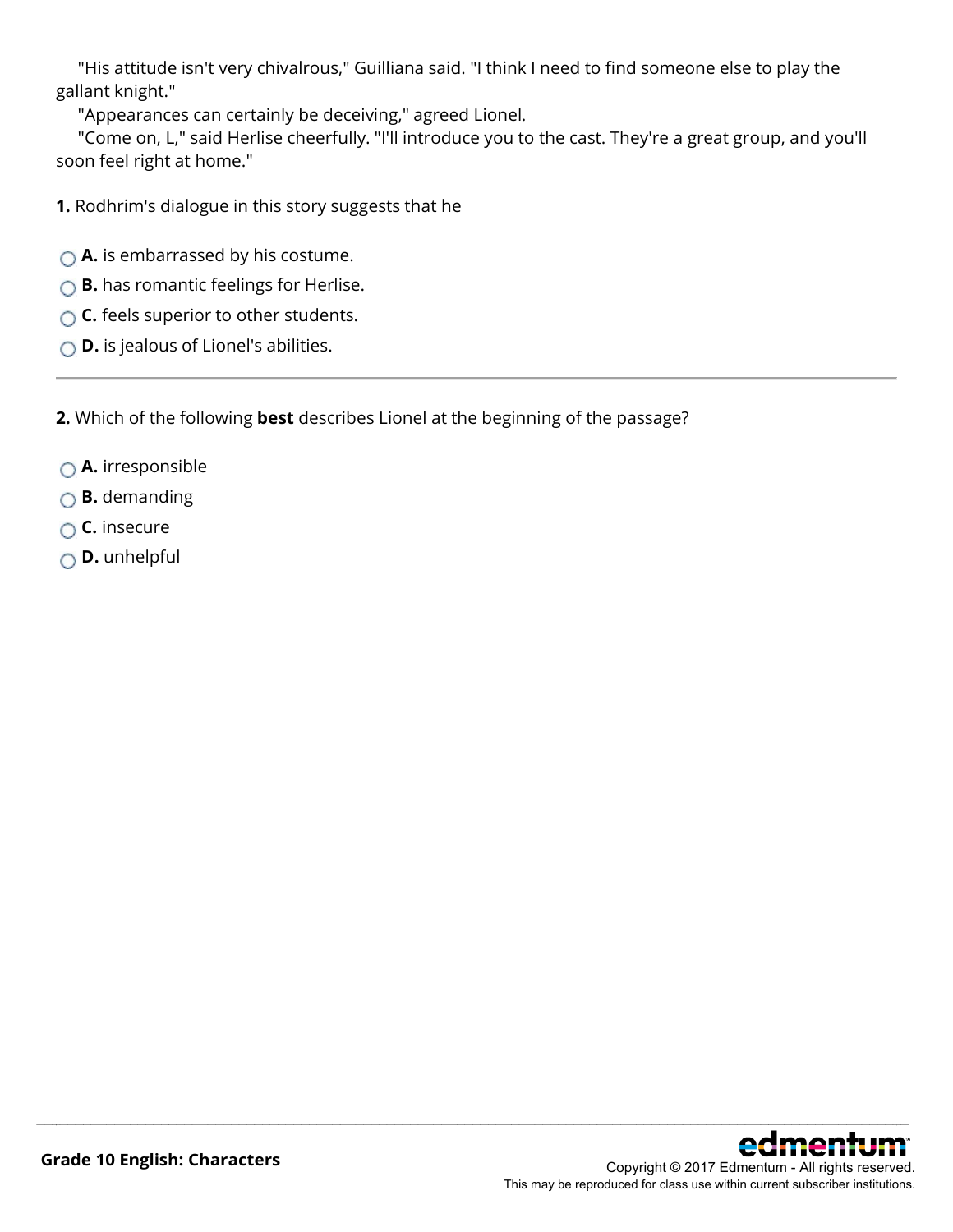"His attitude isn't very chivalrous," Guilliana said. "I think I need to find someone else to play the gallant knight."

"Appearances can certainly be deceiving," agreed Lionel.

"Come on, L," said Herlise cheerfully. "I'll introduce you to the cast. They're a great group, and you'll soon feel right at home."

**1.** Rodhrim's dialogue in this story suggests that he

- **A.** is embarrassed by his costume.
- **B.** has romantic feelings for Herlise.
- **C.** feels superior to other students.
- **D.** is jealous of Lionel's abilities.

---

**2.** Which of the following **best** describes Lionel at the beginning of the passage?

- **A.** irresponsible
- **B.** demanding
- **C.** insecure
- **D.** unhelpful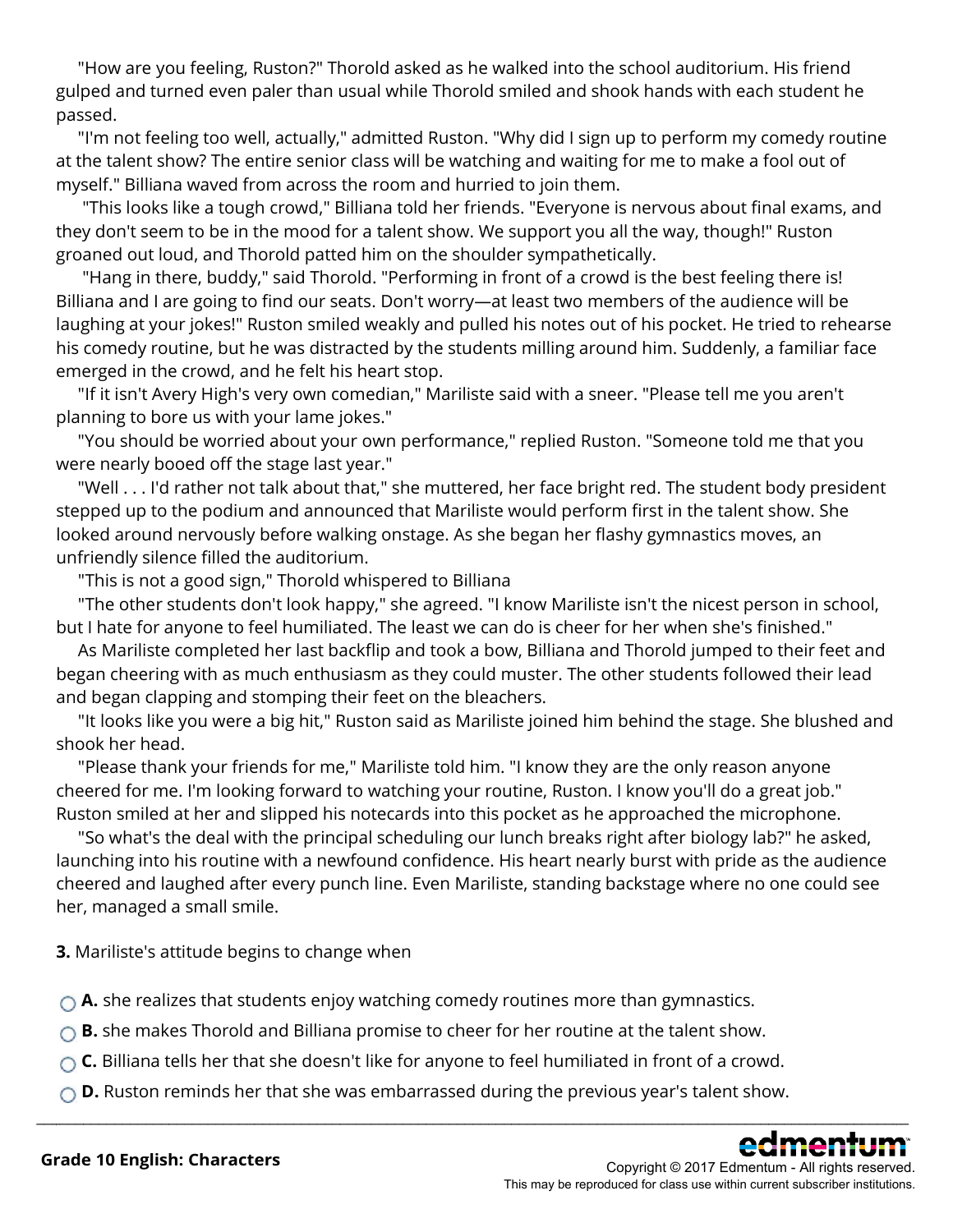"How are you feeling, Ruston?" Thorold asked as he walked into the school auditorium. His friend gulped and turned even paler than usual while Thorold smiled and shook hands with each student he passed.

"I'm not feeling too well, actually," admitted Ruston. "Why did I sign up to perform my comedy routine at the talent show? The entire senior class will be watching and waiting for me to make a fool out of myself." Billiana waved from across the room and hurried to join them.

"This looks like a tough crowd," Billiana told her friends. "Everyone is nervous about final exams, and they don't seem to be in the mood for a talent show. We support you all the way, though!" Ruston groaned out loud, and Thorold patted him on the shoulder sympathetically.

"Hang in there, buddy," said Thorold. "Performing in front of a crowd is the best feeling there is! Billiana and I are going to find our seats. Don't worry—at least two members of the audience will be laughing at your jokes!" Ruston smiled weakly and pulled his notes out of his pocket. He tried to rehearse his comedy routine, but he was distracted by the students milling around him. Suddenly, a familiar face emerged in the crowd, and he felt his heart stop.

"If it isn't Avery High's very own comedian," Mariliste said with a sneer. "Please tell me you aren't planning to bore us with your lame jokes."

"You should be worried about your own performance," replied Ruston. "Someone told me that you were nearly booed off the stage last year."

"Well . . . I'd rather not talk about that," she muttered, her face bright red. The student body president stepped up to the podium and announced that Mariliste would perform first in the talent show. She looked around nervously before walking onstage. As she began her flashy gymnastics moves, an unfriendly silence filled the auditorium.

"This is not a good sign," Thorold whispered to Billiana

"The other students don't look happy," she agreed. "I know Mariliste isn't the nicest person in school, but I hate for anyone to feel humiliated. The least we can do is cheer for her when she's finished."

As Mariliste completed her last backflip and took a bow, Billiana and Thorold jumped to their feet and began cheering with as much enthusiasm as they could muster. The other students followed their lead and began clapping and stomping their feet on the bleachers.

"It looks like you were a big hit," Ruston said as Mariliste joined him behind the stage. She blushed and shook her head.

"Please thank your friends for me," Mariliste told him. "I know they are the only reason anyone cheered for me. I'm looking forward to watching your routine, Ruston. I know you'll do a great job." Ruston smiled at her and slipped his notecards into this pocket as he approached the microphone.

"So what's the deal with the principal scheduling our lunch breaks right after biology lab?" he asked, launching into his routine with a newfound confidence. His heart nearly burst with pride as the audience cheered and laughed after every punch line. Even Mariliste, standing backstage where no one could see her, managed a small smile.

**3.** Mariliste's attitude begins to change when

- **A.** she realizes that students enjoy watching comedy routines more than gymnastics.
- **B.** she makes Thorold and Billiana promise to cheer for her routine at the talent show.
- **C.** Billiana tells her that she doesn't like for anyone to feel humiliated in front of a crowd.
- **D.** Ruston reminds her that she was embarrassed during the previous year's talent show.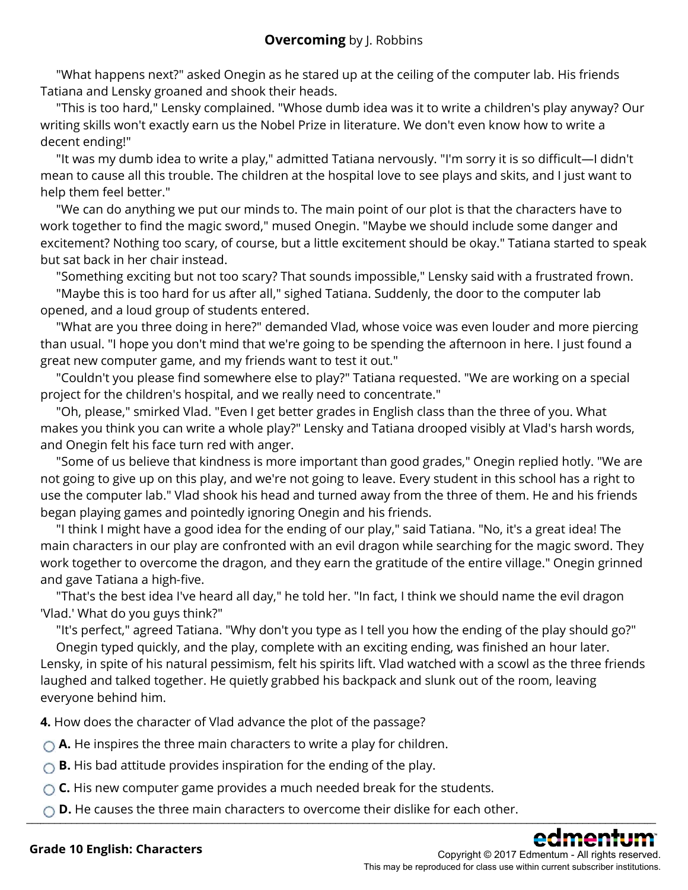**Overcoming** by J. Robbins

"What happens next?" asked Onegin as he stared up at the ceiling of the computer lab. His friends Tatiana and Lensky groaned and shook their heads.

"This is too hard," Lensky complained. "Whose dumb idea was it to write a children's play anyway? Our writing skills won't exactly earn us the Nobel Prize in literature. We don't even know how to write a decent ending!"

"It was my dumb idea to write a play," admitted Tatiana nervously. "I'm sorry it is so difficult—I didn't mean to cause all this trouble. The children at the hospital love to see plays and skits, and I just want to help them feel better."

"We can do anything we put our minds to. The main point of our plot is that the characters have to work together to find the magic sword," mused Onegin. "Maybe we should include some danger and excitement? Nothing too scary, of course, but a little excitement should be okay." Tatiana started to speak but sat back in her chair instead.

"Something exciting but not too scary? That sounds impossible," Lensky said with a frustrated frown.

"Maybe this is too hard for us after all," sighed Tatiana. Suddenly, the door to the computer lab opened, and a loud group of students entered.

"What are you three doing in here?" demanded Vlad, whose voice was even louder and more piercing than usual. "I hope you don't mind that we're going to be spending the afternoon in here. I just found a great new computer game, and my friends want to test it out."

"Couldn't you please find somewhere else to play?" Tatiana requested. "We are working on a special project for the children's hospital, and we really need to concentrate."

"Oh, please," smirked Vlad. "Even I get better grades in English class than the three of you. What makes you think you can write a whole play?" Lensky and Tatiana drooped visibly at Vlad's harsh words, and Onegin felt his face turn red with anger.

"Some of us believe that kindness is more important than good grades," Onegin replied hotly. "We are not going to give up on this play, and we're not going to leave. Every student in this school has a right to use the computer lab." Vlad shook his head and turned away from the three of them. He and his friends began playing games and pointedly ignoring Onegin and his friends.

"I think I might have a good idea for the ending of our play," said Tatiana. "No, it's a great idea! The main characters in our play are confronted with an evil dragon while searching for the magic sword. They work together to overcome the dragon, and they earn the gratitude of the entire village." Onegin grinned and gave Tatiana a high-five.

"That's the best idea I've heard all day," he told her. "In fact, I think we should name the evil dragon 'Vlad.' What do you guys think?"

"It's perfect," agreed Tatiana. "Why don't you type as I tell you how the ending of the play should go?"

Onegin typed quickly, and the play, complete with an exciting ending, was finished an hour later. Lensky, in spite of his natural pessimism, felt his spirits lift. Vlad watched with a scowl as the three friends laughed and talked together. He quietly grabbed his backpack and slunk out of the room, leaving everyone behind him.

**4.** How does the character of Vlad advance the plot of the passage?

- **A.** He inspires the three main characters to write a play for children.
- **B.** His bad attitude provides inspiration for the ending of the play.
- **C.** His new computer game provides a much needed break for the students.
- **D.** He causes the three main characters to overcome their dislike for each other.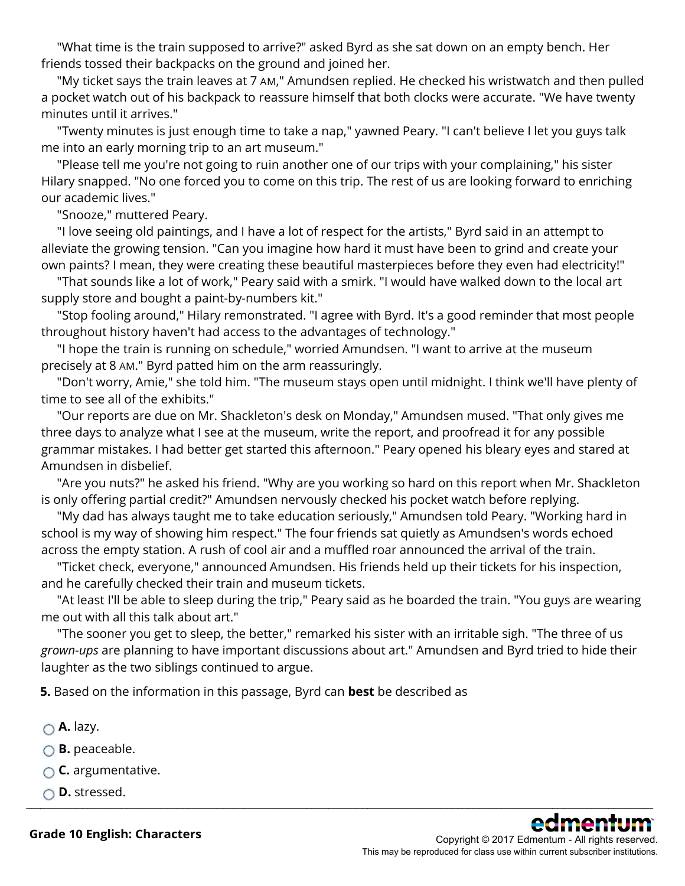"What time is the train supposed to arrive?" asked Byrd as she sat down on an empty bench. Her friends tossed their backpacks on the ground and joined her.

"My ticket says the train leaves at 7 AM," Amundsen replied. He checked his wristwatch and then pulled a pocket watch out of his backpack to reassure himself that both clocks were accurate. "We have twenty minutes until it arrives."

"Twenty minutes is just enough time to take a nap," yawned Peary. "I can't believe I let you guys talk me into an early morning trip to an art museum."

"Please tell me you're not going to ruin another one of our trips with your complaining," his sister Hilary snapped. "No one forced you to come on this trip. The rest of us are looking forward to enriching our academic lives."

"Snooze," muttered Peary.

"I love seeing old paintings, and I have a lot of respect for the artists," Byrd said in an attempt to alleviate the growing tension. "Can you imagine how hard it must have been to grind and create your own paints? I mean, they were creating these beautiful masterpieces before they even had electricity!"

"That sounds like a lot of work," Peary said with a smirk. "I would have walked down to the local art supply store and bought a paint-by-numbers kit."

"Stop fooling around," Hilary remonstrated. "I agree with Byrd. It's a good reminder that most people throughout history haven't had access to the advantages of technology."

"I hope the train is running on schedule," worried Amundsen. "I want to arrive at the museum precisely at 8 AM." Byrd patted him on the arm reassuringly.

"Don't worry, Amie," she told him. "The museum stays open until midnight. I think we'll have plenty of time to see all of the exhibits."

"Our reports are due on Mr. Shackleton's desk on Monday," Amundsen mused. "That only gives me three days to analyze what I see at the museum, write the report, and proofread it for any possible grammar mistakes. I had better get started this afternoon." Peary opened his bleary eyes and stared at Amundsen in disbelief.

"Are you nuts?" he asked his friend. "Why are you working so hard on this report when Mr. Shackleton is only offering partial credit?" Amundsen nervously checked his pocket watch before replying.

"My dad has always taught me to take education seriously," Amundsen told Peary. "Working hard in school is my way of showing him respect." The four friends sat quietly as Amundsen's words echoed across the empty station. A rush of cool air and a muffled roar announced the arrival of the train.

"Ticket check, everyone," announced Amundsen. His friends held up their tickets for his inspection, and he carefully checked their train and museum tickets.

"At least I'll be able to sleep during the trip," Peary said as he boarded the train. "You guys are wearing me out with all this talk about art."

"The sooner you get to sleep, the better," remarked his sister with an irritable sigh. "The three of us *grown-ups* are planning to have important discussions about art." Amundsen and Byrd tried to hide their laughter as the two siblings continued to argue.

**5.** Based on the information in this passage, Byrd can **best** be described as

- **A.** lazy.
- **B.** peaceable.
- **C.** argumentative.
- **D.** stressed.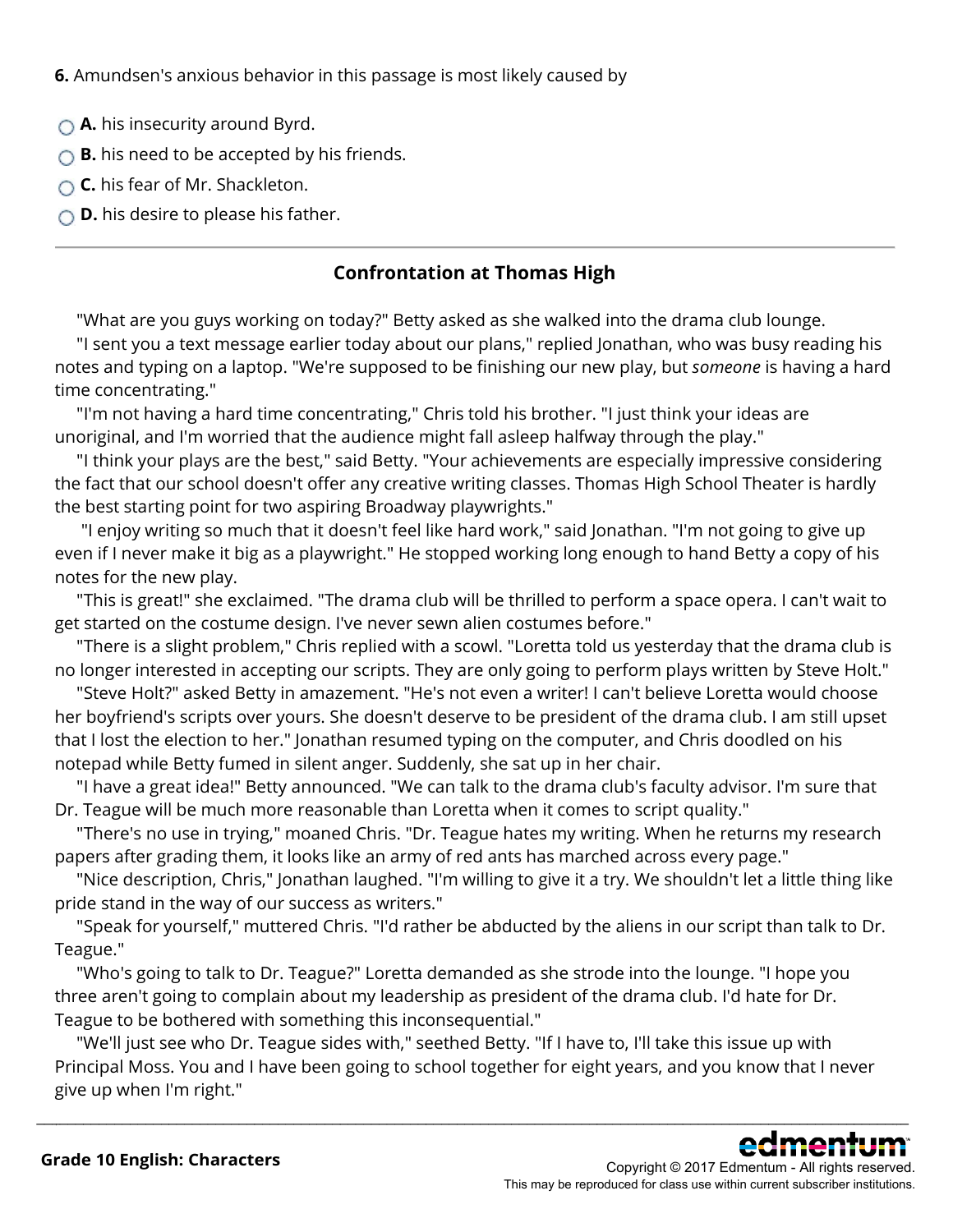**6.** Amundsen's anxious behavior in this passage is most likely caused by

- **A.** his insecurity around Byrd.
- **B.** his need to be accepted by his friends.
- **C.** his fear of Mr. Shackleton.
- **D.** his desire to please his father.

---

## Confrontation at Thomas High

"What are you guys working on today?" Betty asked as she walked into the drama club lounge.

"I sent you a text message earlier today about our plans," replied Jonathan, who was busy reading his notes and typing on a laptop. "We're supposed to be finishing our new play, but *someone* is having a hard time concentrating."

"I'm not having a hard time concentrating," Chris told his brother. "I just think your ideas are unoriginal, and I'm worried that the audience might fall asleep halfway through the play."

"I think your plays are the best," said Betty. "Your achievements are especially impressive considering the fact that our school doesn't offer any creative writing classes. Thomas High School Theater is hardly the best starting point for two aspiring Broadway playwrights."

"I enjoy writing so much that it doesn't feel like hard work," said Jonathan. "I'm not going to give up even if I never make it big as a playwright." He stopped working long enough to hand Betty a copy of his notes for the new play.

"This is great!" she exclaimed. "The drama club will be thrilled to perform a space opera. I can't wait to get started on the costume design. I've never sewn alien costumes before."

"There is a slight problem," Chris replied with a scowl. "Loretta told us yesterday that the drama club is no longer interested in accepting our scripts. They are only going to perform plays written by Steve Holt."

"Steve Holt?" asked Betty in amazement. "He's not even a writer! I can't believe Loretta would choose her boyfriend's scripts over yours. She doesn't deserve to be president of the drama club. I am still upset that I lost the election to her." Jonathan resumed typing on the computer, and Chris doodled on his notepad while Betty fumed in silent anger. Suddenly, she sat up in her chair.

"I have a great idea!" Betty announced. "We can talk to the drama club's faculty advisor. I'm sure that Dr. Teague will be much more reasonable than Loretta when it comes to script quality."

"There's no use in trying," moaned Chris. "Dr. Teague hates my writing. When he returns my research papers after grading them, it looks like an army of red ants has marched across every page."

"Nice description, Chris," Jonathan laughed. "I'm willing to give it a try. We shouldn't let a little thing like pride stand in the way of our success as writers."

"Speak for yourself," muttered Chris. "I'd rather be abducted by the aliens in our script than talk to Dr. Teague."

"Who's going to talk to Dr. Teague?" Loretta demanded as she strode into the lounge. "I hope you three aren't going to complain about my leadership as president of the drama club. I'd hate for Dr. Teague to be bothered with something this inconsequential."

"We'll just see who Dr. Teague sides with," seethed Betty. "If I have to, I'll take this issue up with Principal Moss. You and I have been going to school together for eight years, and you know that I never give up when I'm right."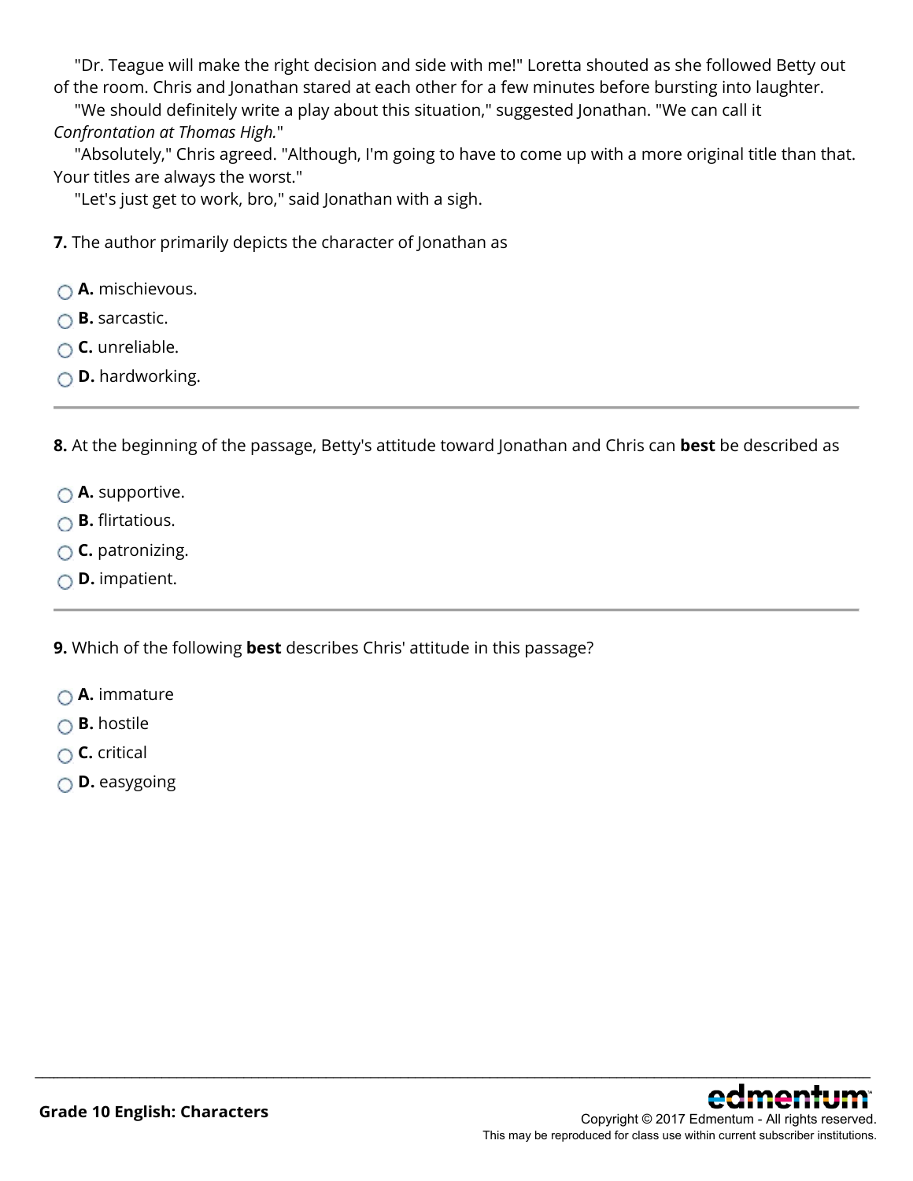"Dr. Teague will make the right decision and side with me!" Loretta shouted as she followed Betty out of the room. Chris and Jonathan stared at each other for a few minutes before bursting into laughter.

"We should definitely write a play about this situation," suggested Jonathan. "We can call it *Confrontation at Thomas High.*"

"Absolutely," Chris agreed. "Although, I'm going to have to come up with a more original title than that. Your titles are always the worst."

"Let's just get to work, bro," said Jonathan with a sigh.

**7.** The author primarily depicts the character of Jonathan as

- **A.** mischievous.
- **B.** sarcastic.
- **C.** unreliable.
- **D.** hardworking.

---

**8.** At the beginning of the passage, Betty's attitude toward Jonathan and Chris can **best** be described as

- **A.** supportive.
- **B.** flirtatious.
- **C.** patronizing.
- **D.** impatient.

---

**9.** Which of the following **best** describes Chris' attitude in this passage?

- **A.** immature
- **B.** hostile
- **C.** critical
- **D.** easygoing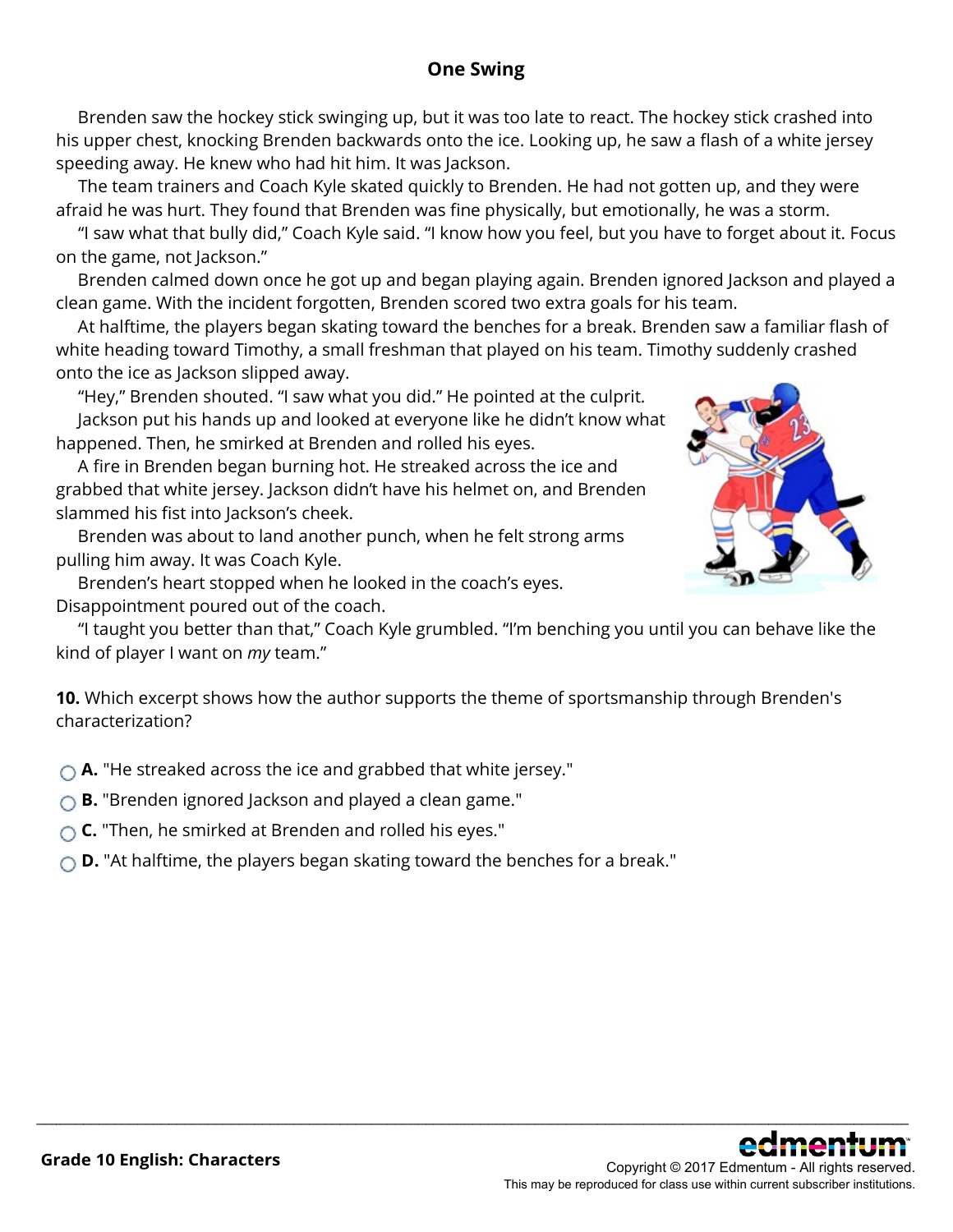## One Swing

Brenden saw the hockey stick swinging up, but it was too late to react. The hockey stick crashed into his upper chest, knocking Brenden backwards onto the ice. Looking up, he saw a flash of a white jersey speeding away. He knew who had hit him. It was Jackson.

The team trainers and Coach Kyle skated quickly to Brenden. He had not gotten up, and they were afraid he was hurt. They found that Brenden was fine physically, but emotionally, he was a storm.

"I saw what that bully did," Coach Kyle said. "I know how you feel, but you have to forget about it. Focus on the game, not Jackson."

Brenden calmed down once he got up and began playing again. Brenden ignored Jackson and played a clean game. With the incident forgotten, Brenden scored two extra goals for his team.

At halftime, the players began skating toward the benches for a break. Brenden saw a familiar flash of white heading toward Timothy, a small freshman that played on his team. Timothy suddenly crashed onto the ice as Jackson slipped away.

"Hey," Brenden shouted. "I saw what you did." He pointed at the culprit.

Jackson put his hands up and looked at everyone like he didn't know what happened. Then, he smirked at Brenden and rolled his eyes.

A fire in Brenden began burning hot. He streaked across the ice and grabbed that white jersey. Jackson didn't have his helmet on, and Brenden slammed his fist into Jackson's cheek.

Brenden was about to land another punch, when he felt strong arms pulling him away. It was Coach Kyle.

Brenden's heart stopped when he looked in the coach's eyes. Disappointment poured out of the coach.

"I taught you better than that," Coach Kyle grumbled. "I'm benching you until you can behave like the kind of player I want on *my* team."

**10.** Which excerpt shows how the author supports the theme of sportsmanship through Brenden's characterization?

- **A.** "He streaked across the ice and grabbed that white jersey."
- **B.** "Brenden ignored Jackson and played a clean game."
- **C.** "Then, he smirked at Brenden and rolled his eyes."
- **D.** "At halftime, the players began skating toward the benches for a break."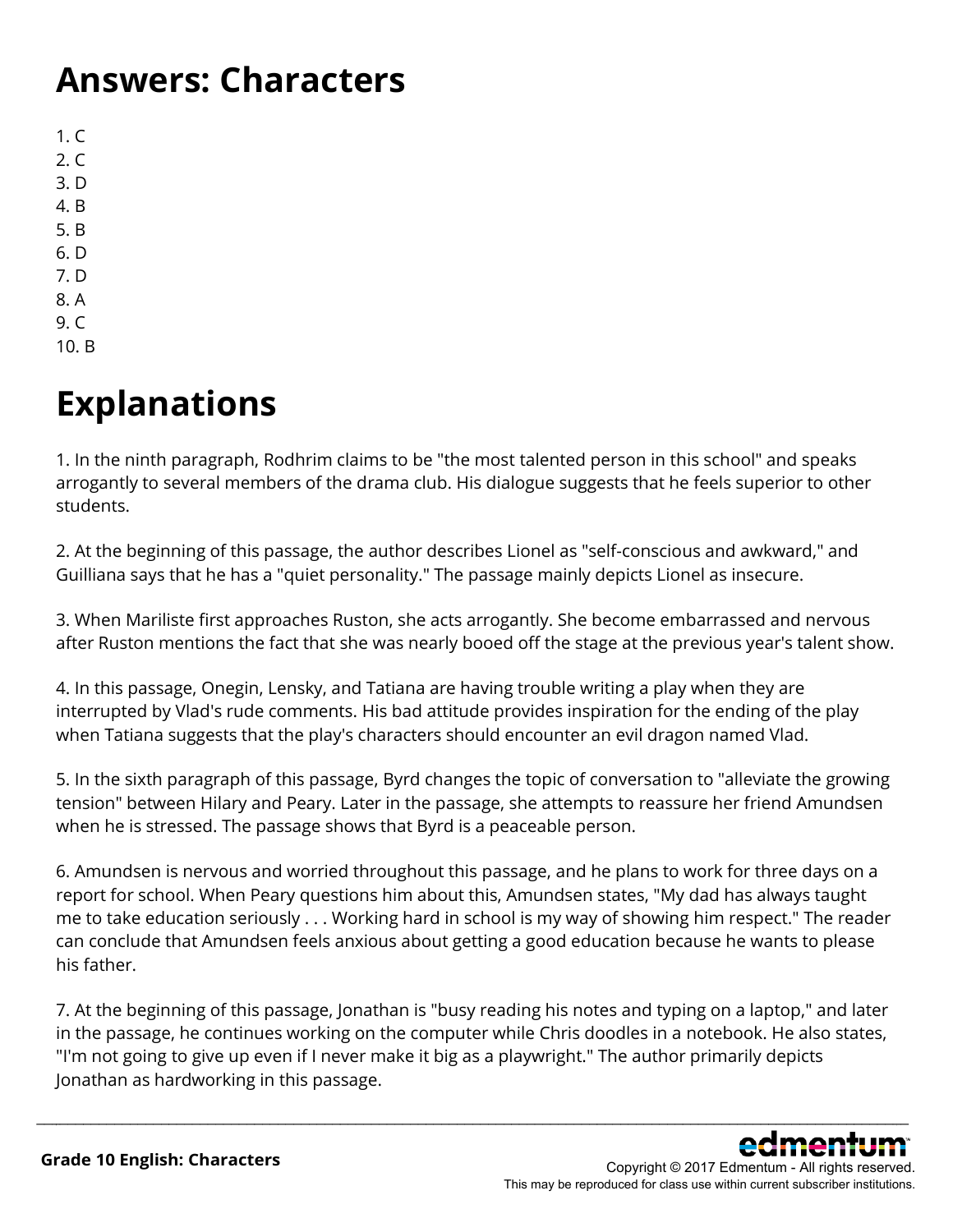# Answers: Characters

1. C
2. C
3. D
4. B
5. B
6. D
7. D
8. A
9. C
10. B

# Explanations

1. In the ninth paragraph, Rodhrim claims to be "the most talented person in this school" and speaks arrogantly to several members of the drama club. His dialogue suggests that he feels superior to other students.

2. At the beginning of this passage, the author describes Lionel as "self-conscious and awkward," and Guilliana says that he has a "quiet personality." The passage mainly depicts Lionel as insecure.

3. When Mariliste first approaches Ruston, she acts arrogantly. She become embarrassed and nervous after Ruston mentions the fact that she was nearly booed off the stage at the previous year's talent show.

4. In this passage, Onegin, Lensky, and Tatiana are having trouble writing a play when they are interrupted by Vlad's rude comments. His bad attitude provides inspiration for the ending of the play when Tatiana suggests that the play's characters should encounter an evil dragon named Vlad.

5. In the sixth paragraph of this passage, Byrd changes the topic of conversation to "alleviate the growing tension" between Hilary and Peary. Later in the passage, she attempts to reassure her friend Amundsen when he is stressed. The passage shows that Byrd is a peaceable person.

6. Amundsen is nervous and worried throughout this passage, and he plans to work for three days on a report for school. When Peary questions him about this, Amundsen states, "My dad has always taught me to take education seriously . . . Working hard in school is my way of showing him respect." The reader can conclude that Amundsen feels anxious about getting a good education because he wants to please his father.

7. At the beginning of this passage, Jonathan is "busy reading his notes and typing on a laptop," and later in the passage, he continues working on the computer while Chris doodles in a notebook. He also states, "I'm not going to give up even if I never make it big as a playwright." The author primarily depicts Jonathan as hardworking in this passage.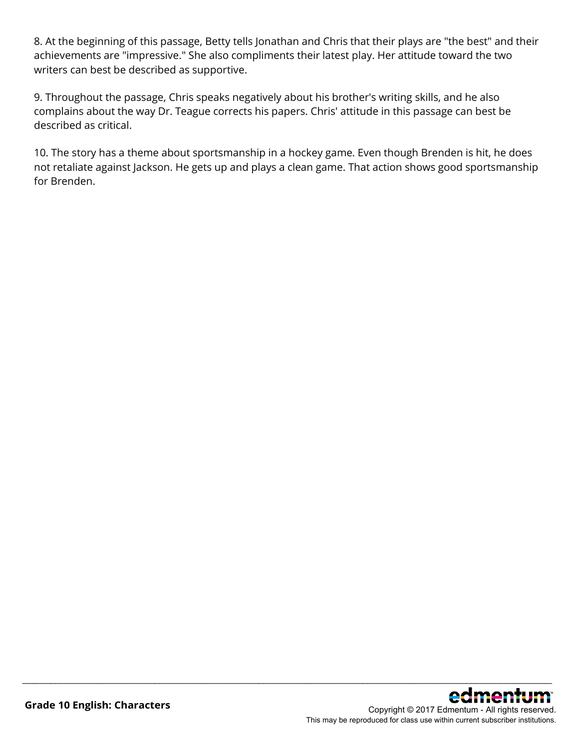8. At the beginning of this passage, Betty tells Jonathan and Chris that their plays are "the best" and their achievements are "impressive." She also compliments their latest play. Her attitude toward the two writers can best be described as supportive.

9. Throughout the passage, Chris speaks negatively about his brother's writing skills, and he also complains about the way Dr. Teague corrects his papers. Chris' attitude in this passage can best be described as critical.

10. The story has a theme about sportsmanship in a hockey game. Even though Brenden is hit, he does not retaliate against Jackson. He gets up and plays a clean game. That action shows good sportsmanship for Brenden.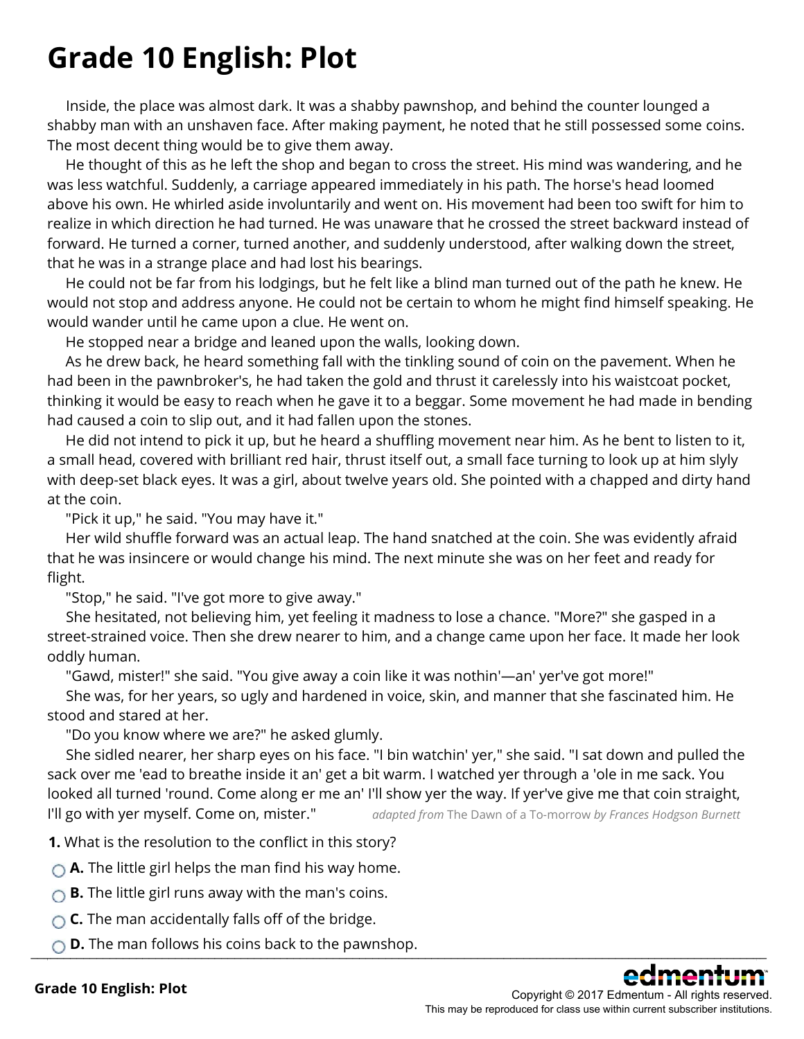# Grade 10 English: Plot

Inside, the place was almost dark. It was a shabby pawnshop, and behind the counter lounged a shabby man with an unshaven face. After making payment, he noted that he still possessed some coins. The most decent thing would be to give them away.

He thought of this as he left the shop and began to cross the street. His mind was wandering, and he was less watchful. Suddenly, a carriage appeared immediately in his path. The horse's head loomed above his own. He whirled aside involuntarily and went on. His movement had been too swift for him to realize in which direction he had turned. He was unaware that he crossed the street backward instead of forward. He turned a corner, turned another, and suddenly understood, after walking down the street, that he was in a strange place and had lost his bearings.

He could not be far from his lodgings, but he felt like a blind man turned out of the path he knew. He would not stop and address anyone. He could not be certain to whom he might find himself speaking. He would wander until he came upon a clue. He went on.

He stopped near a bridge and leaned upon the walls, looking down.

As he drew back, he heard something fall with the tinkling sound of coin on the pavement. When he had been in the pawnbroker's, he had taken the gold and thrust it carelessly into his waistcoat pocket, thinking it would be easy to reach when he gave it to a beggar. Some movement he had made in bending had caused a coin to slip out, and it had fallen upon the stones.

He did not intend to pick it up, but he heard a shuffling movement near him. As he bent to listen to it, a small head, covered with brilliant red hair, thrust itself out, a small face turning to look up at him slyly with deep-set black eyes. It was a girl, about twelve years old. She pointed with a chapped and dirty hand at the coin.

"Pick it up," he said. "You may have it."

Her wild shuffle forward was an actual leap. The hand snatched at the coin. She was evidently afraid that he was insincere or would change his mind. The next minute she was on her feet and ready for flight.

"Stop," he said. "I've got more to give away."

She hesitated, not believing him, yet feeling it madness to lose a chance. "More?" she gasped in a street-strained voice. Then she drew nearer to him, and a change came upon her face. It made her look oddly human.

"Gawd, mister!" she said. "You give away a coin like it was nothin'—an' yer've got more!"

She was, for her years, so ugly and hardened in voice, skin, and manner that she fascinated him. He stood and stared at her.

"Do you know where we are?" he asked glumly.

She sidled nearer, her sharp eyes on his face. "I bin watchin' yer," she said. "I sat down and pulled the sack over me 'ead to breathe inside it an' get a bit warm. I watched yer through a 'ole in me sack. You looked all turned 'round. Come along er me an' I'll show yer the way. If yer've give me that coin straight, I'll go with yer myself. Come on, mister."

*adapted from* The Dawn of a To-morrow *by Frances Hodgson Burnett*

**1.** What is the resolution to the conflict in this story?

- **A.** The little girl helps the man find his way home.
- **B.** The little girl runs away with the man's coins.
- **C.** The man accidentally falls off of the bridge.
- **D.** The man follows his coins back to the pawnshop.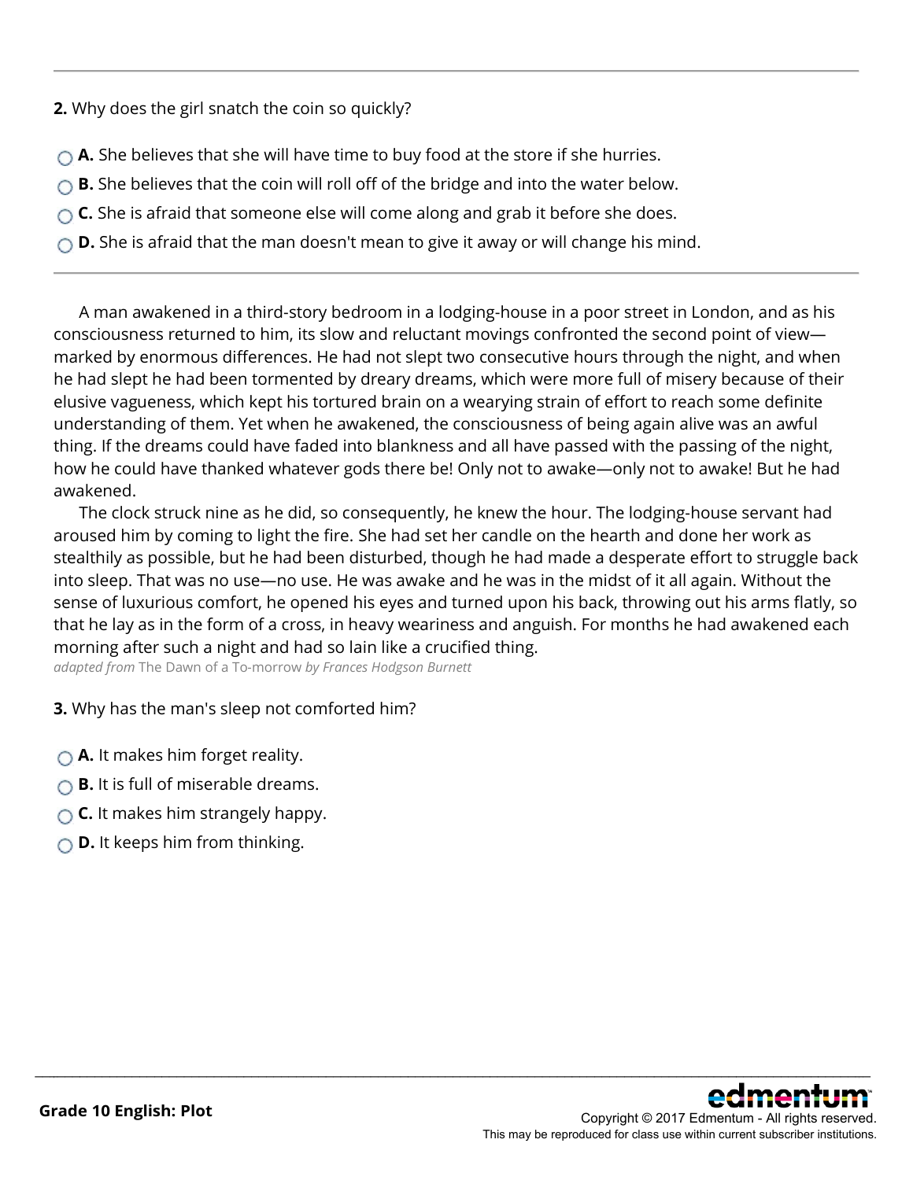**2.** Why does the girl snatch the coin so quickly?

- **A.** She believes that she will have time to buy food at the store if she hurries.
- **B.** She believes that the coin will roll off of the bridge and into the water below.
- **C.** She is afraid that someone else will come along and grab it before she does.
- **D.** She is afraid that the man doesn't mean to give it away or will change his mind.

---

A man awakened in a third-story bedroom in a lodging-house in a poor street in London, and as his consciousness returned to him, its slow and reluctant movings confronted the second point of view—marked by enormous differences. He had not slept two consecutive hours through the night, and when he had slept he had been tormented by dreary dreams, which were more full of misery because of their elusive vagueness, which kept his tortured brain on a wearying strain of effort to reach some definite understanding of them. Yet when he awakened, the consciousness of being again alive was an awful thing. If the dreams could have faded into blankness and all have passed with the passing of the night, how he could have thanked whatever gods there be! Only not to awake—only not to awake! But he had awakened.

The clock struck nine as he did, so consequently, he knew the hour. The lodging-house servant had aroused him by coming to light the fire. She had set her candle on the hearth and done her work as stealthily as possible, but he had been disturbed, though he had made a desperate effort to struggle back into sleep. That was no use—no use. He was awake and he was in the midst of it all again. Without the sense of luxurious comfort, he opened his eyes and turned upon his back, throwing out his arms flatly, so that he lay as in the form of a cross, in heavy weariness and anguish. For months he had awakened each morning after such a night and had so lain like a crucified thing.

*adapted from* The Dawn of a To-morrow *by Frances Hodgson Burnett*

**3.** Why has the man's sleep not comforted him?

- **A.** It makes him forget reality.
- **B.** It is full of miserable dreams.
- **C.** It makes him strangely happy.
- **D.** It keeps him from thinking.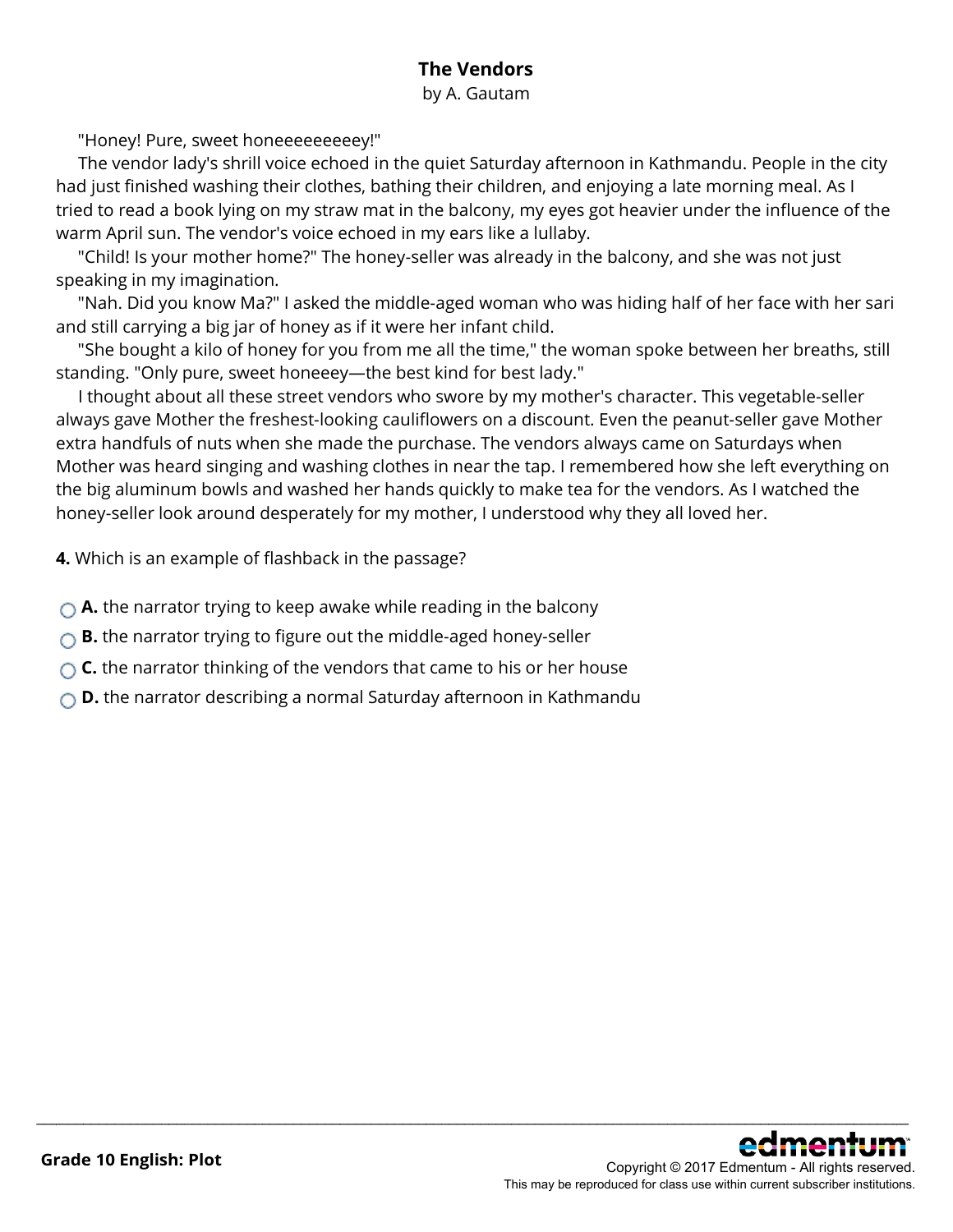# The Vendors

by A. Gautam

"Honey! Pure, sweet honeeeeeeeeey!"

The vendor lady's shrill voice echoed in the quiet Saturday afternoon in Kathmandu. People in the city had just finished washing their clothes, bathing their children, and enjoying a late morning meal. As I tried to read a book lying on my straw mat in the balcony, my eyes got heavier under the influence of the warm April sun. The vendor's voice echoed in my ears like a lullaby.

"Child! Is your mother home?" The honey-seller was already in the balcony, and she was not just speaking in my imagination.

"Nah. Did you know Ma?" I asked the middle-aged woman who was hiding half of her face with her sari and still carrying a big jar of honey as if it were her infant child.

"She bought a kilo of honey for you from me all the time," the woman spoke between her breaths, still standing. "Only pure, sweet honeeey—the best kind for best lady."

I thought about all these street vendors who swore by my mother's character. This vegetable-seller always gave Mother the freshest-looking cauliflowers on a discount. Even the peanut-seller gave Mother extra handfuls of nuts when she made the purchase. The vendors always came on Saturdays when Mother was heard singing and washing clothes in near the tap. I remembered how she left everything on the big aluminum bowls and washed her hands quickly to make tea for the vendors. As I watched the honey-seller look around desperately for my mother, I understood why they all loved her.

**4.** Which is an example of flashback in the passage?

- **A.** the narrator trying to keep awake while reading in the balcony
- **B.** the narrator trying to figure out the middle-aged honey-seller
- **C.** the narrator thinking of the vendors that came to his or her house
- **D.** the narrator describing a normal Saturday afternoon in Kathmandu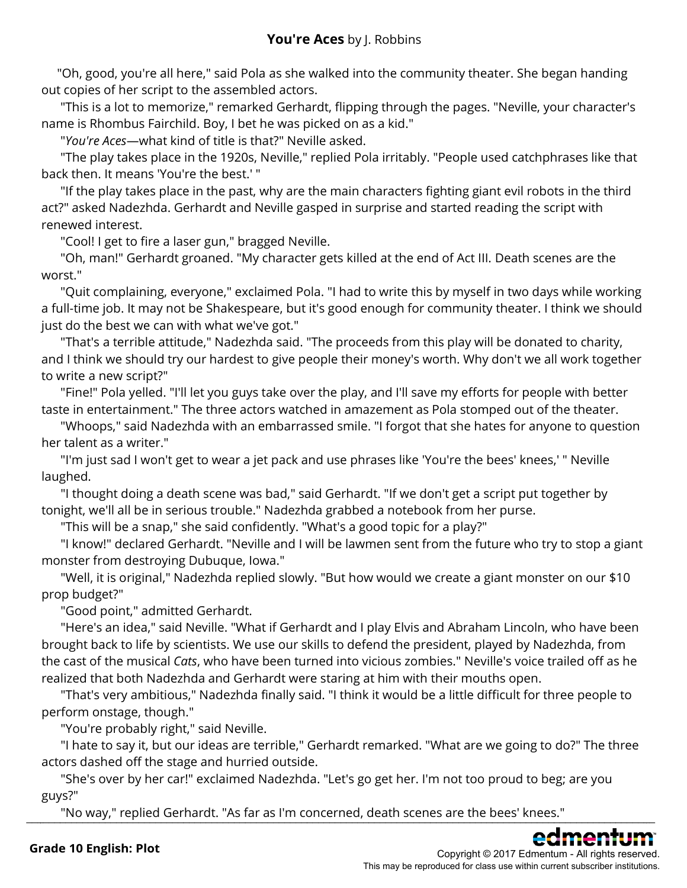**You're Aces** by J. Robbins

"Oh, good, you're all here," said Pola as she walked into the community theater. She began handing out copies of her script to the assembled actors.

"This is a lot to memorize," remarked Gerhardt, flipping through the pages. "Neville, your character's name is Rhombus Fairchild. Boy, I bet he was picked on as a kid."

"*You're Aces*—what kind of title is that?" Neville asked.

"The play takes place in the 1920s, Neville," replied Pola irritably. "People used catchphrases like that back then. It means 'You're the best.' "

"If the play takes place in the past, why are the main characters fighting giant evil robots in the third act?" asked Nadezhda. Gerhardt and Neville gasped in surprise and started reading the script with renewed interest.

"Cool! I get to fire a laser gun," bragged Neville.

"Oh, man!" Gerhardt groaned. "My character gets killed at the end of Act III. Death scenes are the worst."

"Quit complaining, everyone," exclaimed Pola. "I had to write this by myself in two days while working a full-time job. It may not be Shakespeare, but it's good enough for community theater. I think we should just do the best we can with what we've got."

"That's a terrible attitude," Nadezhda said. "The proceeds from this play will be donated to charity, and I think we should try our hardest to give people their money's worth. Why don't we all work together to write a new script?"

"Fine!" Pola yelled. "I'll let you guys take over the play, and I'll save my efforts for people with better taste in entertainment." The three actors watched in amazement as Pola stomped out of the theater.

"Whoops," said Nadezhda with an embarrassed smile. "I forgot that she hates for anyone to question her talent as a writer."

"I'm just sad I won't get to wear a jet pack and use phrases like 'You're the bees' knees,' " Neville laughed.

"I thought doing a death scene was bad," said Gerhardt. "If we don't get a script put together by tonight, we'll all be in serious trouble." Nadezhda grabbed a notebook from her purse.

"This will be a snap," she said confidently. "What's a good topic for a play?"

"I know!" declared Gerhardt. "Neville and I will be lawmen sent from the future who try to stop a giant monster from destroying Dubuque, Iowa."

"Well, it is original," Nadezhda replied slowly. "But how would we create a giant monster on our $10 prop budget?"

"Good point," admitted Gerhardt.

"Here's an idea," said Neville. "What if Gerhardt and I play Elvis and Abraham Lincoln, who have been brought back to life by scientists. We use our skills to defend the president, played by Nadezhda, from the cast of the musical *Cats*, who have been turned into vicious zombies." Neville's voice trailed off as he realized that both Nadezhda and Gerhardt were staring at him with their mouths open.

"That's very ambitious," Nadezhda finally said. "I think it would be a little difficult for three people to perform onstage, though."

"You're probably right," said Neville.

"I hate to say it, but our ideas are terrible," Gerhardt remarked. "What are we going to do?" The three actors dashed off the stage and hurried outside.

"She's over by her car!" exclaimed Nadezhda. "Let's go get her. I'm not too proud to beg; are you guys?"

"No way," replied Gerhardt. "As far as I'm concerned, death scenes are the bees' knees."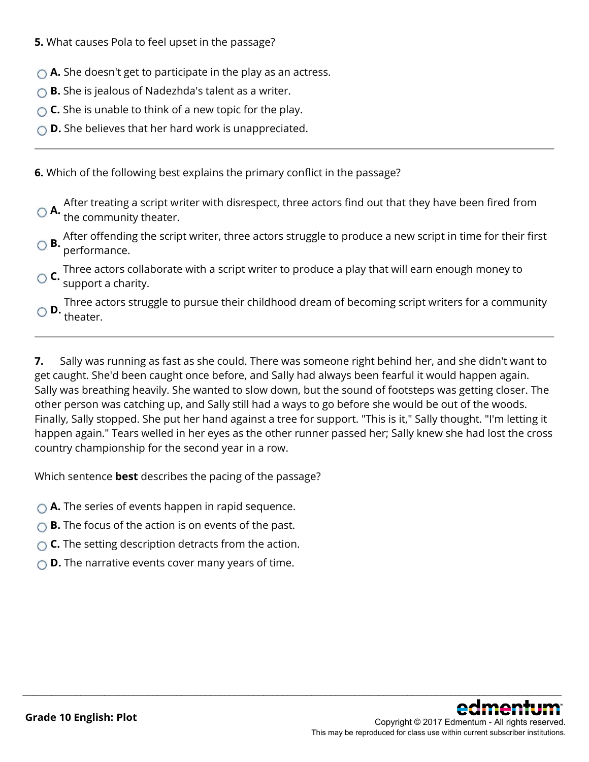**5.** What causes Pola to feel upset in the passage?

- **A.** She doesn't get to participate in the play as an actress.
- **B.** She is jealous of Nadezhda's talent as a writer.
- **C.** She is unable to think of a new topic for the play.
- **D.** She believes that her hard work is unappreciated.

---

**6.** Which of the following best explains the primary conflict in the passage?

- **A.** After treating a script writer with disrespect, three actors find out that they have been fired from the community theater.
- **B.** After offending the script writer, three actors struggle to produce a new script in time for their first performance.
- **C.** Three actors collaborate with a script writer to produce a play that will earn enough money to support a charity.
- **D.** Three actors struggle to pursue their childhood dream of becoming script writers for a community theater.

---

**7.** Sally was running as fast as she could. There was someone right behind her, and she didn't want to get caught. She'd been caught once before, and Sally had always been fearful it would happen again. Sally was breathing heavily. She wanted to slow down, but the sound of footsteps was getting closer. The other person was catching up, and Sally still had a ways to go before she would be out of the woods. Finally, Sally stopped. She put her hand against a tree for support. "This is it," Sally thought. "I'm letting it happen again." Tears welled in her eyes as the other runner passed her; Sally knew she had lost the cross country championship for the second year in a row.

Which sentence **best** describes the pacing of the passage?

- **A.** The series of events happen in rapid sequence.
- **B.** The focus of the action is on events of the past.
- **C.** The setting description detracts from the action.
- **D.** The narrative events cover many years of time.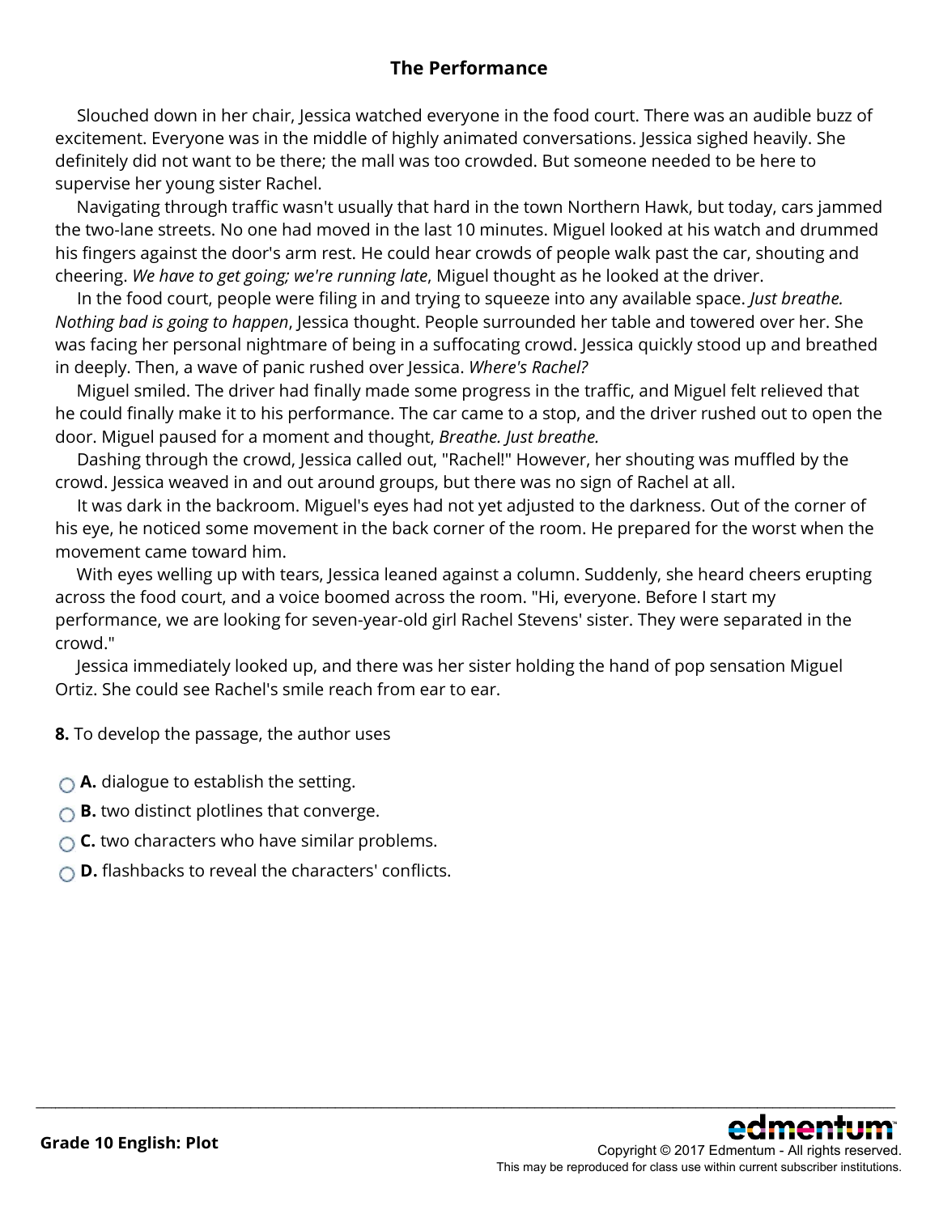## The Performance

Slouched down in her chair, Jessica watched everyone in the food court. There was an audible buzz of excitement. Everyone was in the middle of highly animated conversations. Jessica sighed heavily. She definitely did not want to be there; the mall was too crowded. But someone needed to be here to supervise her young sister Rachel.

Navigating through traffic wasn't usually that hard in the town Northern Hawk, but today, cars jammed the two-lane streets. No one had moved in the last 10 minutes. Miguel looked at his watch and drummed his fingers against the door's arm rest. He could hear crowds of people walk past the car, shouting and cheering. *We have to get going; we're running late*, Miguel thought as he looked at the driver.

In the food court, people were filing in and trying to squeeze into any available space. *Just breathe. Nothing bad is going to happen*, Jessica thought. People surrounded her table and towered over her. She was facing her personal nightmare of being in a suffocating crowd. Jessica quickly stood up and breathed in deeply. Then, a wave of panic rushed over Jessica. *Where's Rachel?*

Miguel smiled. The driver had finally made some progress in the traffic, and Miguel felt relieved that he could finally make it to his performance. The car came to a stop, and the driver rushed out to open the door. Miguel paused for a moment and thought, *Breathe. Just breathe.*

Dashing through the crowd, Jessica called out, "Rachel!" However, her shouting was muffled by the crowd. Jessica weaved in and out around groups, but there was no sign of Rachel at all.

It was dark in the backroom. Miguel's eyes had not yet adjusted to the darkness. Out of the corner of his eye, he noticed some movement in the back corner of the room. He prepared for the worst when the movement came toward him.

With eyes welling up with tears, Jessica leaned against a column. Suddenly, she heard cheers erupting across the food court, and a voice boomed across the room. "Hi, everyone. Before I start my performance, we are looking for seven-year-old girl Rachel Stevens' sister. They were separated in the crowd."

Jessica immediately looked up, and there was her sister holding the hand of pop sensation Miguel Ortiz. She could see Rachel's smile reach from ear to ear.

**8.** To develop the passage, the author uses

- **A.** dialogue to establish the setting.
- **B.** two distinct plotlines that converge.
- **C.** two characters who have similar problems.
- **D.** flashbacks to reveal the characters' conflicts.

**Grade 10 English: Plot**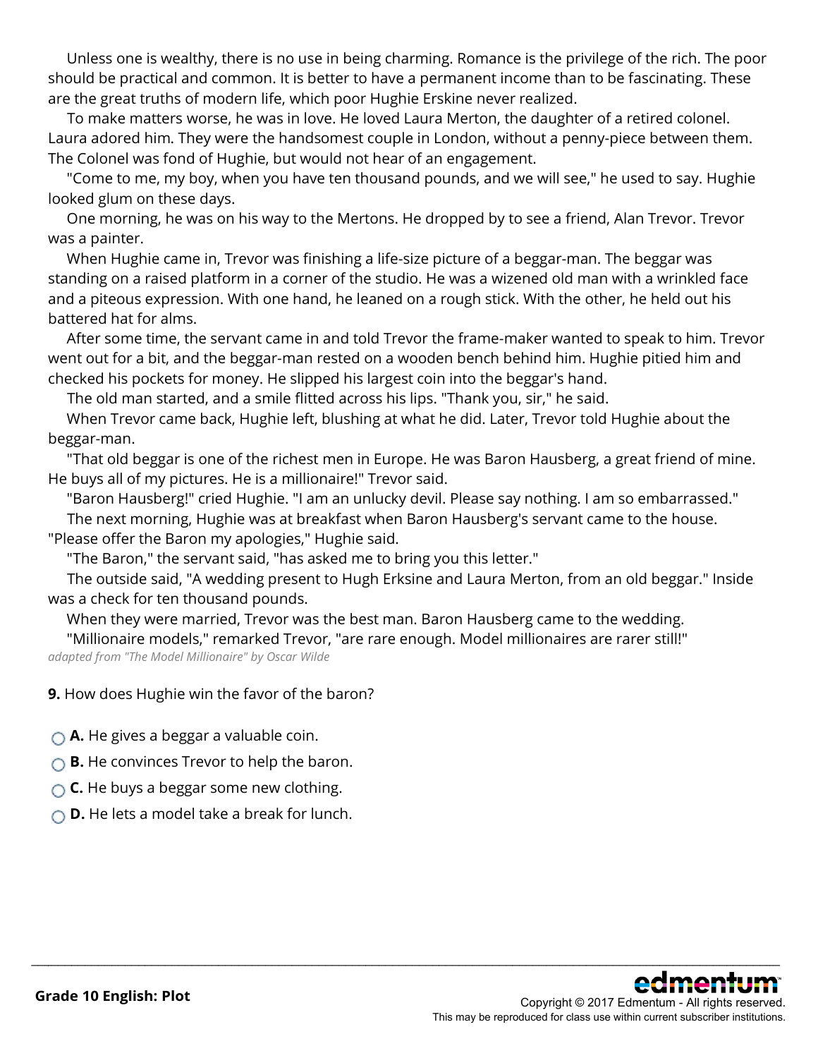Unless one is wealthy, there is no use in being charming. Romance is the privilege of the rich. The poor should be practical and common. It is better to have a permanent income than to be fascinating. These are the great truths of modern life, which poor Hughie Erskine never realized.

To make matters worse, he was in love. He loved Laura Merton, the daughter of a retired colonel. Laura adored him. They were the handsomest couple in London, without a penny-piece between them. The Colonel was fond of Hughie, but would not hear of an engagement.

"Come to me, my boy, when you have ten thousand pounds, and we will see," he used to say. Hughie looked glum on these days.

One morning, he was on his way to the Mertons. He dropped by to see a friend, Alan Trevor. Trevor was a painter.

When Hughie came in, Trevor was finishing a life-size picture of a beggar-man. The beggar was standing on a raised platform in a corner of the studio. He was a wizened old man with a wrinkled face and a piteous expression. With one hand, he leaned on a rough stick. With the other, he held out his battered hat for alms.

After some time, the servant came in and told Trevor the frame-maker wanted to speak to him. Trevor went out for a bit, and the beggar-man rested on a wooden bench behind him. Hughie pitied him and checked his pockets for money. He slipped his largest coin into the beggar's hand.

The old man started, and a smile flitted across his lips. "Thank you, sir," he said.

When Trevor came back, Hughie left, blushing at what he did. Later, Trevor told Hughie about the beggar-man.

"That old beggar is one of the richest men in Europe. He was Baron Hausberg, a great friend of mine. He buys all of my pictures. He is a millionaire!" Trevor said.

"Baron Hausberg!" cried Hughie. "I am an unlucky devil. Please say nothing. I am so embarrassed."

The next morning, Hughie was at breakfast when Baron Hausberg's servant came to the house. "Please offer the Baron my apologies," Hughie said.

"The Baron," the servant said, "has asked me to bring you this letter."

The outside said, "A wedding present to Hugh Erksine and Laura Merton, from an old beggar." Inside was a check for ten thousand pounds.

When they were married, Trevor was the best man. Baron Hausberg came to the wedding.

"Millionaire models," remarked Trevor, "are rare enough. Model millionaires are rarer still!"

*adapted from "The Model Millionaire" by Oscar Wilde*

**9.** How does Hughie win the favor of the baron?

- **A.** He gives a beggar a valuable coin.
- **B.** He convinces Trevor to help the baron.
- **C.** He buys a beggar some new clothing.
- **D.** He lets a model take a break for lunch.

**Grade 10 English: Plot**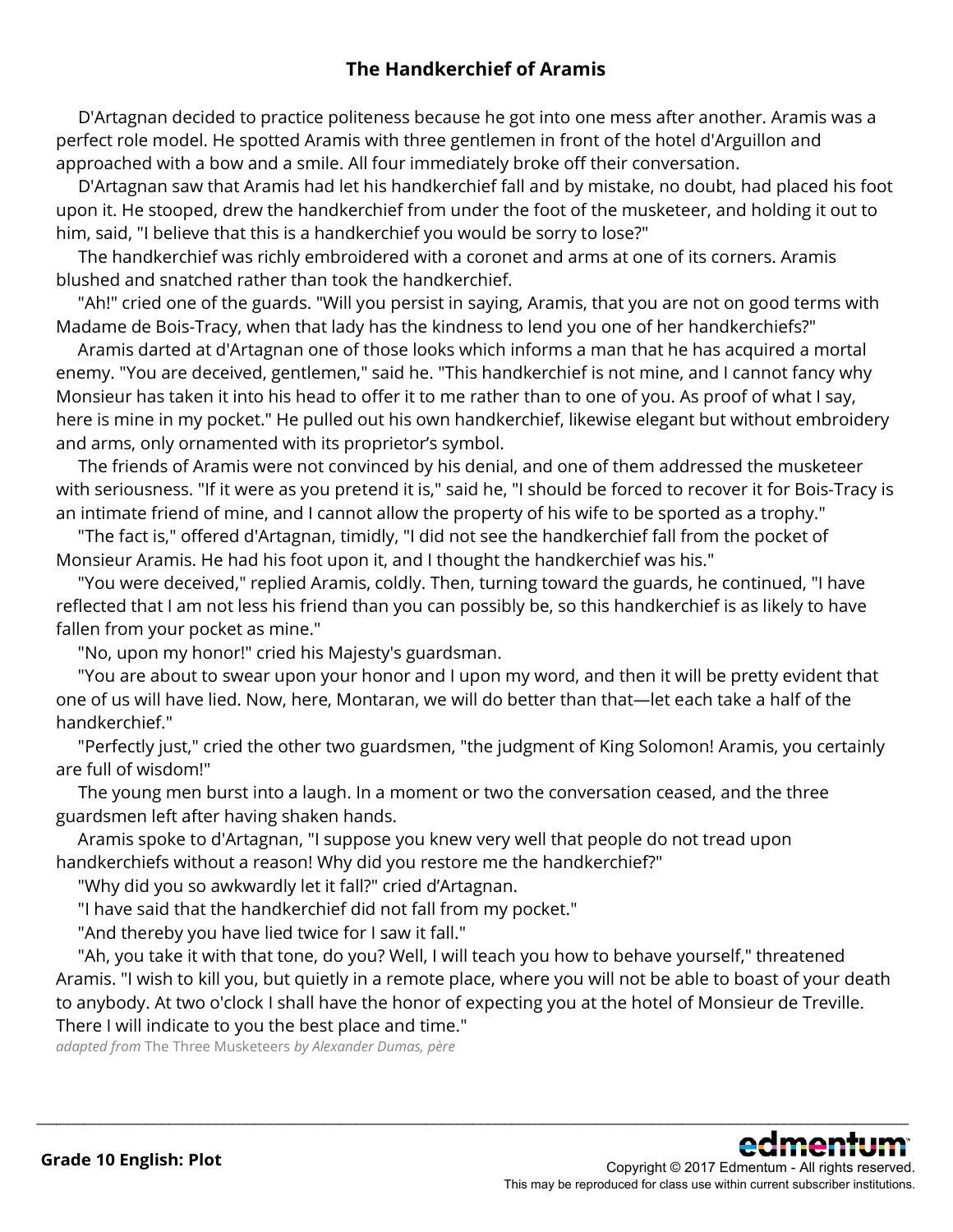## The Handkerchief of Aramis

D'Artagnan decided to practice politeness because he got into one mess after another. Aramis was a perfect role model. He spotted Aramis with three gentlemen in front of the hotel d'Arguillon and approached with a bow and a smile. All four immediately broke off their conversation.

D'Artagnan saw that Aramis had let his handkerchief fall and by mistake, no doubt, had placed his foot upon it. He stooped, drew the handkerchief from under the foot of the musketeer, and holding it out to him, said, "I believe that this is a handkerchief you would be sorry to lose?"

The handkerchief was richly embroidered with a coronet and arms at one of its corners. Aramis blushed and snatched rather than took the handkerchief.

"Ah!" cried one of the guards. "Will you persist in saying, Aramis, that you are not on good terms with Madame de Bois-Tracy, when that lady has the kindness to lend you one of her handkerchiefs?"

Aramis darted at d'Artagnan one of those looks which informs a man that he has acquired a mortal enemy. "You are deceived, gentlemen," said he. "This handkerchief is not mine, and I cannot fancy why Monsieur has taken it into his head to offer it to me rather than to one of you. As proof of what I say, here is mine in my pocket." He pulled out his own handkerchief, likewise elegant but without embroidery and arms, only ornamented with its proprietor's symbol.

The friends of Aramis were not convinced by his denial, and one of them addressed the musketeer with seriousness. "If it were as you pretend it is," said he, "I should be forced to recover it for Bois-Tracy is an intimate friend of mine, and I cannot allow the property of his wife to be sported as a trophy."

"The fact is," offered d'Artagnan, timidly, "I did not see the handkerchief fall from the pocket of Monsieur Aramis. He had his foot upon it, and I thought the handkerchief was his."

"You were deceived," replied Aramis, coldly. Then, turning toward the guards, he continued, "I have reflected that I am not less his friend than you can possibly be, so this handkerchief is as likely to have fallen from your pocket as mine."

"No, upon my honor!" cried his Majesty's guardsman.

"You are about to swear upon your honor and I upon my word, and then it will be pretty evident that one of us will have lied. Now, here, Montaran, we will do better than that—let each take a half of the handkerchief."

"Perfectly just," cried the other two guardsmen, "the judgment of King Solomon! Aramis, you certainly are full of wisdom!"

The young men burst into a laugh. In a moment or two the conversation ceased, and the three guardsmen left after having shaken hands.

Aramis spoke to d'Artagnan, "I suppose you knew very well that people do not tread upon handkerchiefs without a reason! Why did you restore me the handkerchief?"

"Why did you so awkwardly let it fall?" cried d'Artagnan.

"I have said that the handkerchief did not fall from my pocket."

"And thereby you have lied twice for I saw it fall."

"Ah, you take it with that tone, do you? Well, I will teach you how to behave yourself," threatened Aramis. "I wish to kill you, but quietly in a remote place, where you will not be able to boast of your death to anybody. At two o'clock I shall have the honor of expecting you at the hotel of Monsieur de Treville. There I will indicate to you the best place and time."

*adapted from* The Three Musketeers *by Alexander Dumas, père*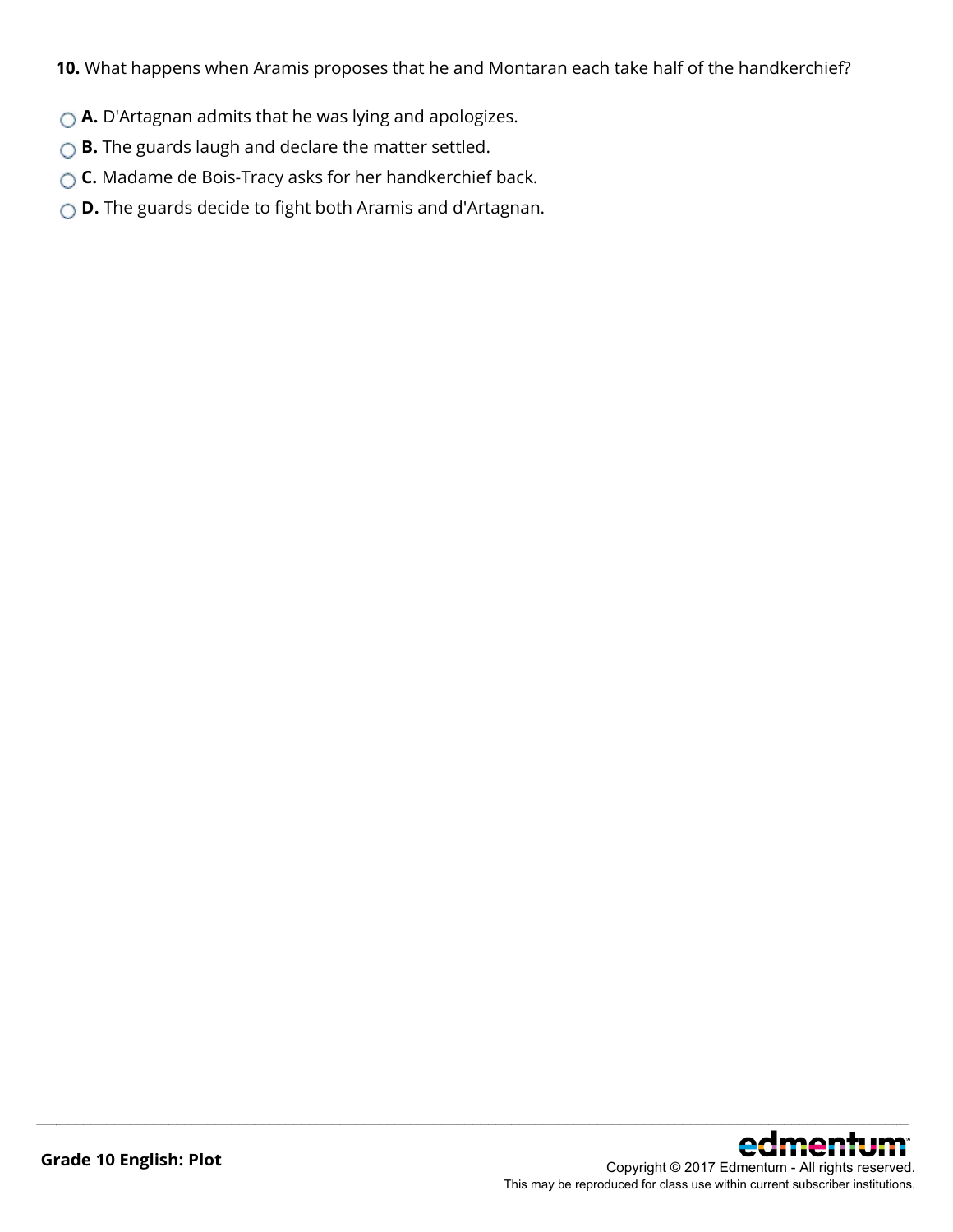**10.** What happens when Aramis proposes that he and Montaran each take half of the handkerchief?

- **A.** D'Artagnan admits that he was lying and apologizes.
- **B.** The guards laugh and declare the matter settled.
- **C.** Madame de Bois-Tracy asks for her handkerchief back.
- **D.** The guards decide to fight both Aramis and d'Artagnan.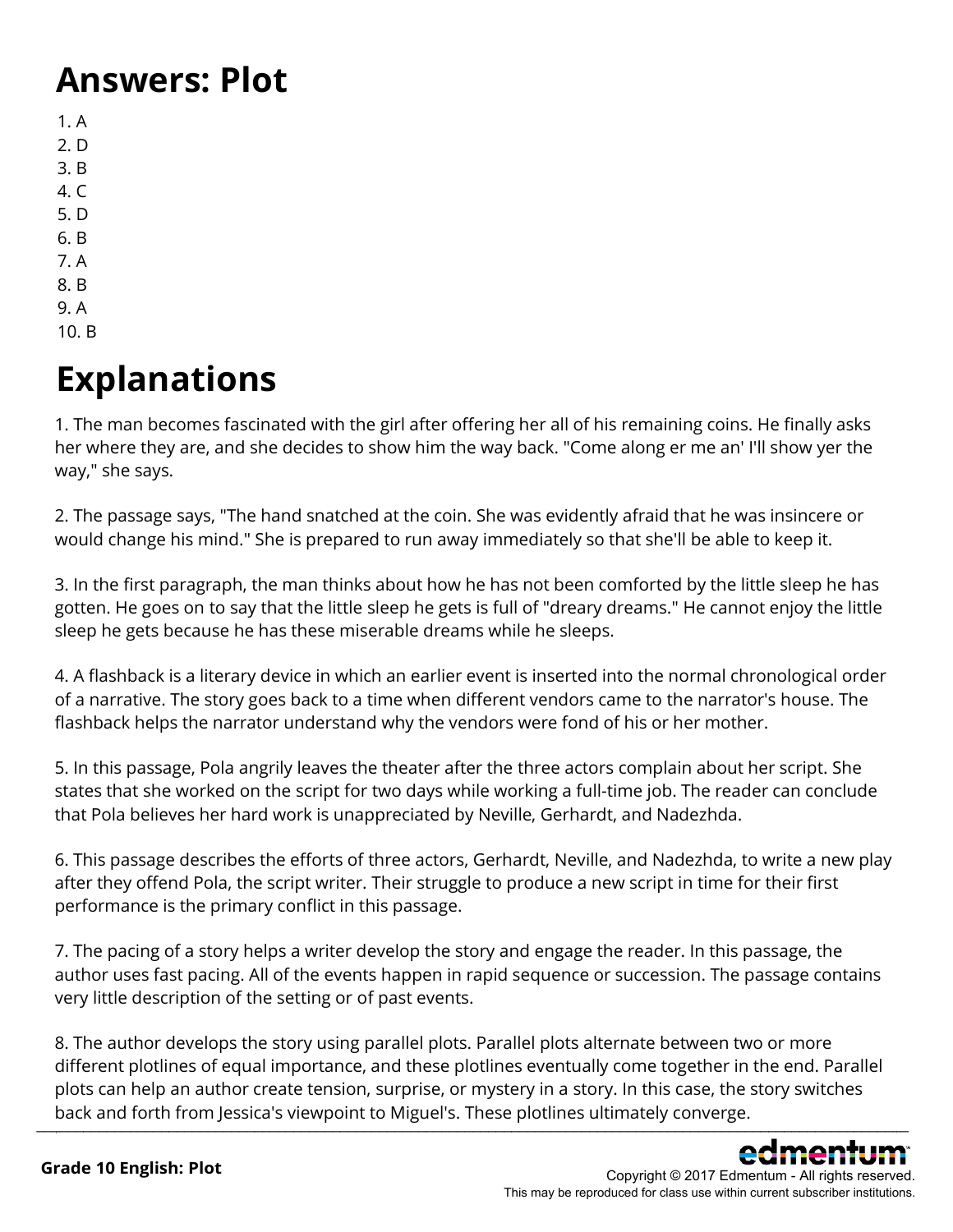# Answers: Plot

1. A
2. D
3. B
4. C
5. D
6. B
7. A
8. B
9. A
10. B

# Explanations

1. The man becomes fascinated with the girl after offering her all of his remaining coins. He finally asks her where they are, and she decides to show him the way back. "Come along er me an' I'll show yer the way," she says.

2. The passage says, "The hand snatched at the coin. She was evidently afraid that he was insincere or would change his mind." She is prepared to run away immediately so that she'll be able to keep it.

3. In the first paragraph, the man thinks about how he has not been comforted by the little sleep he has gotten. He goes on to say that the little sleep he gets is full of "dreary dreams." He cannot enjoy the little sleep he gets because he has these miserable dreams while he sleeps.

4. A flashback is a literary device in which an earlier event is inserted into the normal chronological order of a narrative. The story goes back to a time when different vendors came to the narrator's house. The flashback helps the narrator understand why the vendors were fond of his or her mother.

5. In this passage, Pola angrily leaves the theater after the three actors complain about her script. She states that she worked on the script for two days while working a full-time job. The reader can conclude that Pola believes her hard work is unappreciated by Neville, Gerhardt, and Nadezhda.

6. This passage describes the efforts of three actors, Gerhardt, Neville, and Nadezhda, to write a new play after they offend Pola, the script writer. Their struggle to produce a new script in time for their first performance is the primary conflict in this passage.

7. The pacing of a story helps a writer develop the story and engage the reader. In this passage, the author uses fast pacing. All of the events happen in rapid sequence or succession. The passage contains very little description of the setting or of past events.

8. The author develops the story using parallel plots. Parallel plots alternate between two or more different plotlines of equal importance, and these plotlines eventually come together in the end. Parallel plots can help an author create tension, surprise, or mystery in a story. In this case, the story switches back and forth from Jessica's viewpoint to Miguel's. These plotlines ultimately converge.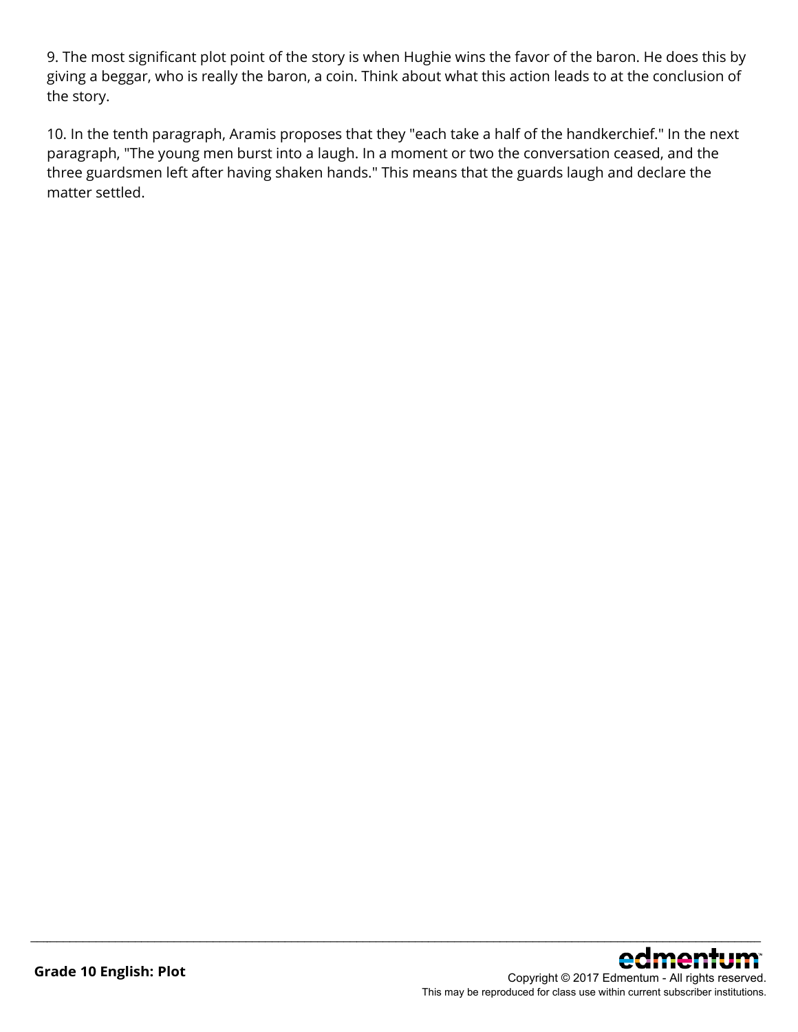9. The most significant plot point of the story is when Hughie wins the favor of the baron. He does this by giving a beggar, who is really the baron, a coin. Think about what this action leads to at the conclusion of the story.

10. In the tenth paragraph, Aramis proposes that they "each take a half of the handkerchief." In the next paragraph, "The young men burst into a laugh. In a moment or two the conversation ceased, and the three guardsmen left after having shaken hands." This means that the guards laugh and declare the matter settled.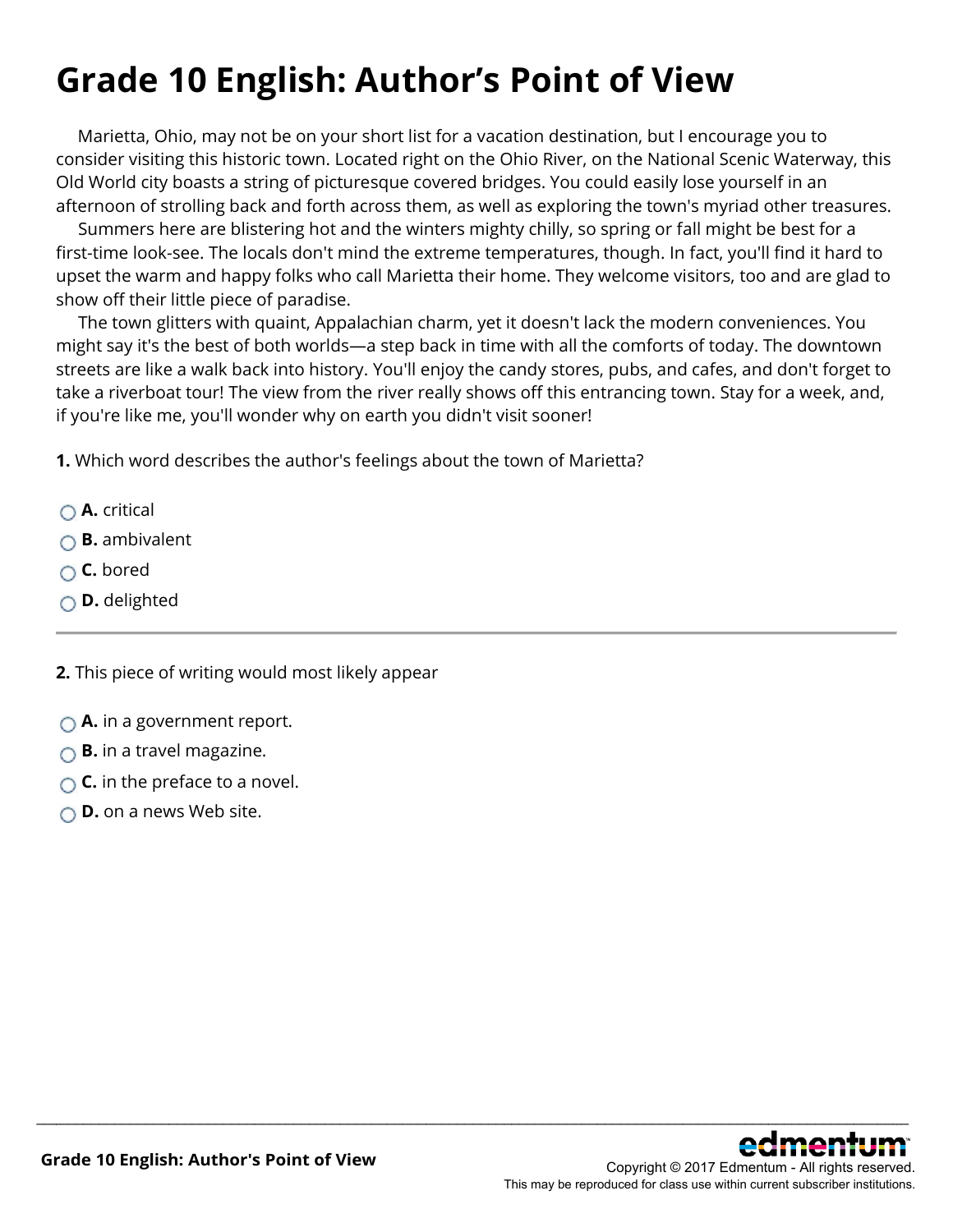# Grade 10 English: Author's Point of View

Marietta, Ohio, may not be on your short list for a vacation destination, but I encourage you to consider visiting this historic town. Located right on the Ohio River, on the National Scenic Waterway, this Old World city boasts a string of picturesque covered bridges. You could easily lose yourself in an afternoon of strolling back and forth across them, as well as exploring the town's myriad other treasures.

Summers here are blistering hot and the winters mighty chilly, so spring or fall might be best for a first-time look-see. The locals don't mind the extreme temperatures, though. In fact, you'll find it hard to upset the warm and happy folks who call Marietta their home. They welcome visitors, too and are glad to show off their little piece of paradise.

The town glitters with quaint, Appalachian charm, yet it doesn't lack the modern conveniences. You might say it's the best of both worlds—a step back in time with all the comforts of today. The downtown streets are like a walk back into history. You'll enjoy the candy stores, pubs, and cafes, and don't forget to take a riverboat tour! The view from the river really shows off this entrancing town. Stay for a week, and, if you're like me, you'll wonder why on earth you didn't visit sooner!

**1.** Which word describes the author's feelings about the town of Marietta?

- **A.** critical
- **B.** ambivalent
- **C.** bored
- **D.** delighted

---

**2.** This piece of writing would most likely appear

- **A.** in a government report.
- **B.** in a travel magazine.
- **C.** in the preface to a novel.
- **D.** on a news Web site.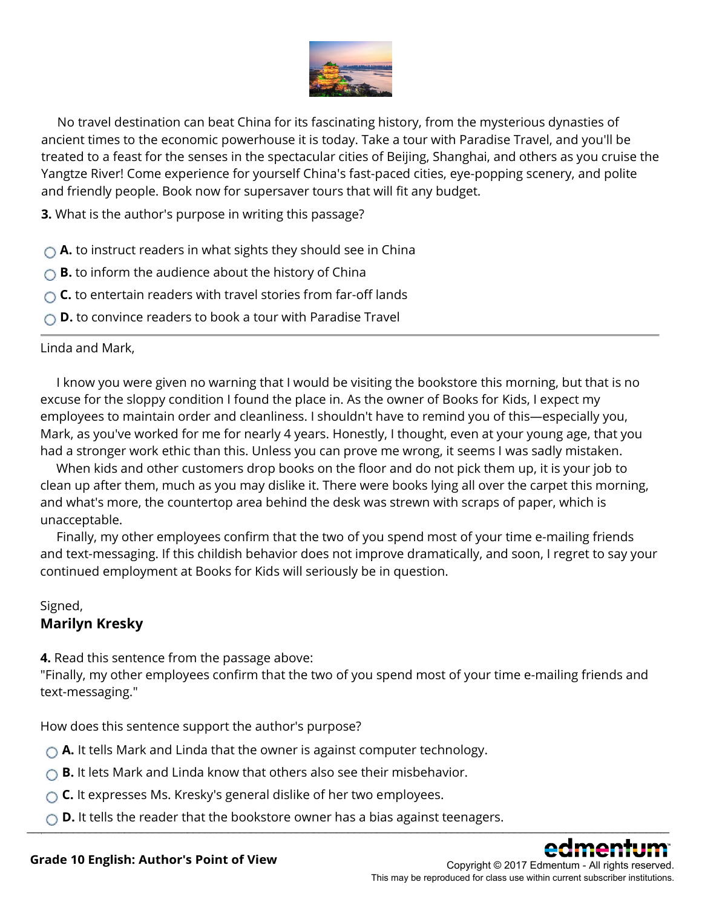No travel destination can beat China for its fascinating history, from the mysterious dynasties of ancient times to the economic powerhouse it is today. Take a tour with Paradise Travel, and you'll be treated to a feast for the senses in the spectacular cities of Beijing, Shanghai, and others as you cruise the Yangtze River! Come experience for yourself China's fast-paced cities, eye-popping scenery, and polite and friendly people. Book now for supersaver tours that will fit any budget.

**3.** What is the author's purpose in writing this passage?

- **A.** to instruct readers in what sights they should see in China
- **B.** to inform the audience about the history of China
- **C.** to entertain readers with travel stories from far-off lands
- **D.** to convince readers to book a tour with Paradise Travel

---

Linda and Mark,

I know you were given no warning that I would be visiting the bookstore this morning, but that is no excuse for the sloppy condition I found the place in. As the owner of Books for Kids, I expect my employees to maintain order and cleanliness. I shouldn't have to remind you of this—especially you, Mark, as you've worked for me for nearly 4 years. Honestly, I thought, even at your young age, that you had a stronger work ethic than this. Unless you can prove me wrong, it seems I was sadly mistaken.

When kids and other customers drop books on the floor and do not pick them up, it is your job to clean up after them, much as you may dislike it. There were books lying all over the carpet this morning, and what's more, the countertop area behind the desk was strewn with scraps of paper, which is unacceptable.

Finally, my other employees confirm that the two of you spend most of your time e-mailing friends and text-messaging. If this childish behavior does not improve dramatically, and soon, I regret to say your continued employment at Books for Kids will seriously be in question.

Signed,
**Marilyn Kresky**

**4.** Read this sentence from the passage above:
"Finally, my other employees confirm that the two of you spend most of your time e-mailing friends and text-messaging."

How does this sentence support the author's purpose?

- **A.** It tells Mark and Linda that the owner is against computer technology.
- **B.** It lets Mark and Linda know that others also see their misbehavior.
- **C.** It expresses Ms. Kresky's general dislike of her two employees.
- **D.** It tells the reader that the bookstore owner has a bias against teenagers.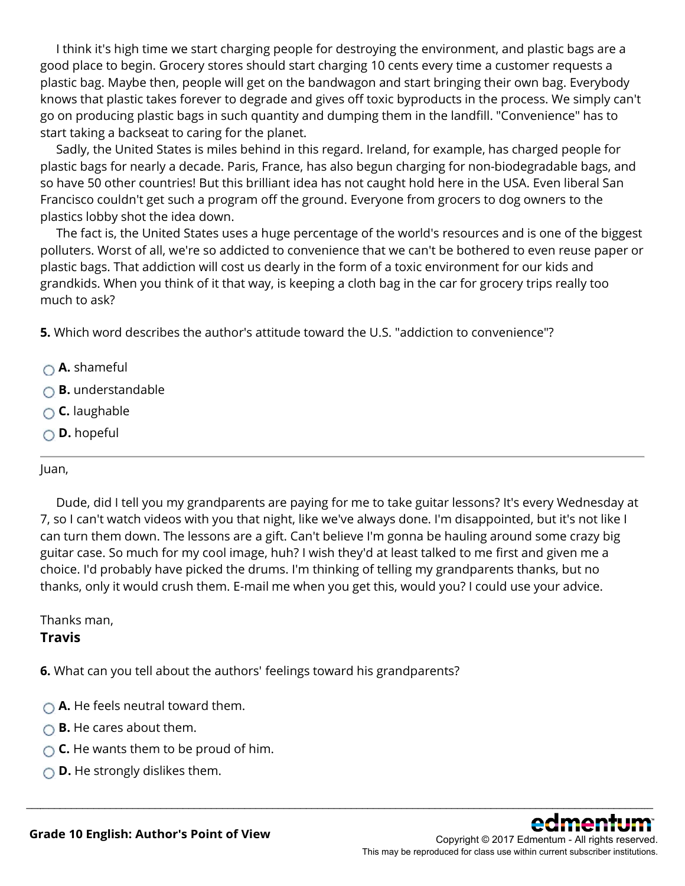I think it's high time we start charging people for destroying the environment, and plastic bags are a good place to begin. Grocery stores should start charging 10 cents every time a customer requests a plastic bag. Maybe then, people will get on the bandwagon and start bringing their own bag. Everybody knows that plastic takes forever to degrade and gives off toxic byproducts in the process. We simply can't go on producing plastic bags in such quantity and dumping them in the landfill. "Convenience" has to start taking a backseat to caring for the planet.

Sadly, the United States is miles behind in this regard. Ireland, for example, has charged people for plastic bags for nearly a decade. Paris, France, has also begun charging for non-biodegradable bags, and so have 50 other countries! But this brilliant idea has not caught hold here in the USA. Even liberal San Francisco couldn't get such a program off the ground. Everyone from grocers to dog owners to the plastics lobby shot the idea down.

The fact is, the United States uses a huge percentage of the world's resources and is one of the biggest polluters. Worst of all, we're so addicted to convenience that we can't be bothered to even reuse paper or plastic bags. That addiction will cost us dearly in the form of a toxic environment for our kids and grandkids. When you think of it that way, is keeping a cloth bag in the car for grocery trips really too much to ask?

**5.** Which word describes the author's attitude toward the U.S. "addiction to convenience"?

- **A.** shameful
- **B.** understandable
- **C.** laughable
- **D.** hopeful

---

Juan,

Dude, did I tell you my grandparents are paying for me to take guitar lessons? It's every Wednesday at 7, so I can't watch videos with you that night, like we've always done. I'm disappointed, but it's not like I can turn them down. The lessons are a gift. Can't believe I'm gonna be hauling around some crazy big guitar case. So much for my cool image, huh? I wish they'd at least talked to me first and given me a choice. I'd probably have picked the drums. I'm thinking of telling my grandparents thanks, but no thanks, only it would crush them. E-mail me when you get this, would you? I could use your advice.

Thanks man,

**Travis**

**6.** What can you tell about the authors' feelings toward his grandparents?

- **A.** He feels neutral toward them.
- **B.** He cares about them.
- **C.** He wants them to be proud of him.
- **D.** He strongly dislikes them.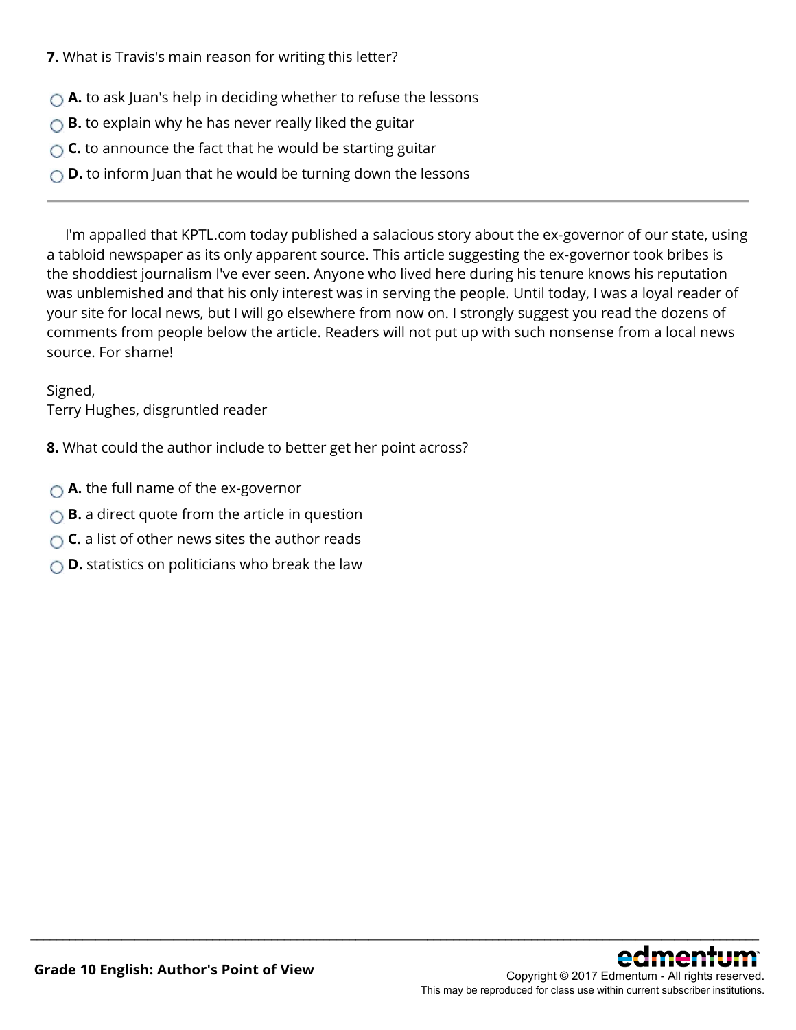**7.** What is Travis's main reason for writing this letter?

- **A.** to ask Juan's help in deciding whether to refuse the lessons
- **B.** to explain why he has never really liked the guitar
- **C.** to announce the fact that he would be starting guitar
- **D.** to inform Juan that he would be turning down the lessons

---

I'm appalled that KPTL.com today published a salacious story about the ex-governor of our state, using a tabloid newspaper as its only apparent source. This article suggesting the ex-governor took bribes is the shoddiest journalism I've ever seen. Anyone who lived here during his tenure knows his reputation was unblemished and that his only interest was in serving the people. Until today, I was a loyal reader of your site for local news, but I will go elsewhere from now on. I strongly suggest you read the dozens of comments from people below the article. Readers will not put up with such nonsense from a local news source. For shame!

Signed,
Terry Hughes, disgruntled reader

**8.** What could the author include to better get her point across?

- **A.** the full name of the ex-governor
- **B.** a direct quote from the article in question
- **C.** a list of other news sites the author reads
- **D.** statistics on politicians who break the law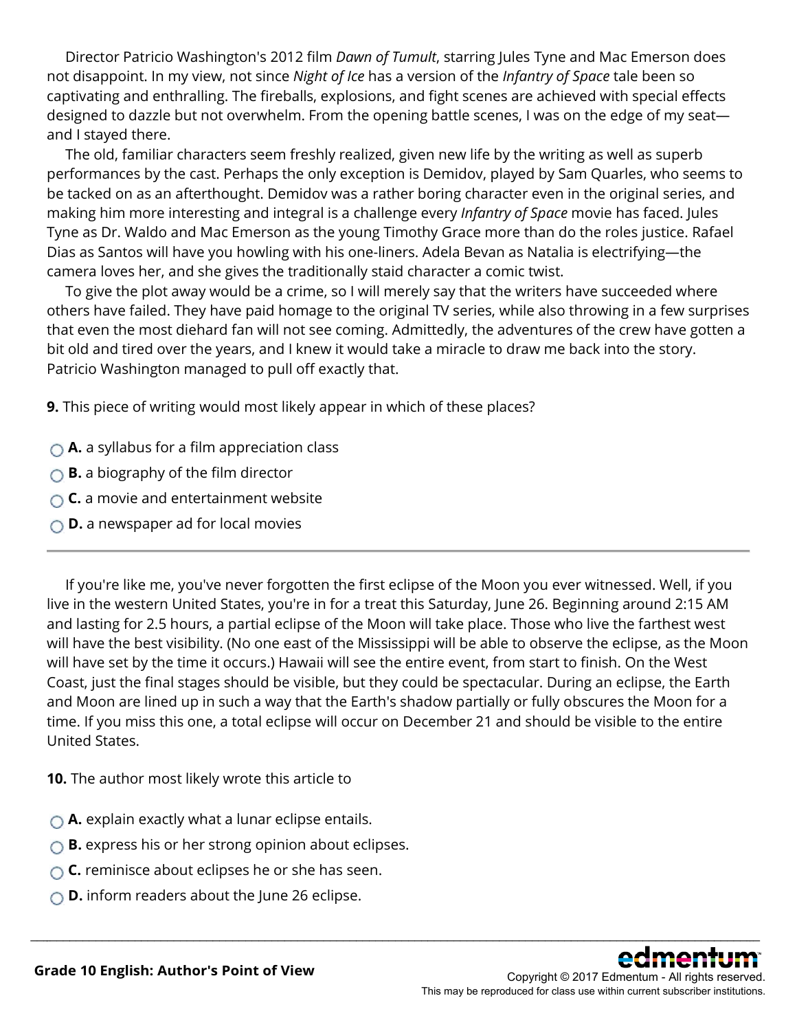Director Patricio Washington's 2012 film *Dawn of Tumult*, starring Jules Tyne and Mac Emerson does not disappoint. In my view, not since *Night of Ice* has a version of the *Infantry of Space* tale been so captivating and enthralling. The fireballs, explosions, and fight scenes are achieved with special effects designed to dazzle but not overwhelm. From the opening battle scenes, I was on the edge of my seat—and I stayed there.

The old, familiar characters seem freshly realized, given new life by the writing as well as superb performances by the cast. Perhaps the only exception is Demidov, played by Sam Quarles, who seems to be tacked on as an afterthought. Demidov was a rather boring character even in the original series, and making him more interesting and integral is a challenge every *Infantry of Space* movie has faced. Jules Tyne as Dr. Waldo and Mac Emerson as the young Timothy Grace more than do the roles justice. Rafael Dias as Santos will have you howling with his one-liners. Adela Bevan as Natalia is electrifying—the camera loves her, and she gives the traditionally staid character a comic twist.

To give the plot away would be a crime, so I will merely say that the writers have succeeded where others have failed. They have paid homage to the original TV series, while also throwing in a few surprises that even the most diehard fan will not see coming. Admittedly, the adventures of the crew have gotten a bit old and tired over the years, and I knew it would take a miracle to draw me back into the story. Patricio Washington managed to pull off exactly that.

**9.** This piece of writing would most likely appear in which of these places?

- **A.** a syllabus for a film appreciation class
- **B.** a biography of the film director
- **C.** a movie and entertainment website
- **D.** a newspaper ad for local movies

---

If you're like me, you've never forgotten the first eclipse of the Moon you ever witnessed. Well, if you live in the western United States, you're in for a treat this Saturday, June 26. Beginning around 2:15 AM and lasting for 2.5 hours, a partial eclipse of the Moon will take place. Those who live the farthest west will have the best visibility. (No one east of the Mississippi will be able to observe the eclipse, as the Moon will have set by the time it occurs.) Hawaii will see the entire event, from start to finish. On the West Coast, just the final stages should be visible, but they could be spectacular. During an eclipse, the Earth and Moon are lined up in such a way that the Earth's shadow partially or fully obscures the Moon for a time. If you miss this one, a total eclipse will occur on December 21 and should be visible to the entire United States.

**10.** The author most likely wrote this article to

- **A.** explain exactly what a lunar eclipse entails.
- **B.** express his or her strong opinion about eclipses.
- **C.** reminisce about eclipses he or she has seen.
- **D.** inform readers about the June 26 eclipse.

**Grade 10 English: Author's Point of View**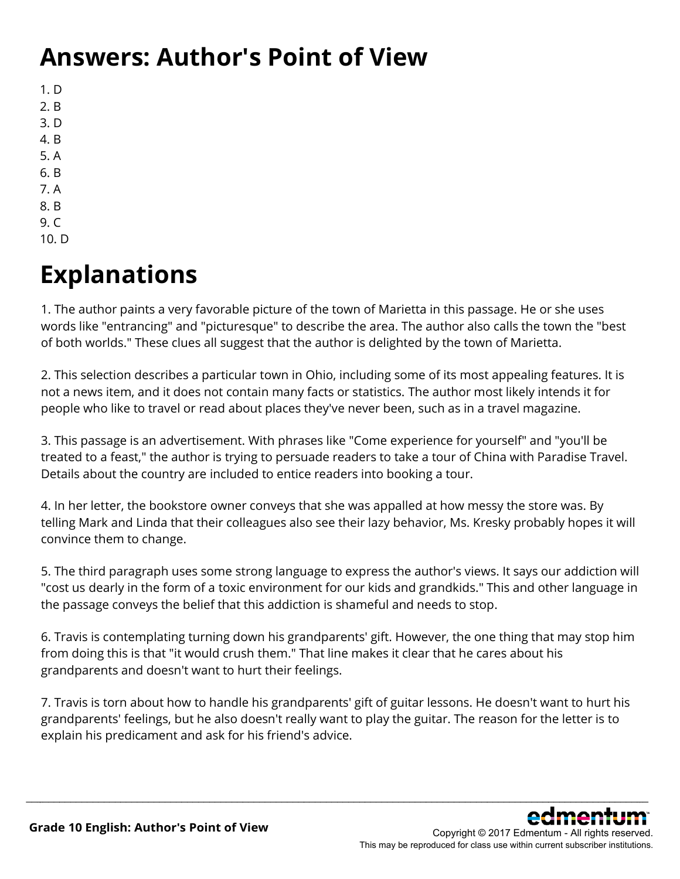# Answers: Author's Point of View

1. D
2. B
3. D
4. B
5. A
6. B
7. A
8. B
9. C
10. D

# Explanations

1. The author paints a very favorable picture of the town of Marietta in this passage. He or she uses words like "entrancing" and "picturesque" to describe the area. The author also calls the town the "best of both worlds." These clues all suggest that the author is delighted by the town of Marietta.

2. This selection describes a particular town in Ohio, including some of its most appealing features. It is not a news item, and it does not contain many facts or statistics. The author most likely intends it for people who like to travel or read about places they've never been, such as in a travel magazine.

3. This passage is an advertisement. With phrases like "Come experience for yourself" and "you'll be treated to a feast," the author is trying to persuade readers to take a tour of China with Paradise Travel. Details about the country are included to entice readers into booking a tour.

4. In her letter, the bookstore owner conveys that she was appalled at how messy the store was. By telling Mark and Linda that their colleagues also see their lazy behavior, Ms. Kresky probably hopes it will convince them to change.

5. The third paragraph uses some strong language to express the author's views. It says our addiction will "cost us dearly in the form of a toxic environment for our kids and grandkids." This and other language in the passage conveys the belief that this addiction is shameful and needs to stop.

6. Travis is contemplating turning down his grandparents' gift. However, the one thing that may stop him from doing this is that "it would crush them." That line makes it clear that he cares about his grandparents and doesn't want to hurt their feelings.

7. Travis is torn about how to handle his grandparents' gift of guitar lessons. He doesn't want to hurt his grandparents' feelings, but he also doesn't really want to play the guitar. The reason for the letter is to explain his predicament and ask for his friend's advice.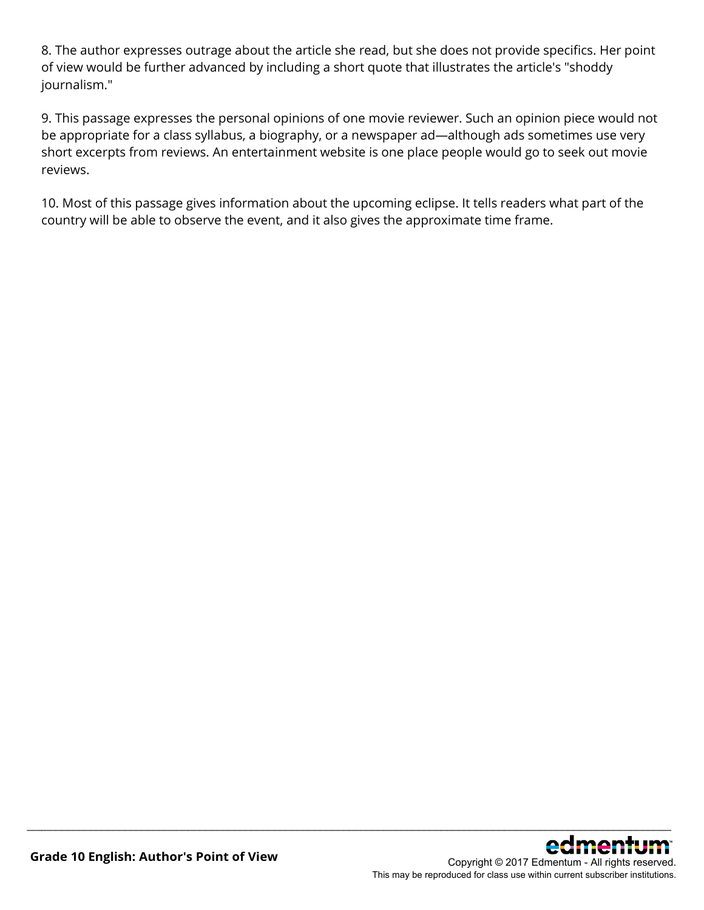8. The author expresses outrage about the article she read, but she does not provide specifics. Her point of view would be further advanced by including a short quote that illustrates the article's "shoddy journalism."

9. This passage expresses the personal opinions of one movie reviewer. Such an opinion piece would not be appropriate for a class syllabus, a biography, or a newspaper ad—although ads sometimes use very short excerpts from reviews. An entertainment website is one place people would go to seek out movie reviews.

10. Most of this passage gives information about the upcoming eclipse. It tells readers what part of the country will be able to observe the event, and it also gives the approximate time frame.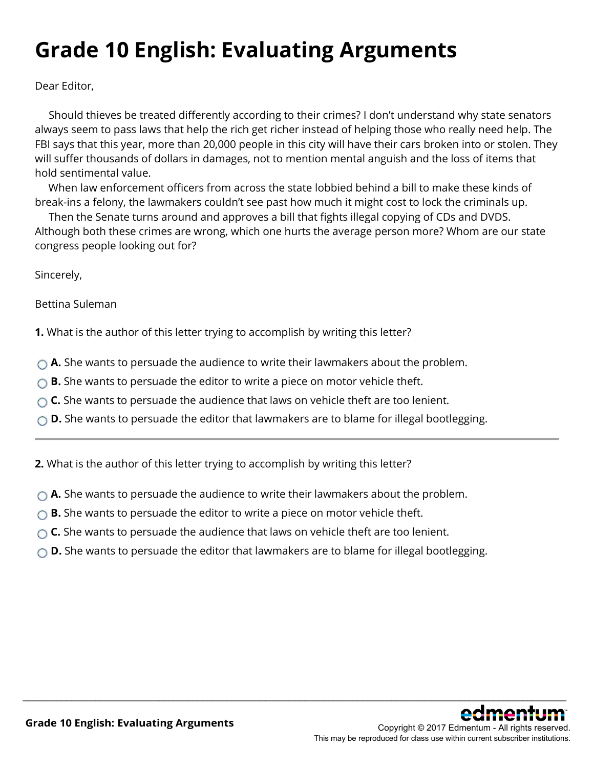# Grade 10 English: Evaluating Arguments

Dear Editor,

Should thieves be treated differently according to their crimes? I don't understand why state senators always seem to pass laws that help the rich get richer instead of helping those who really need help. The FBI says that this year, more than 20,000 people in this city will have their cars broken into or stolen. They will suffer thousands of dollars in damages, not to mention mental anguish and the loss of items that hold sentimental value.

When law enforcement officers from across the state lobbied behind a bill to make these kinds of break-ins a felony, the lawmakers couldn't see past how much it might cost to lock the criminals up.

Then the Senate turns around and approves a bill that fights illegal copying of CDs and DVDS. Although both these crimes are wrong, which one hurts the average person more? Whom are our state congress people looking out for?

Sincerely,

Bettina Suleman

**1.** What is the author of this letter trying to accomplish by writing this letter?

- **A.** She wants to persuade the audience to write their lawmakers about the problem.
- **B.** She wants to persuade the editor to write a piece on motor vehicle theft.
- **C.** She wants to persuade the audience that laws on vehicle theft are too lenient.
- **D.** She wants to persuade the editor that lawmakers are to blame for illegal bootlegging.

---

**2.** What is the author of this letter trying to accomplish by writing this letter?

- **A.** She wants to persuade the audience to write their lawmakers about the problem.
- **B.** She wants to persuade the editor to write a piece on motor vehicle theft.
- **C.** She wants to persuade the audience that laws on vehicle theft are too lenient.
- **D.** She wants to persuade the editor that lawmakers are to blame for illegal bootlegging.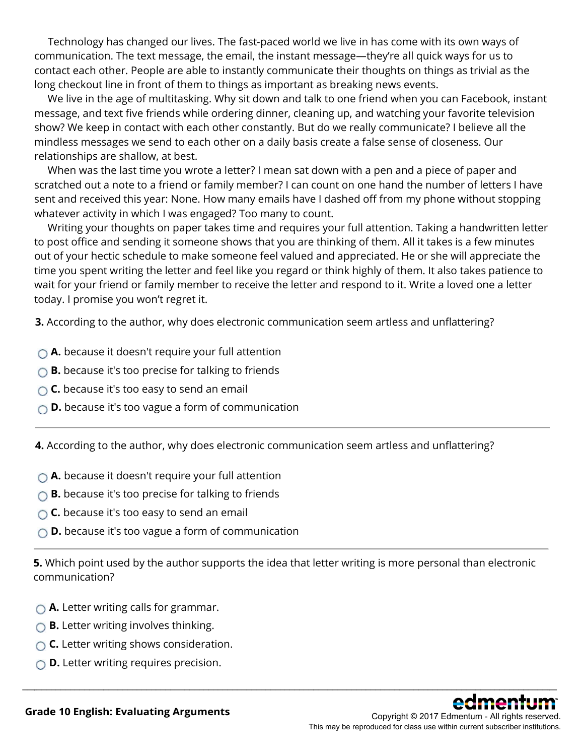Technology has changed our lives. The fast-paced world we live in has come with its own ways of communication. The text message, the email, the instant message—they're all quick ways for us to contact each other. People are able to instantly communicate their thoughts on things as trivial as the long checkout line in front of them to things as important as breaking news events.

We live in the age of multitasking. Why sit down and talk to one friend when you can Facebook, instant message, and text five friends while ordering dinner, cleaning up, and watching your favorite television show? We keep in contact with each other constantly. But do we really communicate? I believe all the mindless messages we send to each other on a daily basis create a false sense of closeness. Our relationships are shallow, at best.

When was the last time you wrote a letter? I mean sat down with a pen and a piece of paper and scratched out a note to a friend or family member? I can count on one hand the number of letters I have sent and received this year: None. How many emails have I dashed off from my phone without stopping whatever activity in which I was engaged? Too many to count.

Writing your thoughts on paper takes time and requires your full attention. Taking a handwritten letter to post office and sending it someone shows that you are thinking of them. All it takes is a few minutes out of your hectic schedule to make someone feel valued and appreciated. He or she will appreciate the time you spent writing the letter and feel like you regard or think highly of them. It also takes patience to wait for your friend or family member to receive the letter and respond to it. Write a loved one a letter today. I promise you won't regret it.

**3.** According to the author, why does electronic communication seem artless and unflattering?

- **A.** because it doesn't require your full attention
- **B.** because it's too precise for talking to friends
- **C.** because it's too easy to send an email
- **D.** because it's too vague a form of communication

---

**4.** According to the author, why does electronic communication seem artless and unflattering?

- **A.** because it doesn't require your full attention
- **B.** because it's too precise for talking to friends
- **C.** because it's too easy to send an email
- **D.** because it's too vague a form of communication

---

**5.** Which point used by the author supports the idea that letter writing is more personal than electronic communication?

- **A.** Letter writing calls for grammar.
- **B.** Letter writing involves thinking.
- **C.** Letter writing shows consideration.
- **D.** Letter writing requires precision.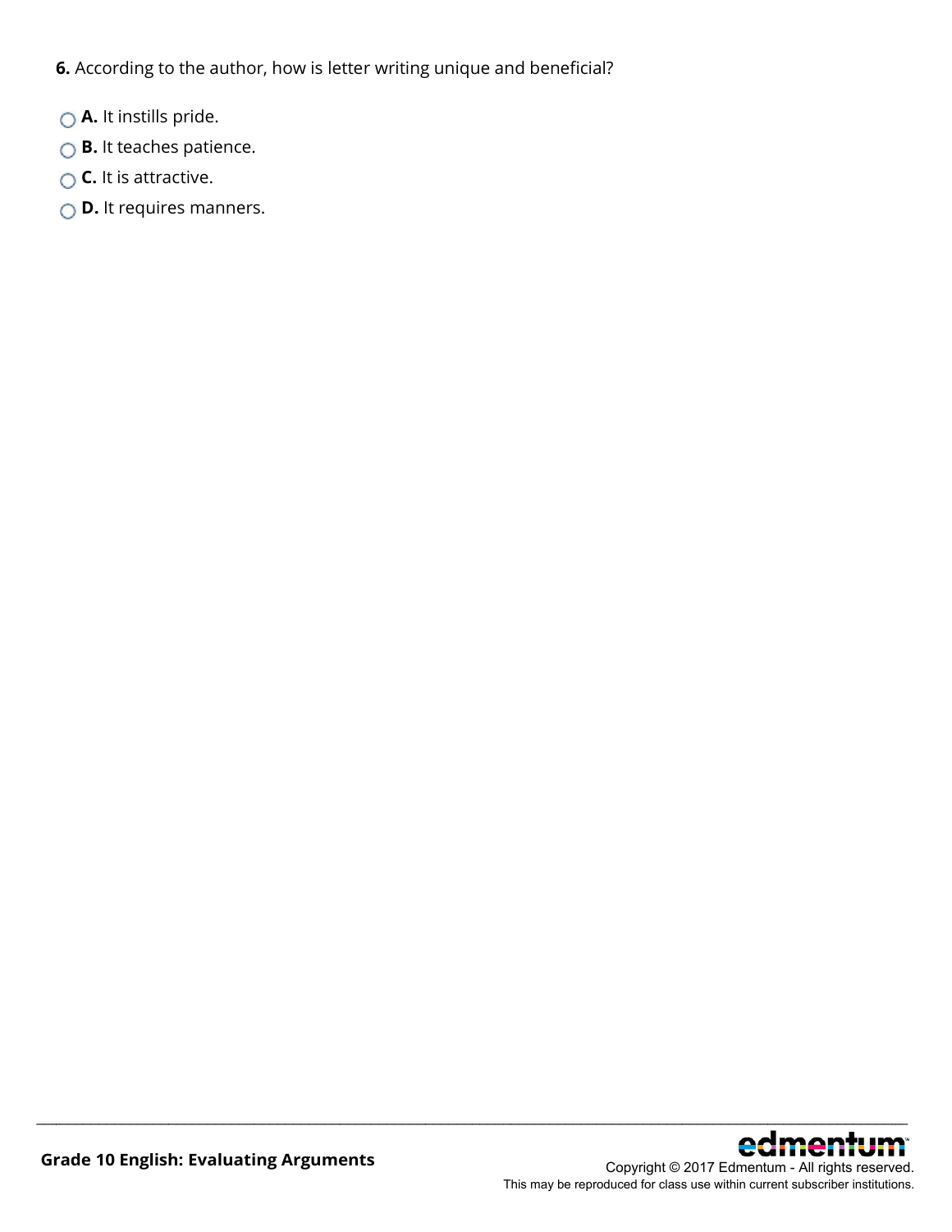**6.** According to the author, how is letter writing unique and beneficial?

- **A.** It instills pride.
- **B.** It teaches patience.
- **C.** It is attractive.
- **D.** It requires manners.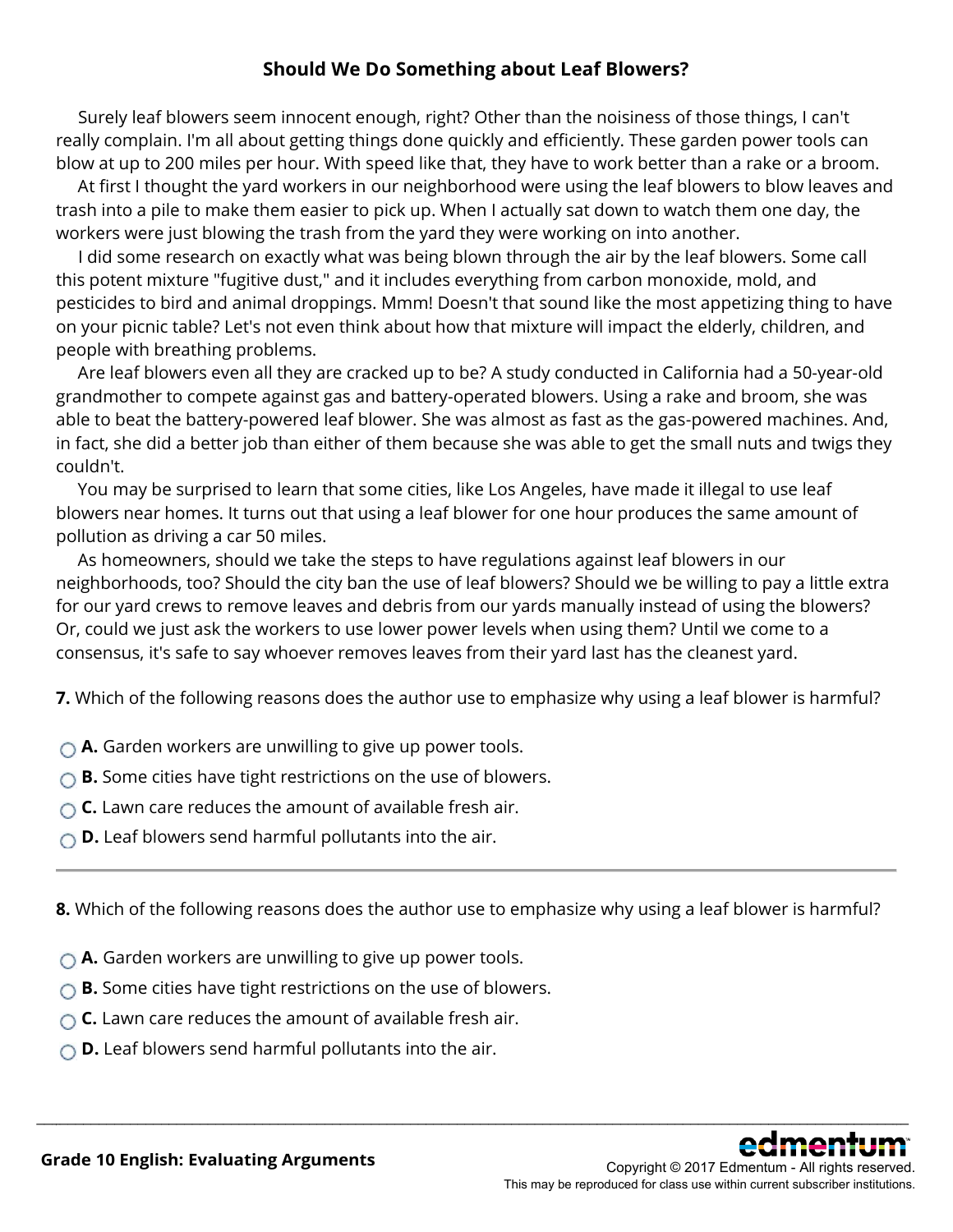## Should We Do Something about Leaf Blowers?

Surely leaf blowers seem innocent enough, right? Other than the noisiness of those things, I can't really complain. I'm all about getting things done quickly and efficiently. These garden power tools can blow at up to 200 miles per hour. With speed like that, they have to work better than a rake or a broom.

At first I thought the yard workers in our neighborhood were using the leaf blowers to blow leaves and trash into a pile to make them easier to pick up. When I actually sat down to watch them one day, the workers were just blowing the trash from the yard they were working on into another.

I did some research on exactly what was being blown through the air by the leaf blowers. Some call this potent mixture "fugitive dust," and it includes everything from carbon monoxide, mold, and pesticides to bird and animal droppings. Mmm! Doesn't that sound like the most appetizing thing to have on your picnic table? Let's not even think about how that mixture will impact the elderly, children, and people with breathing problems.

Are leaf blowers even all they are cracked up to be? A study conducted in California had a 50-year-old grandmother to compete against gas and battery-operated blowers. Using a rake and broom, she was able to beat the battery-powered leaf blower. She was almost as fast as the gas-powered machines. And, in fact, she did a better job than either of them because she was able to get the small nuts and twigs they couldn't.

You may be surprised to learn that some cities, like Los Angeles, have made it illegal to use leaf blowers near homes. It turns out that using a leaf blower for one hour produces the same amount of pollution as driving a car 50 miles.

As homeowners, should we take the steps to have regulations against leaf blowers in our neighborhoods, too? Should the city ban the use of leaf blowers? Should we be willing to pay a little extra for our yard crews to remove leaves and debris from our yards manually instead of using the blowers? Or, could we just ask the workers to use lower power levels when using them? Until we come to a consensus, it's safe to say whoever removes leaves from their yard last has the cleanest yard.

**7.** Which of the following reasons does the author use to emphasize why using a leaf blower is harmful?

- **A.** Garden workers are unwilling to give up power tools.
- **B.** Some cities have tight restrictions on the use of blowers.
- **C.** Lawn care reduces the amount of available fresh air.
- **D.** Leaf blowers send harmful pollutants into the air.

---

**8.** Which of the following reasons does the author use to emphasize why using a leaf blower is harmful?

- **A.** Garden workers are unwilling to give up power tools.
- **B.** Some cities have tight restrictions on the use of blowers.
- **C.** Lawn care reduces the amount of available fresh air.
- **D.** Leaf blowers send harmful pollutants into the air.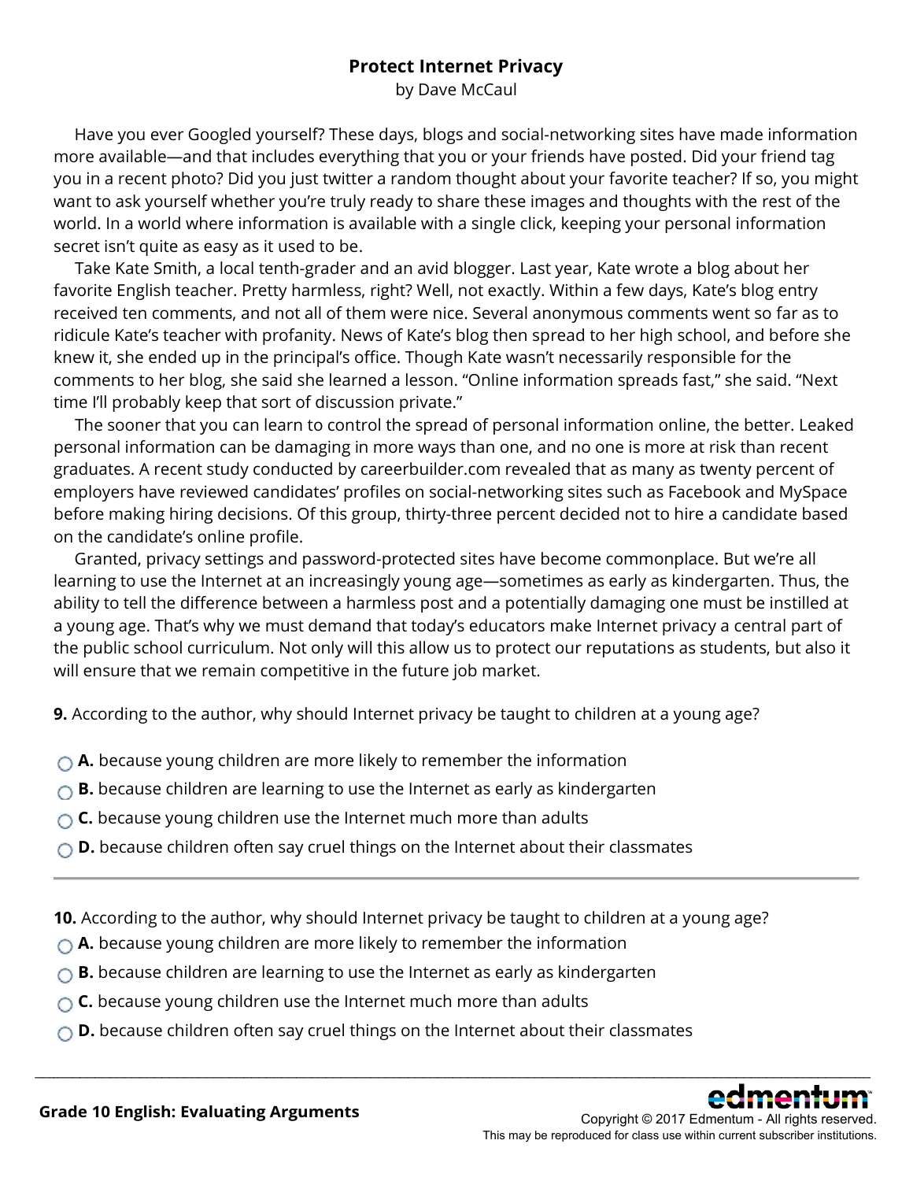# Protect Internet Privacy

by Dave McCaul

Have you ever Googled yourself? These days, blogs and social-networking sites have made information more available—and that includes everything that you or your friends have posted. Did your friend tag you in a recent photo? Did you just twitter a random thought about your favorite teacher? If so, you might want to ask yourself whether you're truly ready to share these images and thoughts with the rest of the world. In a world where information is available with a single click, keeping your personal information secret isn't quite as easy as it used to be.

Take Kate Smith, a local tenth-grader and an avid blogger. Last year, Kate wrote a blog about her favorite English teacher. Pretty harmless, right? Well, not exactly. Within a few days, Kate's blog entry received ten comments, and not all of them were nice. Several anonymous comments went so far as to ridicule Kate's teacher with profanity. News of Kate's blog then spread to her high school, and before she knew it, she ended up in the principal's office. Though Kate wasn't necessarily responsible for the comments to her blog, she said she learned a lesson. "Online information spreads fast," she said. "Next time I'll probably keep that sort of discussion private."

The sooner that you can learn to control the spread of personal information online, the better. Leaked personal information can be damaging in more ways than one, and no one is more at risk than recent graduates. A recent study conducted by careerbuilder.com revealed that as many as twenty percent of employers have reviewed candidates' profiles on social-networking sites such as Facebook and MySpace before making hiring decisions. Of this group, thirty-three percent decided not to hire a candidate based on the candidate's online profile.

Granted, privacy settings and password-protected sites have become commonplace. But we're all learning to use the Internet at an increasingly young age—sometimes as early as kindergarten. Thus, the ability to tell the difference between a harmless post and a potentially damaging one must be instilled at a young age. That's why we must demand that today's educators make Internet privacy a central part of the public school curriculum. Not only will this allow us to protect our reputations as students, but also it will ensure that we remain competitive in the future job market.

**9.** According to the author, why should Internet privacy be taught to children at a young age?

- **A.** because young children are more likely to remember the information
- **B.** because children are learning to use the Internet as early as kindergarten
- **C.** because young children use the Internet much more than adults
- **D.** because children often say cruel things on the Internet about their classmates

---

**10.** According to the author, why should Internet privacy be taught to children at a young age?

- **A.** because young children are more likely to remember the information
- **B.** because children are learning to use the Internet as early as kindergarten
- **C.** because young children use the Internet much more than adults
- **D.** because children often say cruel things on the Internet about their classmates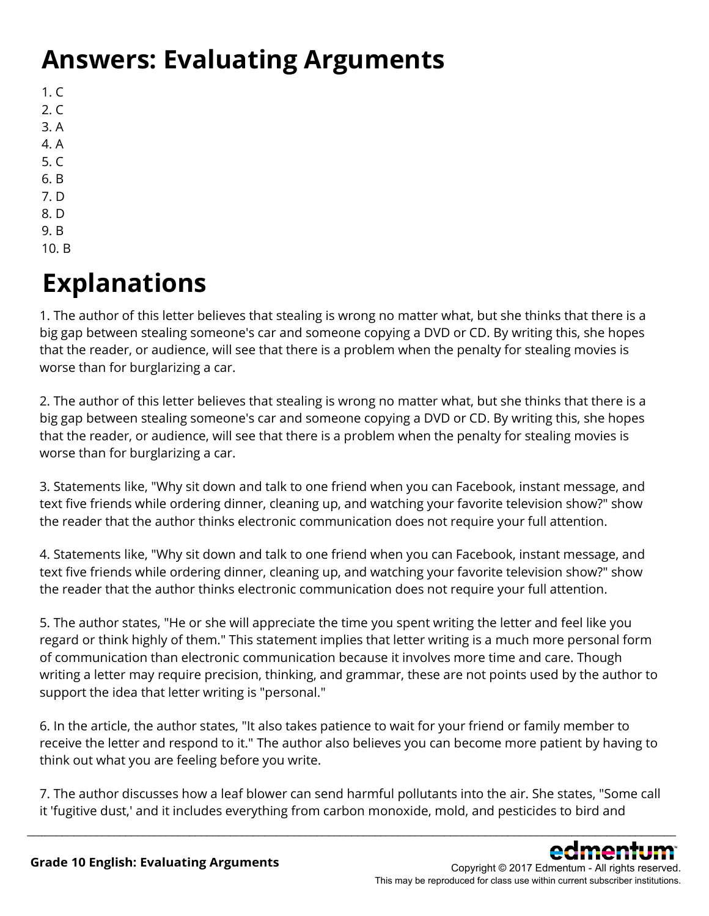# Answers: Evaluating Arguments

1. C
2. C
3. A
4. A
5. C
6. B
7. D
8. D
9. B
10. B

# Explanations

1. The author of this letter believes that stealing is wrong no matter what, but she thinks that there is a big gap between stealing someone's car and someone copying a DVD or CD. By writing this, she hopes that the reader, or audience, will see that there is a problem when the penalty for stealing movies is worse than for burglarizing a car.

2. The author of this letter believes that stealing is wrong no matter what, but she thinks that there is a big gap between stealing someone's car and someone copying a DVD or CD. By writing this, she hopes that the reader, or audience, will see that there is a problem when the penalty for stealing movies is worse than for burglarizing a car.

3. Statements like, "Why sit down and talk to one friend when you can Facebook, instant message, and text five friends while ordering dinner, cleaning up, and watching your favorite television show?" show the reader that the author thinks electronic communication does not require your full attention.

4. Statements like, "Why sit down and talk to one friend when you can Facebook, instant message, and text five friends while ordering dinner, cleaning up, and watching your favorite television show?" show the reader that the author thinks electronic communication does not require your full attention.

5. The author states, "He or she will appreciate the time you spent writing the letter and feel like you regard or think highly of them." This statement implies that letter writing is a much more personal form of communication than electronic communication because it involves more time and care. Though writing a letter may require precision, thinking, and grammar, these are not points used by the author to support the idea that letter writing is "personal."

6. In the article, the author states, "It also takes patience to wait for your friend or family member to receive the letter and respond to it." The author also believes you can become more patient by having to think out what you are feeling before you write.

7. The author discusses how a leaf blower can send harmful pollutants into the air. She states, "Some call it 'fugitive dust,' and it includes everything from carbon monoxide, mold, and pesticides to bird and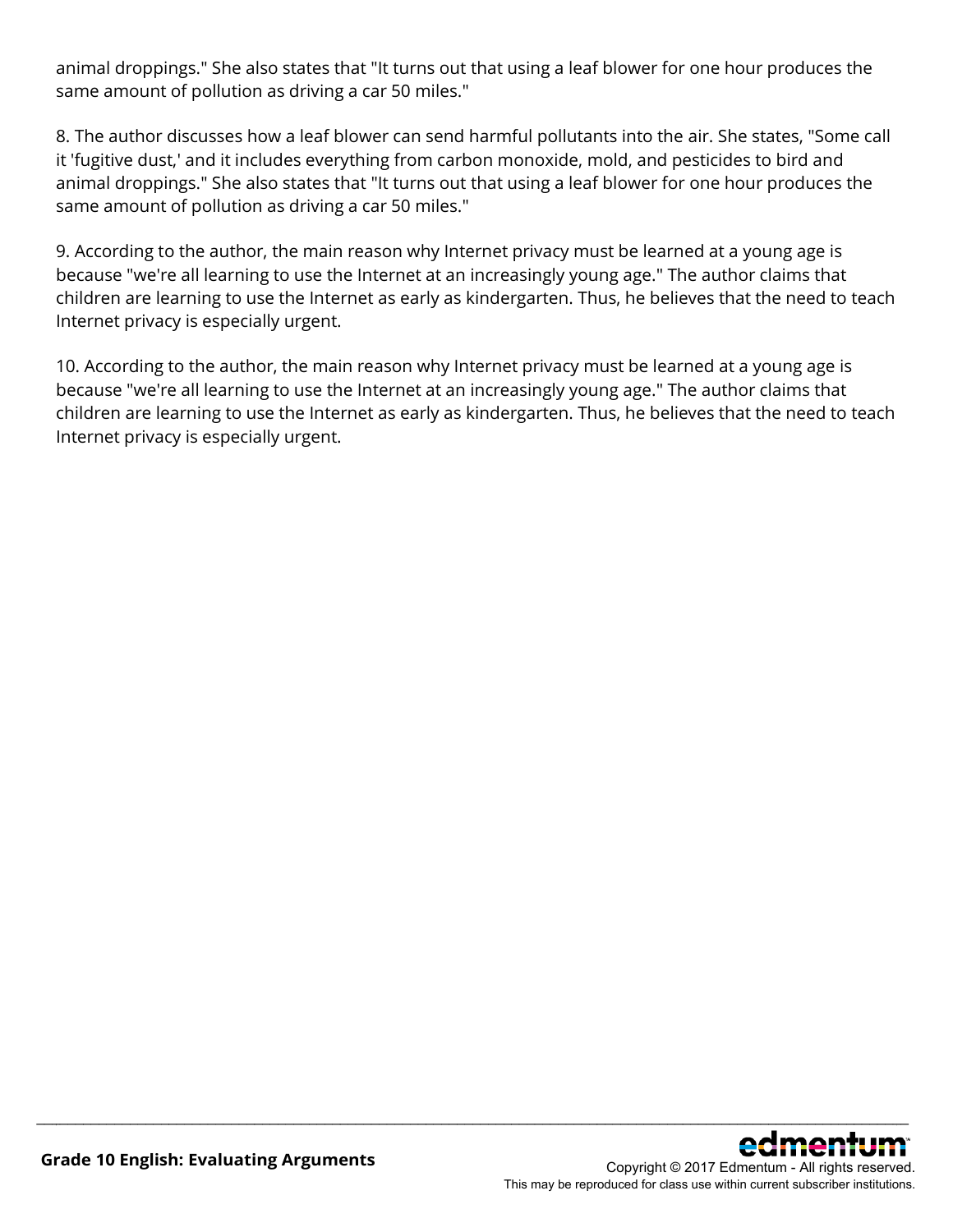animal droppings." She also states that "It turns out that using a leaf blower for one hour produces the same amount of pollution as driving a car 50 miles."

8. The author discusses how a leaf blower can send harmful pollutants into the air. She states, "Some call it 'fugitive dust,' and it includes everything from carbon monoxide, mold, and pesticides to bird and animal droppings." She also states that "It turns out that using a leaf blower for one hour produces the same amount of pollution as driving a car 50 miles."

9. According to the author, the main reason why Internet privacy must be learned at a young age is because "we're all learning to use the Internet at an increasingly young age." The author claims that children are learning to use the Internet as early as kindergarten. Thus, he believes that the need to teach Internet privacy is especially urgent.

10. According to the author, the main reason why Internet privacy must be learned at a young age is because "we're all learning to use the Internet at an increasingly young age." The author claims that children are learning to use the Internet as early as kindergarten. Thus, he believes that the need to teach Internet privacy is especially urgent.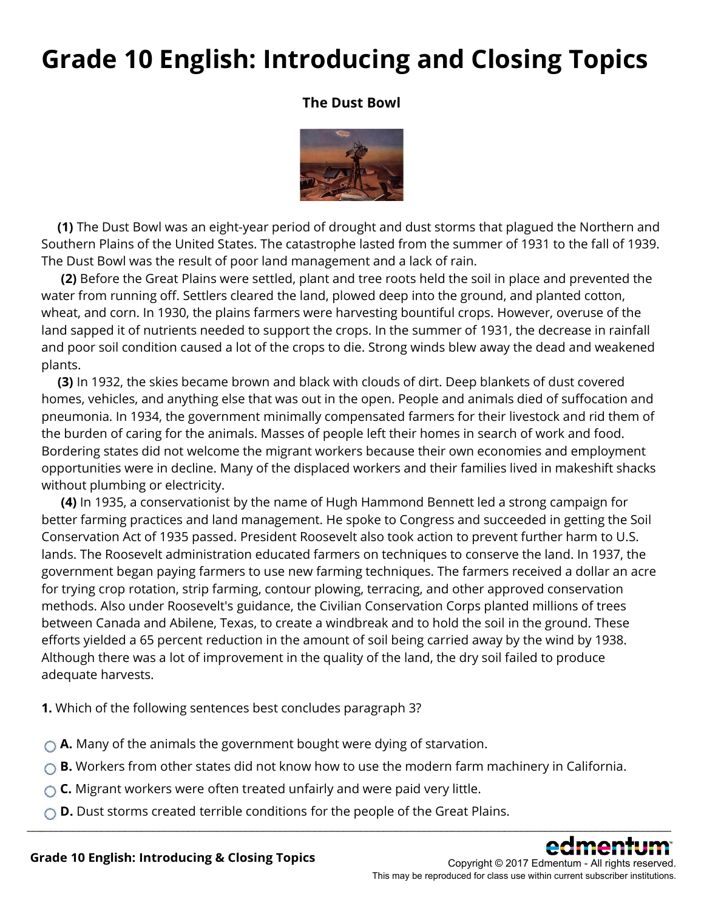# Grade 10 English: Introducing and Closing Topics

**The Dust Bowl**

**(1)** The Dust Bowl was an eight-year period of drought and dust storms that plagued the Northern and Southern Plains of the United States. The catastrophe lasted from the summer of 1931 to the fall of 1939. The Dust Bowl was the result of poor land management and a lack of rain.

**(2)** Before the Great Plains were settled, plant and tree roots held the soil in place and prevented the water from running off. Settlers cleared the land, plowed deep into the ground, and planted cotton, wheat, and corn. In 1930, the plains farmers were harvesting bountiful crops. However, overuse of the land sapped it of nutrients needed to support the crops. In the summer of 1931, the decrease in rainfall and poor soil condition caused a lot of the crops to die. Strong winds blew away the dead and weakened plants.

**(3)** In 1932, the skies became brown and black with clouds of dirt. Deep blankets of dust covered homes, vehicles, and anything else that was out in the open. People and animals died of suffocation and pneumonia. In 1934, the government minimally compensated farmers for their livestock and rid them of the burden of caring for the animals. Masses of people left their homes in search of work and food. Bordering states did not welcome the migrant workers because their own economies and employment opportunities were in decline. Many of the displaced workers and their families lived in makeshift shacks without plumbing or electricity.

**(4)** In 1935, a conservationist by the name of Hugh Hammond Bennett led a strong campaign for better farming practices and land management. He spoke to Congress and succeeded in getting the Soil Conservation Act of 1935 passed. President Roosevelt also took action to prevent further harm to U.S. lands. The Roosevelt administration educated farmers on techniques to conserve the land. In 1937, the government began paying farmers to use new farming techniques. The farmers received a dollar an acre for trying crop rotation, strip farming, contour plowing, terracing, and other approved conservation methods. Also under Roosevelt's guidance, the Civilian Conservation Corps planted millions of trees between Canada and Abilene, Texas, to create a windbreak and to hold the soil in the ground. These efforts yielded a 65 percent reduction in the amount of soil being carried away by the wind by 1938. Although there was a lot of improvement in the quality of the land, the dry soil failed to produce adequate harvests.

**1.** Which of the following sentences best concludes paragraph 3?

- **A.** Many of the animals the government bought were dying of starvation.
- **B.** Workers from other states did not know how to use the modern farm machinery in California.
- **C.** Migrant workers were often treated unfairly and were paid very little.
- **D.** Dust storms created terrible conditions for the people of the Great Plains.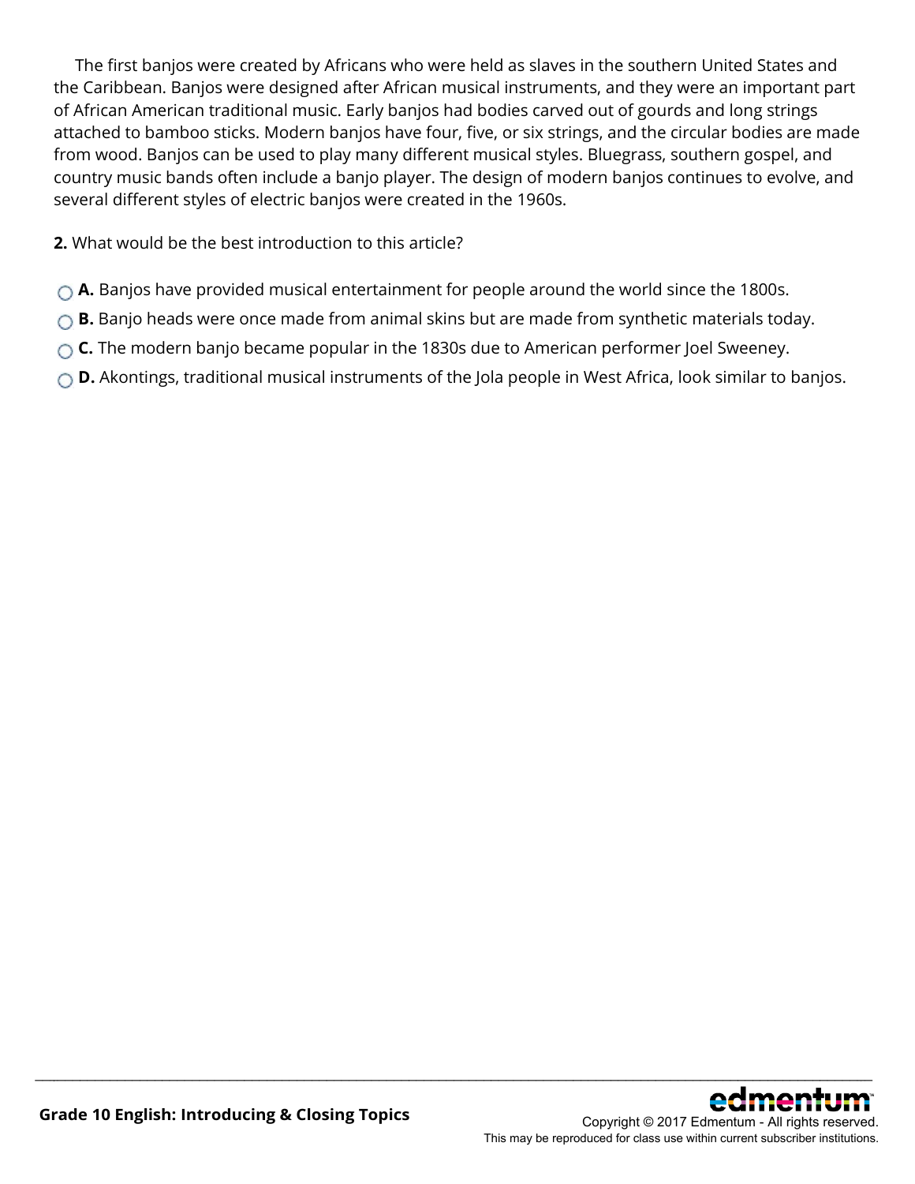The first banjos were created by Africans who were held as slaves in the southern United States and the Caribbean. Banjos were designed after African musical instruments, and they were an important part of African American traditional music. Early banjos had bodies carved out of gourds and long strings attached to bamboo sticks. Modern banjos have four, five, or six strings, and the circular bodies are made from wood. Banjos can be used to play many different musical styles. Bluegrass, southern gospel, and country music bands often include a banjo player. The design of modern banjos continues to evolve, and several different styles of electric banjos were created in the 1960s.

**2.** What would be the best introduction to this article?

- **A.** Banjos have provided musical entertainment for people around the world since the 1800s.
- **B.** Banjo heads were once made from animal skins but are made from synthetic materials today.
- **C.** The modern banjo became popular in the 1830s due to American performer Joel Sweeney.
- **D.** Akontings, traditional musical instruments of the Jola people in West Africa, look similar to banjos.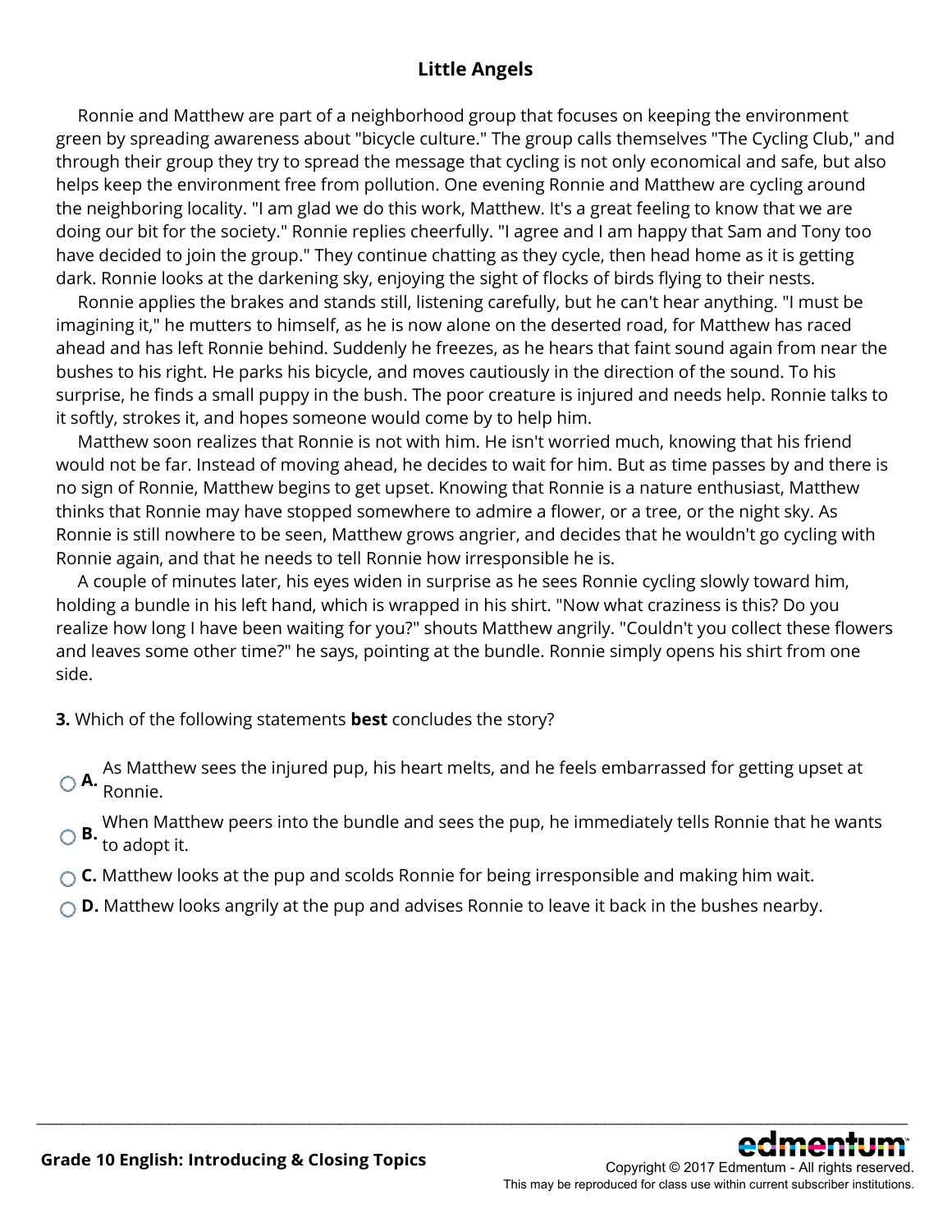# Little Angels

Ronnie and Matthew are part of a neighborhood group that focuses on keeping the environment green by spreading awareness about "bicycle culture." The group calls themselves "The Cycling Club," and through their group they try to spread the message that cycling is not only economical and safe, but also helps keep the environment free from pollution. One evening Ronnie and Matthew are cycling around the neighboring locality. "I am glad we do this work, Matthew. It's a great feeling to know that we are doing our bit for the society." Ronnie replies cheerfully. "I agree and I am happy that Sam and Tony too have decided to join the group." They continue chatting as they cycle, then head home as it is getting dark. Ronnie looks at the darkening sky, enjoying the sight of flocks of birds flying to their nests.

Ronnie applies the brakes and stands still, listening carefully, but he can't hear anything. "I must be imagining it," he mutters to himself, as he is now alone on the deserted road, for Matthew has raced ahead and has left Ronnie behind. Suddenly he freezes, as he hears that faint sound again from near the bushes to his right. He parks his bicycle, and moves cautiously in the direction of the sound. To his surprise, he finds a small puppy in the bush. The poor creature is injured and needs help. Ronnie talks to it softly, strokes it, and hopes someone would come by to help him.

Matthew soon realizes that Ronnie is not with him. He isn't worried much, knowing that his friend would not be far. Instead of moving ahead, he decides to wait for him. But as time passes by and there is no sign of Ronnie, Matthew begins to get upset. Knowing that Ronnie is a nature enthusiast, Matthew thinks that Ronnie may have stopped somewhere to admire a flower, or a tree, or the night sky. As Ronnie is still nowhere to be seen, Matthew grows angrier, and decides that he wouldn't go cycling with Ronnie again, and that he needs to tell Ronnie how irresponsible he is.

A couple of minutes later, his eyes widen in surprise as he sees Ronnie cycling slowly toward him, holding a bundle in his left hand, which is wrapped in his shirt. "Now what craziness is this? Do you realize how long I have been waiting for you?" shouts Matthew angrily. "Couldn't you collect these flowers and leaves some other time?" he says, pointing at the bundle. Ronnie simply opens his shirt from one side.

**3.** Which of the following statements **best** concludes the story?

- **A.** As Matthew sees the injured pup, his heart melts, and he feels embarrassed for getting upset at Ronnie.
- **B.** When Matthew peers into the bundle and sees the pup, he immediately tells Ronnie that he wants to adopt it.
- **C.** Matthew looks at the pup and scolds Ronnie for being irresponsible and making him wait.
- **D.** Matthew looks angrily at the pup and advises Ronnie to leave it back in the bushes nearby.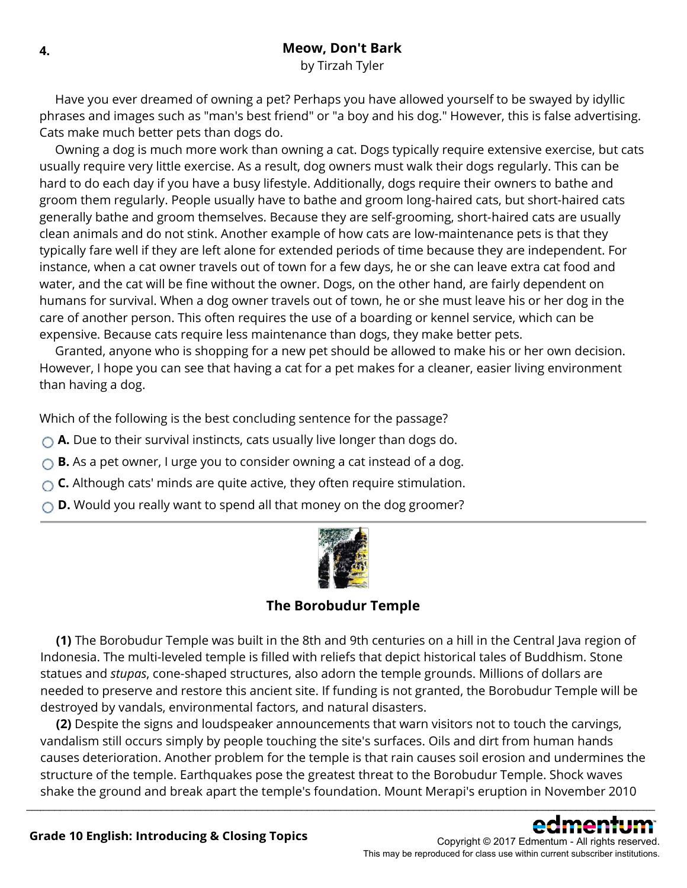**4.**

## Meow, Don't Bark

by Tirzah Tyler

Have you ever dreamed of owning a pet? Perhaps you have allowed yourself to be swayed by idyllic phrases and images such as "man's best friend" or "a boy and his dog." However, this is false advertising. Cats make much better pets than dogs do.

Owning a dog is much more work than owning a cat. Dogs typically require extensive exercise, but cats usually require very little exercise. As a result, dog owners must walk their dogs regularly. This can be hard to do each day if you have a busy lifestyle. Additionally, dogs require their owners to bathe and groom them regularly. People usually have to bathe and groom long-haired cats, but short-haired cats generally bathe and groom themselves. Because they are self-grooming, short-haired cats are usually clean animals and do not stink. Another example of how cats are low-maintenance pets is that they typically fare well if they are left alone for extended periods of time because they are independent. For instance, when a cat owner travels out of town for a few days, he or she can leave extra cat food and water, and the cat will be fine without the owner. Dogs, on the other hand, are fairly dependent on humans for survival. When a dog owner travels out of town, he or she must leave his or her dog in the care of another person. This often requires the use of a boarding or kennel service, which can be expensive. Because cats require less maintenance than dogs, they make better pets.

Granted, anyone who is shopping for a new pet should be allowed to make his or her own decision. However, I hope you can see that having a cat for a pet makes for a cleaner, easier living environment than having a dog.

Which of the following is the best concluding sentence for the passage?

- **A.** Due to their survival instincts, cats usually live longer than dogs do.
- **B.** As a pet owner, I urge you to consider owning a cat instead of a dog.
- **C.** Although cats' minds are quite active, they often require stimulation.
- **D.** Would you really want to spend all that money on the dog groomer?

---

## The Borobudur Temple

**(1)** The Borobudur Temple was built in the 8th and 9th centuries on a hill in the Central Java region of Indonesia. The multi-leveled temple is filled with reliefs that depict historical tales of Buddhism. Stone statues and *stupas*, cone-shaped structures, also adorn the temple grounds. Millions of dollars are needed to preserve and restore this ancient site. If funding is not granted, the Borobudur Temple will be destroyed by vandals, environmental factors, and natural disasters.

**(2)** Despite the signs and loudspeaker announcements that warn visitors not to touch the carvings, vandalism still occurs simply by people touching the site's surfaces. Oils and dirt from human hands causes deterioration. Another problem for the temple is that rain causes soil erosion and undermines the structure of the temple. Earthquakes pose the greatest threat to the Borobudur Temple. Shock waves shake the ground and break apart the temple's foundation. Mount Merapi's eruption in November 2010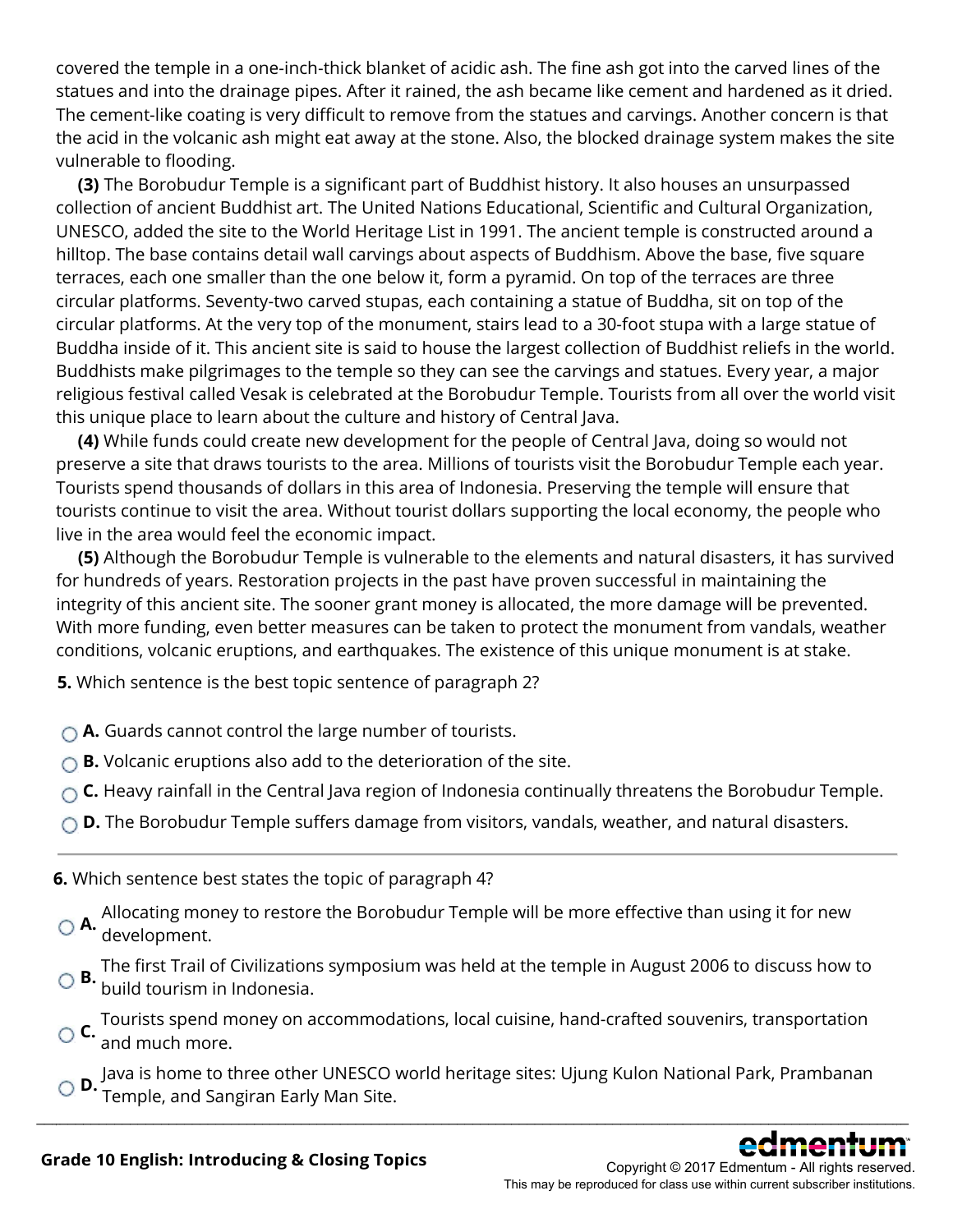covered the temple in a one-inch-thick blanket of acidic ash. The fine ash got into the carved lines of the statues and into the drainage pipes. After it rained, the ash became like cement and hardened as it dried. The cement-like coating is very difficult to remove from the statues and carvings. Another concern is that the acid in the volcanic ash might eat away at the stone. Also, the blocked drainage system makes the site vulnerable to flooding.

**(3)** The Borobudur Temple is a significant part of Buddhist history. It also houses an unsurpassed collection of ancient Buddhist art. The United Nations Educational, Scientific and Cultural Organization, UNESCO, added the site to the World Heritage List in 1991. The ancient temple is constructed around a hilltop. The base contains detail wall carvings about aspects of Buddhism. Above the base, five square terraces, each one smaller than the one below it, form a pyramid. On top of the terraces are three circular platforms. Seventy-two carved stupas, each containing a statue of Buddha, sit on top of the circular platforms. At the very top of the monument, stairs lead to a 30-foot stupa with a large statue of Buddha inside of it. This ancient site is said to house the largest collection of Buddhist reliefs in the world. Buddhists make pilgrimages to the temple so they can see the carvings and statues. Every year, a major religious festival called Vesak is celebrated at the Borobudur Temple. Tourists from all over the world visit this unique place to learn about the culture and history of Central Java.

**(4)** While funds could create new development for the people of Central Java, doing so would not preserve a site that draws tourists to the area. Millions of tourists visit the Borobudur Temple each year. Tourists spend thousands of dollars in this area of Indonesia. Preserving the temple will ensure that tourists continue to visit the area. Without tourist dollars supporting the local economy, the people who live in the area would feel the economic impact.

**(5)** Although the Borobudur Temple is vulnerable to the elements and natural disasters, it has survived for hundreds of years. Restoration projects in the past have proven successful in maintaining the integrity of this ancient site. The sooner grant money is allocated, the more damage will be prevented. With more funding, even better measures can be taken to protect the monument from vandals, weather conditions, volcanic eruptions, and earthquakes. The existence of this unique monument is at stake.

**5.** Which sentence is the best topic sentence of paragraph 2?

- **A.** Guards cannot control the large number of tourists.
- **B.** Volcanic eruptions also add to the deterioration of the site.
- **C.** Heavy rainfall in the Central Java region of Indonesia continually threatens the Borobudur Temple.
- **D.** The Borobudur Temple suffers damage from visitors, vandals, weather, and natural disasters.

---

**6.** Which sentence best states the topic of paragraph 4?

- **A.** Allocating money to restore the Borobudur Temple will be more effective than using it for new development.
- **B.** The first Trail of Civilizations symposium was held at the temple in August 2006 to discuss how to build tourism in Indonesia.
- **C.** Tourists spend money on accommodations, local cuisine, hand-crafted souvenirs, transportation and much more.
- **D.** Java is home to three other UNESCO world heritage sites: Ujung Kulon National Park, Prambanan Temple, and Sangiran Early Man Site.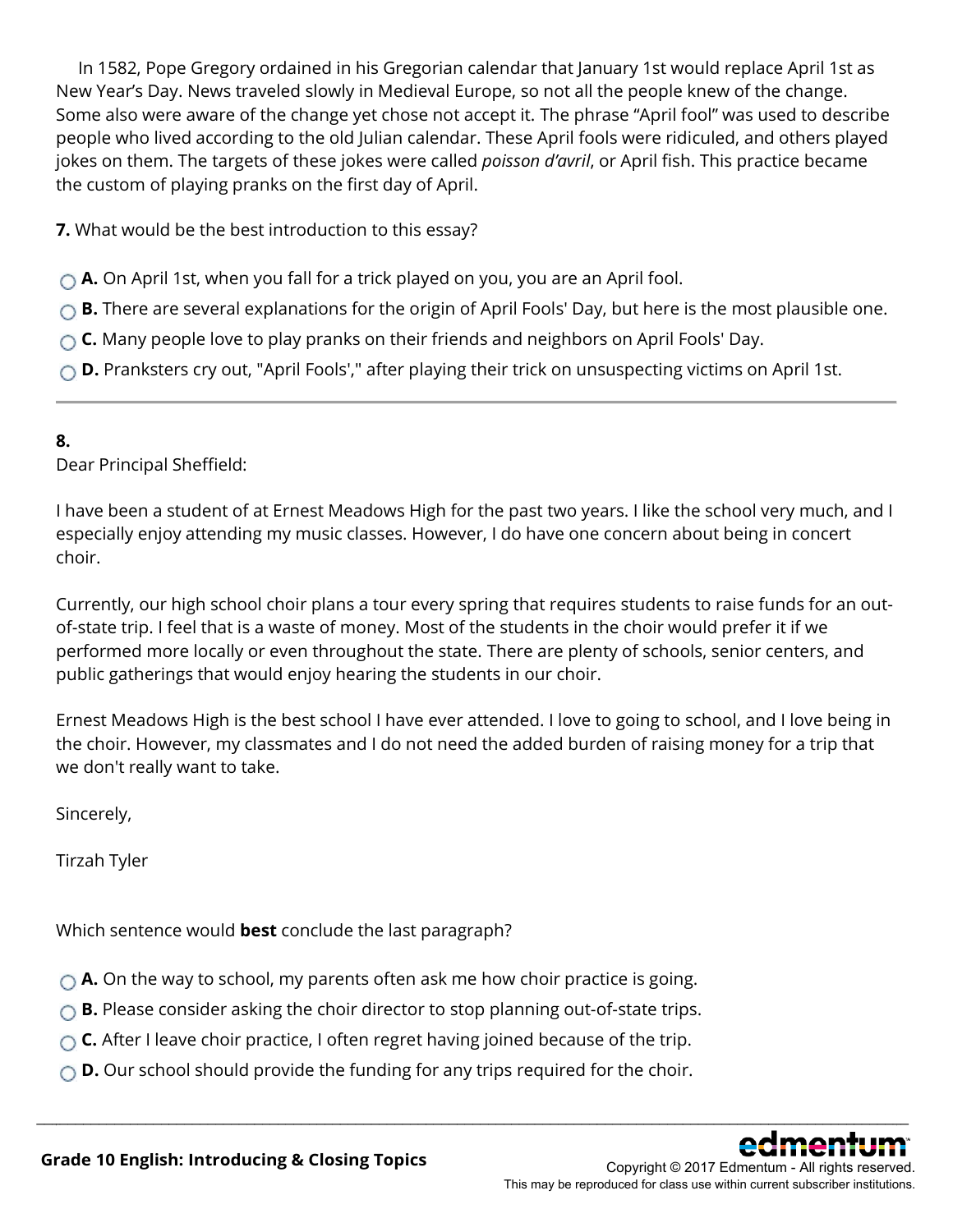In 1582, Pope Gregory ordained in his Gregorian calendar that January 1st would replace April 1st as New Year's Day. News traveled slowly in Medieval Europe, so not all the people knew of the change. Some also were aware of the change yet chose not accept it. The phrase "April fool" was used to describe people who lived according to the old Julian calendar. These April fools were ridiculed, and others played jokes on them. The targets of these jokes were called *poisson d'avril*, or April fish. This practice became the custom of playing pranks on the first day of April.

**7.** What would be the best introduction to this essay?

- **A.** On April 1st, when you fall for a trick played on you, you are an April fool.
- **B.** There are several explanations for the origin of April Fools' Day, but here is the most plausible one.
- **C.** Many people love to play pranks on their friends and neighbors on April Fools' Day.
- **D.** Pranksters cry out, "April Fools'," after playing their trick on unsuspecting victims on April 1st.

---

**8.**

Dear Principal Sheffield:

I have been a student of at Ernest Meadows High for the past two years. I like the school very much, and I especially enjoy attending my music classes. However, I do have one concern about being in concert choir.

Currently, our high school choir plans a tour every spring that requires students to raise funds for an out-of-state trip. I feel that is a waste of money. Most of the students in the choir would prefer it if we performed more locally or even throughout the state. There are plenty of schools, senior centers, and public gatherings that would enjoy hearing the students in our choir.

Ernest Meadows High is the best school I have ever attended. I love to going to school, and I love being in the choir. However, my classmates and I do not need the added burden of raising money for a trip that we don't really want to take.

Sincerely,

Tirzah Tyler

Which sentence would **best** conclude the last paragraph?

- **A.** On the way to school, my parents often ask me how choir practice is going.
- **B.** Please consider asking the choir director to stop planning out-of-state trips.
- **C.** After I leave choir practice, I often regret having joined because of the trip.
- **D.** Our school should provide the funding for any trips required for the choir.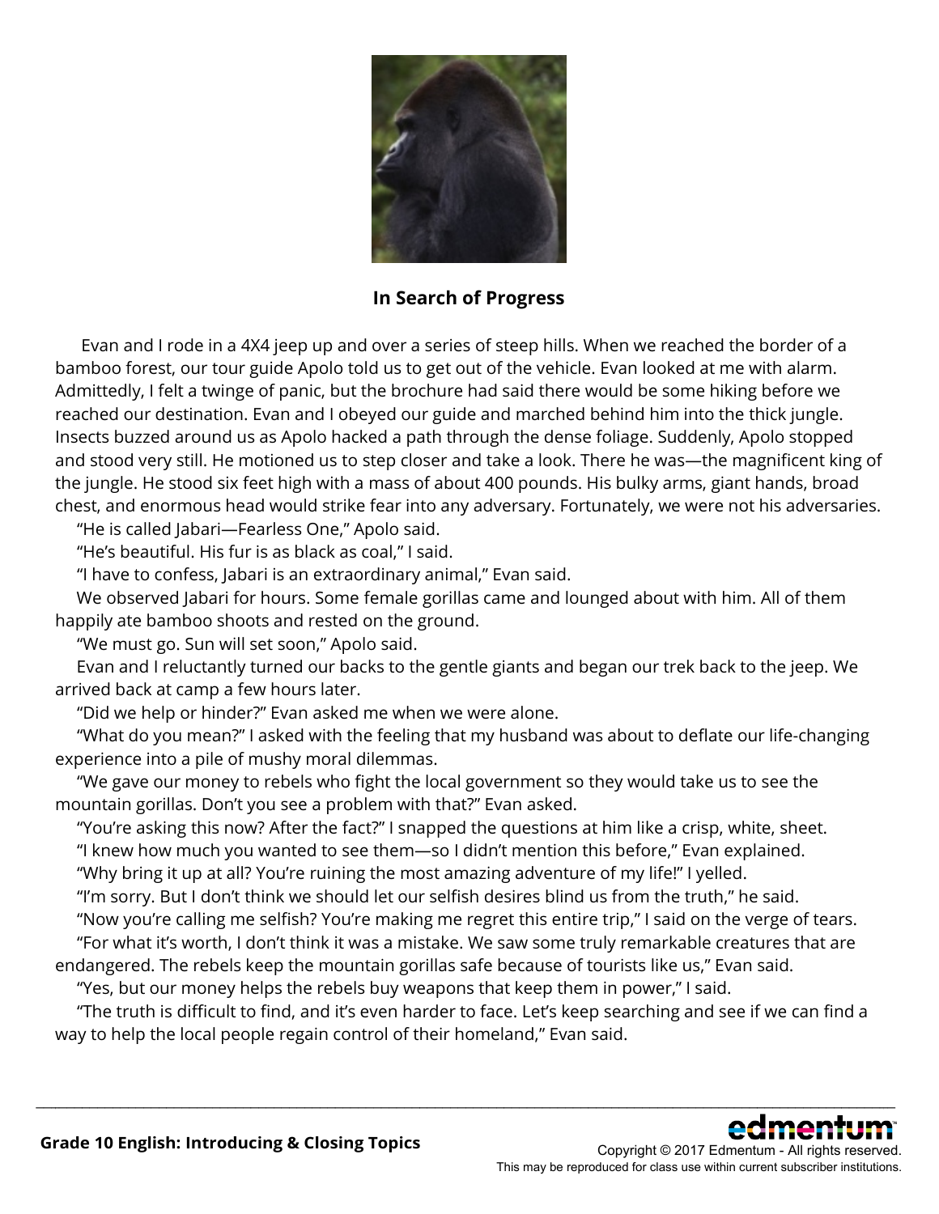**In Search of Progress**

Evan and I rode in a 4X4 jeep up and over a series of steep hills. When we reached the border of a bamboo forest, our tour guide Apolo told us to get out of the vehicle. Evan looked at me with alarm. Admittedly, I felt a twinge of panic, but the brochure had said there would be some hiking before we reached our destination. Evan and I obeyed our guide and marched behind him into the thick jungle. Insects buzzed around us as Apolo hacked a path through the dense foliage. Suddenly, Apolo stopped and stood very still. He motioned us to step closer and take a look. There he was—the magnificent king of the jungle. He stood six feet high with a mass of about 400 pounds. His bulky arms, giant hands, broad chest, and enormous head would strike fear into any adversary. Fortunately, we were not his adversaries.

"He is called Jabari—Fearless One," Apolo said.

"He's beautiful. His fur is as black as coal," I said.

"I have to confess, Jabari is an extraordinary animal," Evan said.

We observed Jabari for hours. Some female gorillas came and lounged about with him. All of them happily ate bamboo shoots and rested on the ground.

"We must go. Sun will set soon," Apolo said.

Evan and I reluctantly turned our backs to the gentle giants and began our trek back to the jeep. We arrived back at camp a few hours later.

"Did we help or hinder?" Evan asked me when we were alone.

"What do you mean?" I asked with the feeling that my husband was about to deflate our life-changing experience into a pile of mushy moral dilemmas.

"We gave our money to rebels who fight the local government so they would take us to see the mountain gorillas. Don't you see a problem with that?" Evan asked.

"You're asking this now? After the fact?" I snapped the questions at him like a crisp, white, sheet.

"I knew how much you wanted to see them—so I didn't mention this before," Evan explained.

"Why bring it up at all? You're ruining the most amazing adventure of my life!" I yelled.

"I'm sorry. But I don't think we should let our selfish desires blind us from the truth," he said.

"Now you're calling me selfish? You're making me regret this entire trip," I said on the verge of tears.

"For what it's worth, I don't think it was a mistake. We saw some truly remarkable creatures that are endangered. The rebels keep the mountain gorillas safe because of tourists like us," Evan said.

"Yes, but our money helps the rebels buy weapons that keep them in power," I said.

"The truth is difficult to find, and it's even harder to face. Let's keep searching and see if we can find a way to help the local people regain control of their homeland," Evan said.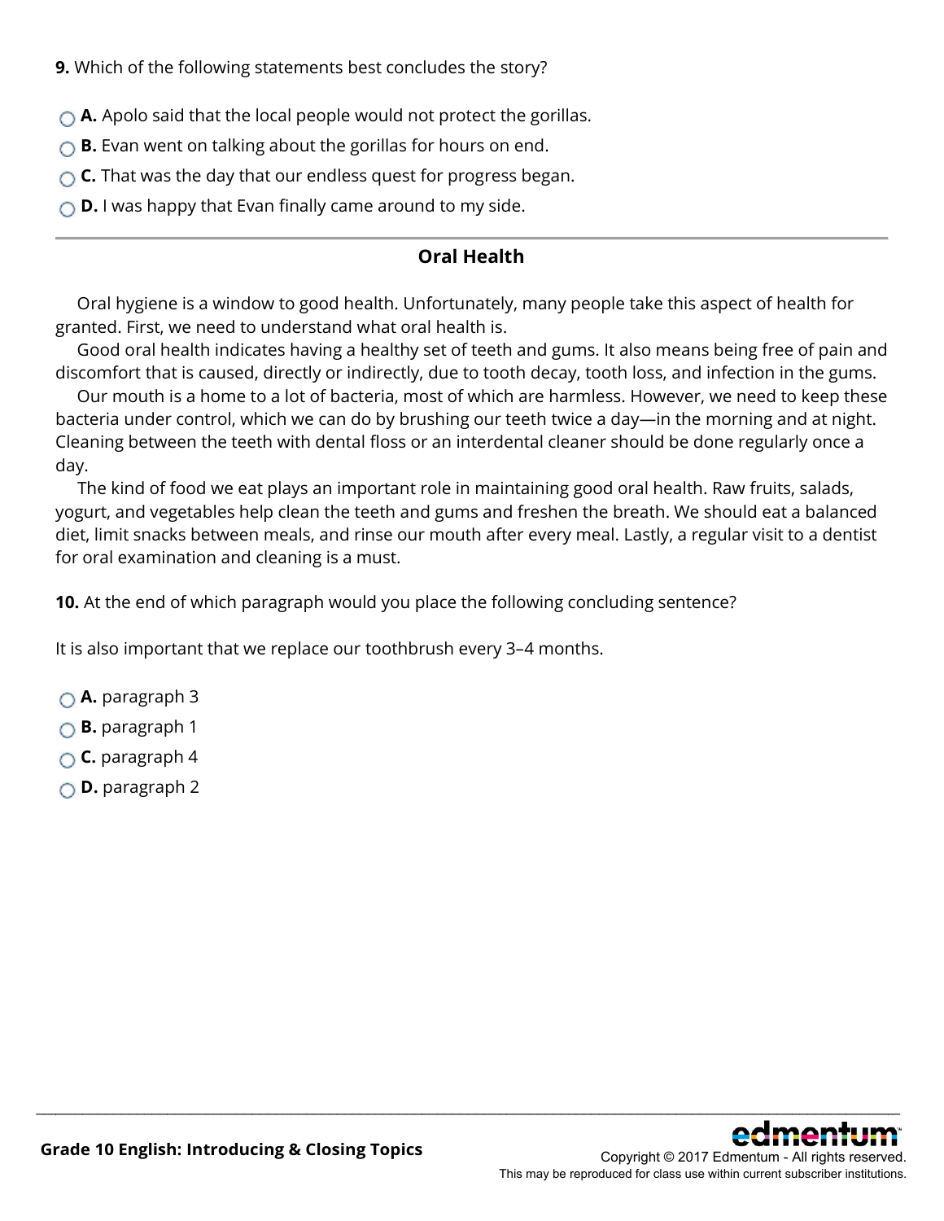**9.** Which of the following statements best concludes the story?

- **A.** Apolo said that the local people would not protect the gorillas.
- **B.** Evan went on talking about the gorillas for hours on end.
- **C.** That was the day that our endless quest for progress began.
- **D.** I was happy that Evan finally came around to my side.

---

## Oral Health

Oral hygiene is a window to good health. Unfortunately, many people take this aspect of health for granted. First, we need to understand what oral health is.

Good oral health indicates having a healthy set of teeth and gums. It also means being free of pain and discomfort that is caused, directly or indirectly, due to tooth decay, tooth loss, and infection in the gums.

Our mouth is a home to a lot of bacteria, most of which are harmless. However, we need to keep these bacteria under control, which we can do by brushing our teeth twice a day—in the morning and at night. Cleaning between the teeth with dental floss or an interdental cleaner should be done regularly once a day.

The kind of food we eat plays an important role in maintaining good oral health. Raw fruits, salads, yogurt, and vegetables help clean the teeth and gums and freshen the breath. We should eat a balanced diet, limit snacks between meals, and rinse our mouth after every meal. Lastly, a regular visit to a dentist for oral examination and cleaning is a must.

**10.** At the end of which paragraph would you place the following concluding sentence?

It is also important that we replace our toothbrush every 3–4 months.

- **A.** paragraph 3
- **B.** paragraph 1
- **C.** paragraph 4
- **D.** paragraph 2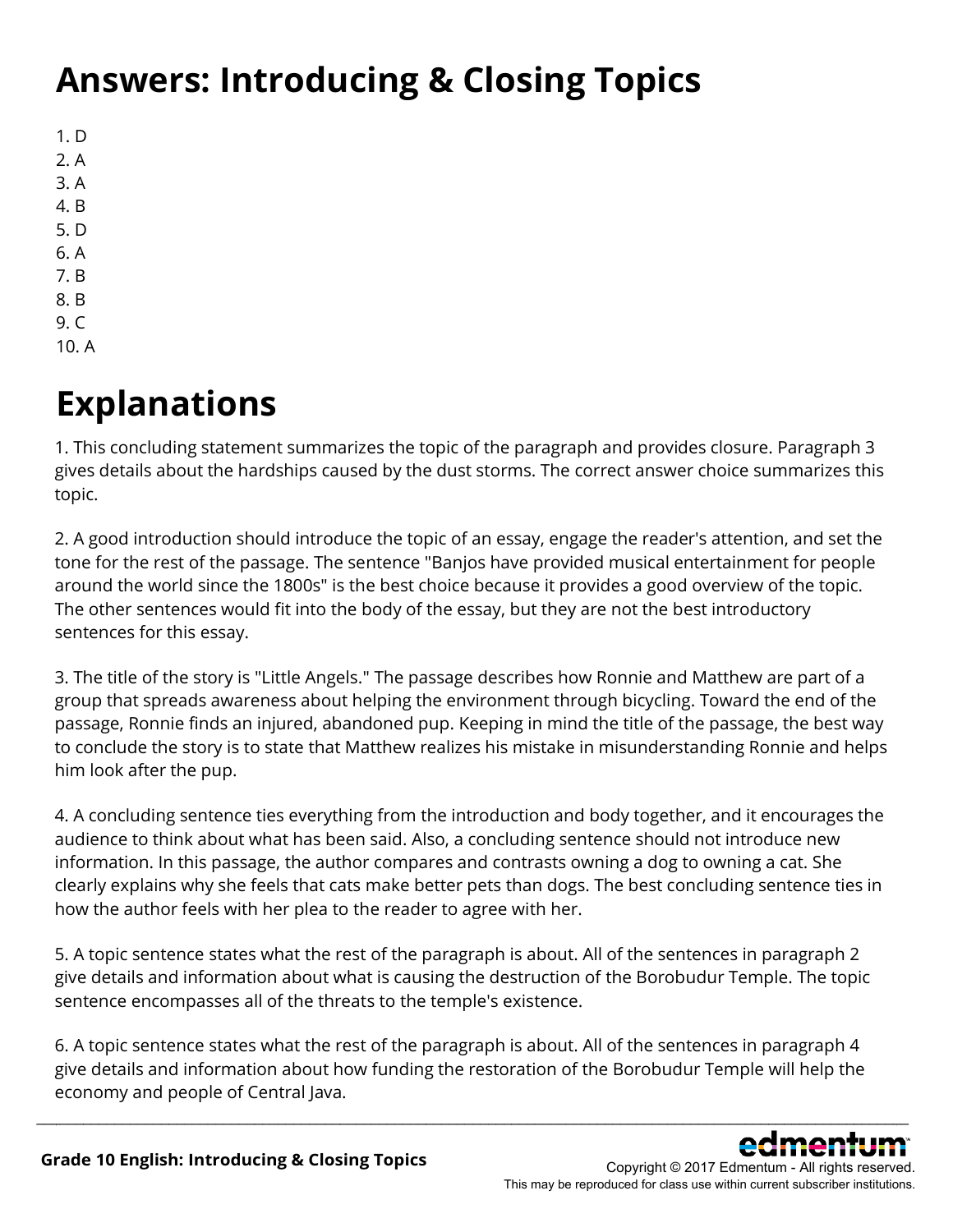# Answers: Introducing & Closing Topics

1. D
2. A
3. A
4. B
5. D
6. A
7. B
8. B
9. C
10. A

# Explanations

1. This concluding statement summarizes the topic of the paragraph and provides closure. Paragraph 3 gives details about the hardships caused by the dust storms. The correct answer choice summarizes this topic.

2. A good introduction should introduce the topic of an essay, engage the reader's attention, and set the tone for the rest of the passage. The sentence "Banjos have provided musical entertainment for people around the world since the 1800s" is the best choice because it provides a good overview of the topic. The other sentences would fit into the body of the essay, but they are not the best introductory sentences for this essay.

3. The title of the story is "Little Angels." The passage describes how Ronnie and Matthew are part of a group that spreads awareness about helping the environment through bicycling. Toward the end of the passage, Ronnie finds an injured, abandoned pup. Keeping in mind the title of the passage, the best way to conclude the story is to state that Matthew realizes his mistake in misunderstanding Ronnie and helps him look after the pup.

4. A concluding sentence ties everything from the introduction and body together, and it encourages the audience to think about what has been said. Also, a concluding sentence should not introduce new information. In this passage, the author compares and contrasts owning a dog to owning a cat. She clearly explains why she feels that cats make better pets than dogs. The best concluding sentence ties in how the author feels with her plea to the reader to agree with her.

5. A topic sentence states what the rest of the paragraph is about. All of the sentences in paragraph 2 give details and information about what is causing the destruction of the Borobudur Temple. The topic sentence encompasses all of the threats to the temple's existence.

6. A topic sentence states what the rest of the paragraph is about. All of the sentences in paragraph 4 give details and information about how funding the restoration of the Borobudur Temple will help the economy and people of Central Java.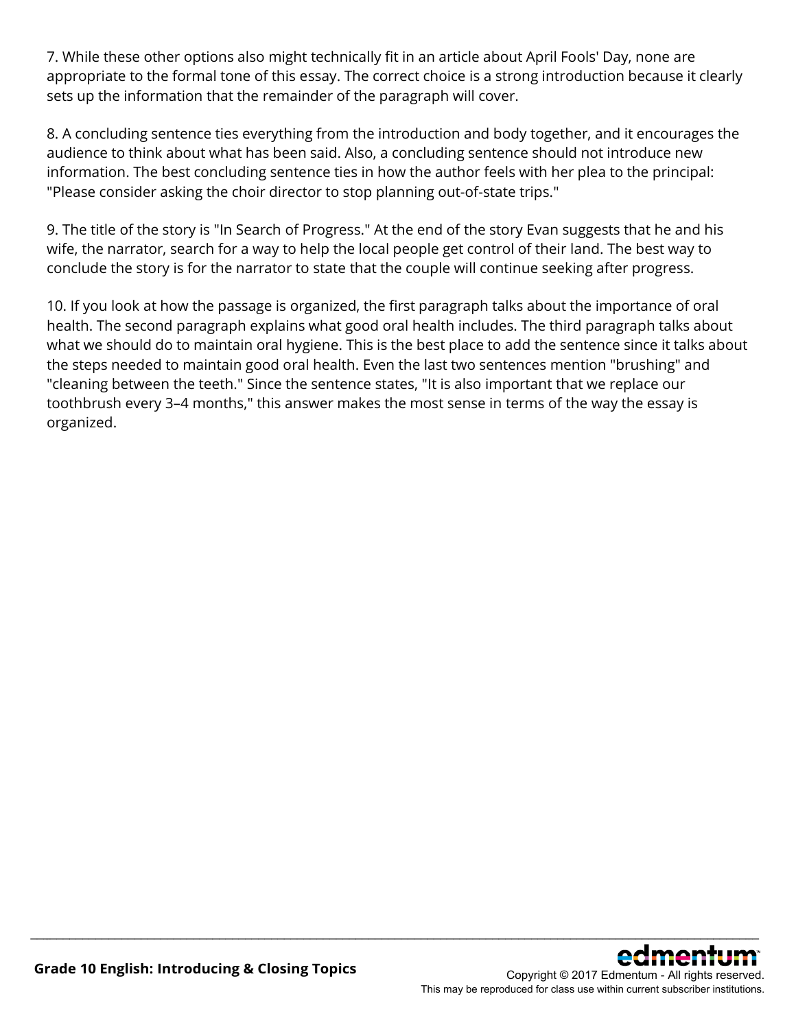7. While these other options also might technically fit in an article about April Fools' Day, none are appropriate to the formal tone of this essay. The correct choice is a strong introduction because it clearly sets up the information that the remainder of the paragraph will cover.

8. A concluding sentence ties everything from the introduction and body together, and it encourages the audience to think about what has been said. Also, a concluding sentence should not introduce new information. The best concluding sentence ties in how the author feels with her plea to the principal: "Please consider asking the choir director to stop planning out-of-state trips."

9. The title of the story is "In Search of Progress." At the end of the story Evan suggests that he and his wife, the narrator, search for a way to help the local people get control of their land. The best way to conclude the story is for the narrator to state that the couple will continue seeking after progress.

10. If you look at how the passage is organized, the first paragraph talks about the importance of oral health. The second paragraph explains what good oral health includes. The third paragraph talks about what we should do to maintain oral hygiene. This is the best place to add the sentence since it talks about the steps needed to maintain good oral health. Even the last two sentences mention "brushing" and "cleaning between the teeth." Since the sentence states, "It is also important that we replace our toothbrush every 3–4 months," this answer makes the most sense in terms of the way the essay is organized.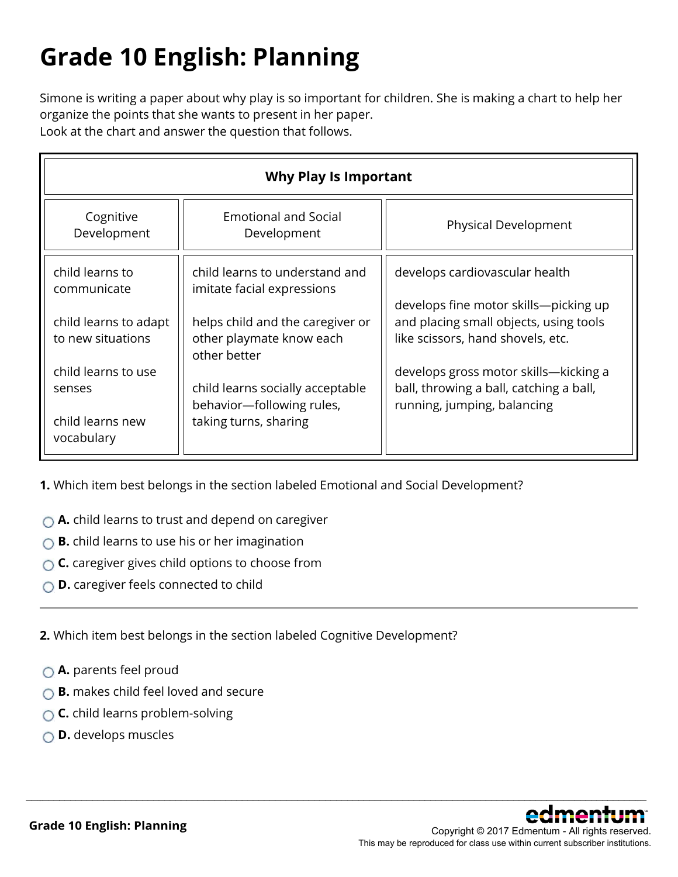# Grade 10 English: Planning

Simone is writing a paper about why play is so important for children. She is making a chart to help her organize the points that she wants to present in her paper.
Look at the chart and answer the question that follows.

| Why Play Is Important | | |
|---|---|---|
| Cognitive Development | Emotional and Social Development | Physical Development |
| child learns to communicate<br><br>child learns to adapt to new situations<br><br>child learns to use senses<br><br>child learns new vocabulary | child learns to understand and imitate facial expressions<br><br>helps child and the caregiver or other playmate know each other better<br><br>child learns socially acceptable behavior—following rules, taking turns, sharing | develops cardiovascular health<br><br>develops fine motor skills—picking up and placing small objects, using tools like scissors, hand shovels, etc.<br><br>develops gross motor skills—kicking a ball, throwing a ball, catching a ball, running, jumping, balancing |

**1.** Which item best belongs in the section labeled Emotional and Social Development?

- **A.** child learns to trust and depend on caregiver
- **B.** child learns to use his or her imagination
- **C.** caregiver gives child options to choose from
- **D.** caregiver feels connected to child

---

**2.** Which item best belongs in the section labeled Cognitive Development?

- **A.** parents feel proud
- **B.** makes child feel loved and secure
- **C.** child learns problem-solving
- **D.** develops muscles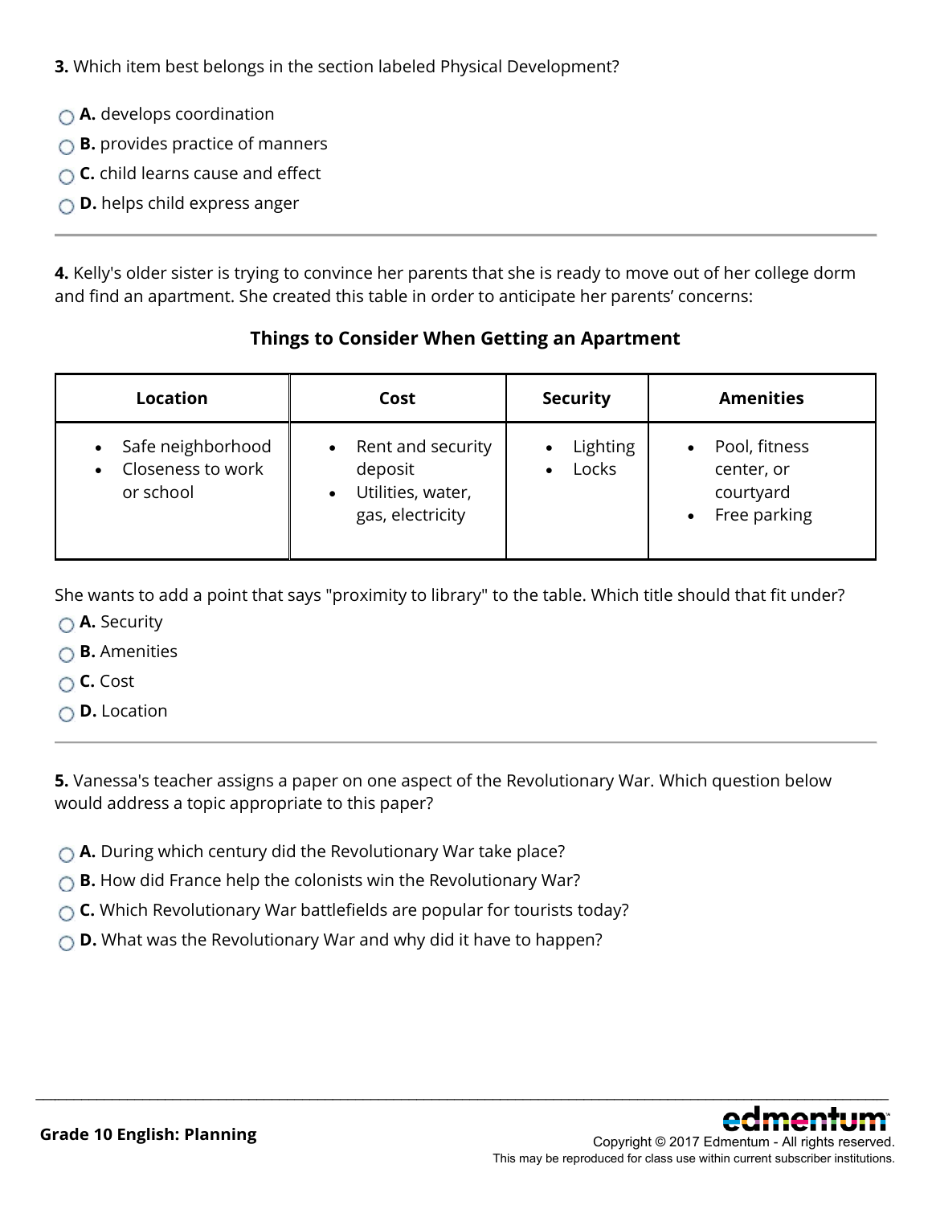**3.** Which item best belongs in the section labeled Physical Development?

- **A.** develops coordination
- **B.** provides practice of manners
- **C.** child learns cause and effect
- **D.** helps child express anger

---

**4.** Kelly's older sister is trying to convince her parents that she is ready to move out of her college dorm and find an apartment. She created this table in order to anticipate her parents' concerns:

**Things to Consider When Getting an Apartment**

| Location | Cost | Security | Amenities |
| --- | --- | --- | --- |
| • Safe neighborhood<br>• Closeness to work or school | • Rent and security deposit<br>• Utilities, water, gas, electricity | • Lighting<br>• Locks | • Pool, fitness center, or courtyard<br>• Free parking |

She wants to add a point that says "proximity to library" to the table. Which title should that fit under?

- **A.** Security
- **B.** Amenities
- **C.** Cost
- **D.** Location

---

**5.** Vanessa's teacher assigns a paper on one aspect of the Revolutionary War. Which question below would address a topic appropriate to this paper?

- **A.** During which century did the Revolutionary War take place?
- **B.** How did France help the colonists win the Revolutionary War?
- **C.** Which Revolutionary War battlefields are popular for tourists today?
- **D.** What was the Revolutionary War and why did it have to happen?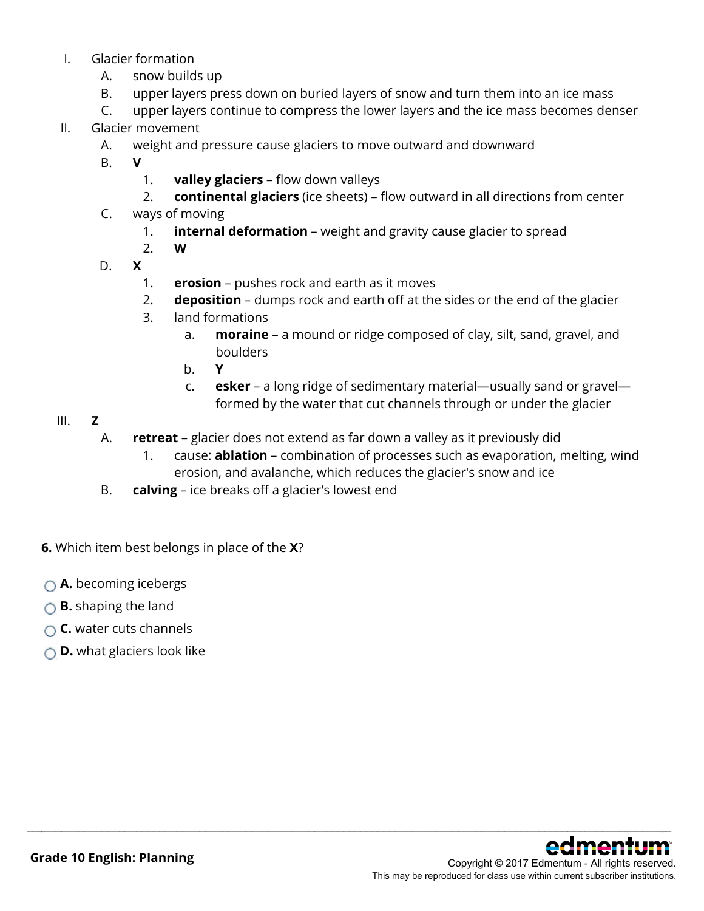I. Glacier formation
    A. snow builds up
    B. upper layers press down on buried layers of snow and turn them into an ice mass
    C. upper layers continue to compress the lower layers and the ice mass becomes denser

II. Glacier movement
    A. weight and pressure cause glaciers to move outward and downward
    B. **V**
        1. **valley glaciers** – flow down valleys
        2. **continental glaciers** (ice sheets) – flow outward in all directions from center
    C. ways of moving
        1. **internal deformation** – weight and gravity cause glacier to spread
        2. **W**
    D. **X**
        1. **erosion** – pushes rock and earth as it moves
        2. **deposition** – dumps rock and earth off at the sides or the end of the glacier
        3. land formations
            a. **moraine** – a mound or ridge composed of clay, silt, sand, gravel, and boulders
            b. **Y**
            c. **esker** – a long ridge of sedimentary material—usually sand or gravel—formed by the water that cut channels through or under the glacier

III. **Z**
    A. **retreat** – glacier does not extend as far down a valley as it previously did
        1. cause: **ablation** – combination of processes such as evaporation, melting, wind erosion, and avalanche, which reduces the glacier's snow and ice
    B. **calving** – ice breaks off a glacier's lowest end

**6.** Which item best belongs in place of the **X**?

- **A.** becoming icebergs
- **B.** shaping the land
- **C.** water cuts channels
- **D.** what glaciers look like

**Grade 10 English: Planning**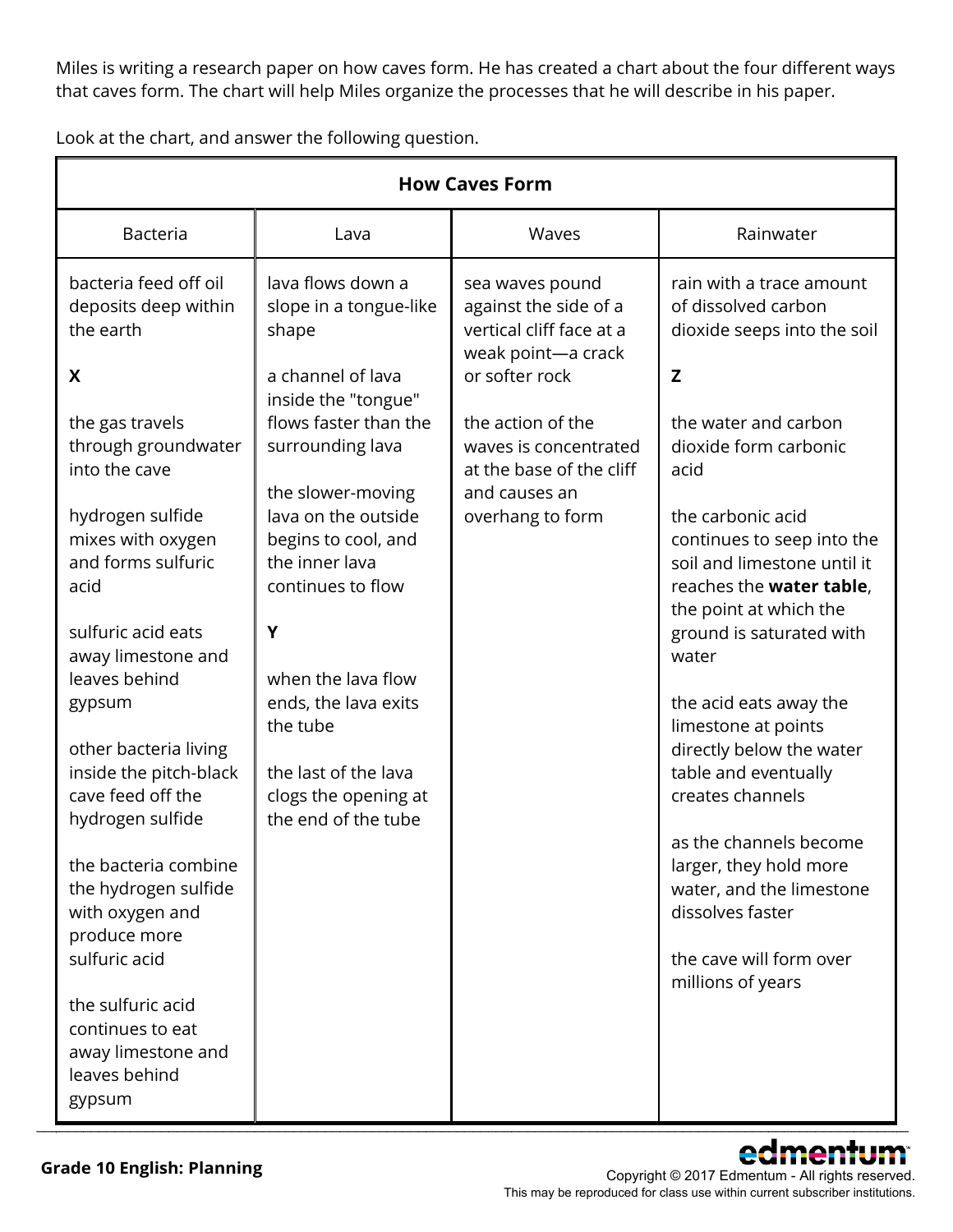Miles is writing a research paper on how caves form. He has created a chart about the four different ways that caves form. The chart will help Miles organize the processes that he will describe in his paper.

Look at the chart, and answer the following question.

| How Caves Form | | | |
|---|---|---|---|
| Bacteria | Lava | Waves | Rainwater |
| bacteria feed off oil deposits deep within the earth<br><br>**X**<br><br>the gas travels through groundwater into the cave<br><br>hydrogen sulfide mixes with oxygen and forms sulfuric acid<br><br>sulfuric acid eats away limestone and leaves behind gypsum<br><br>other bacteria living inside the pitch-black cave feed off the hydrogen sulfide<br><br>the bacteria combine the hydrogen sulfide with oxygen and produce more sulfuric acid<br><br>the sulfuric acid continues to eat away limestone and leaves behind gypsum | lava flows down a slope in a tongue-like shape<br><br>a channel of lava inside the "tongue" flows faster than the surrounding lava<br><br>the slower-moving lava on the outside begins to cool, and the inner lava continues to flow<br><br>**Y**<br><br>when the lava flow ends, the lava exits the tube<br><br>the last of the lava clogs the opening at the end of the tube | sea waves pound against the side of a vertical cliff face at a weak point—a crack or softer rock<br><br>the action of the waves is concentrated at the base of the cliff and causes an overhang to form | rain with a trace amount of dissolved carbon dioxide seeps into the soil<br><br>**Z**<br><br>the water and carbon dioxide form carbonic acid<br><br>the carbonic acid continues to seep into the soil and limestone until it reaches the **water table**, the point at which the ground is saturated with water<br><br>the acid eats away the limestone at points directly below the water table and eventually creates channels<br><br>as the channels become larger, they hold more water, and the limestone dissolves faster<br><br>the cave will form over millions of years |

Grade 10 English: Planning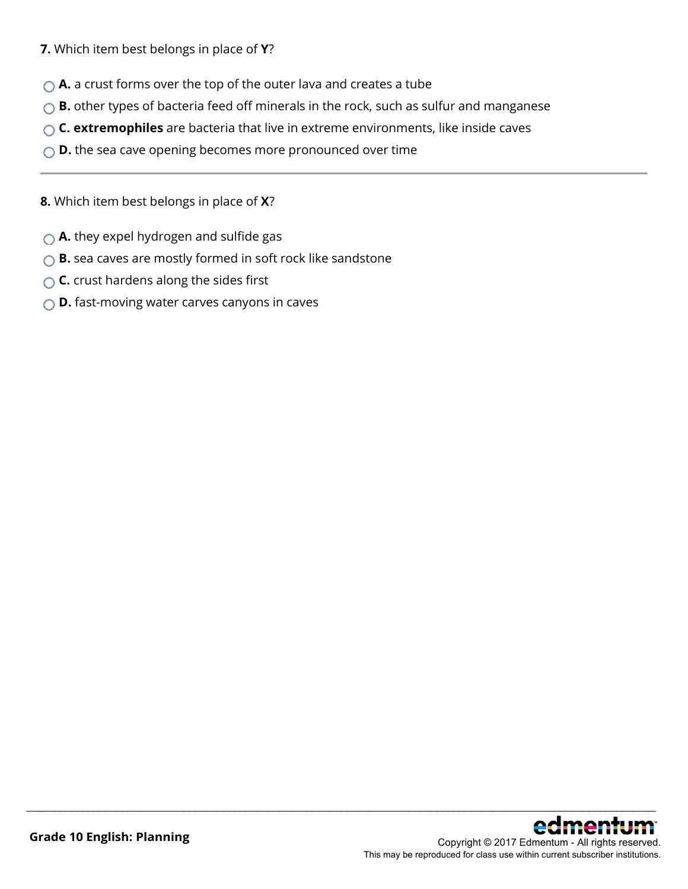**7.** Which item best belongs in place of **Y**?

- **A.** a crust forms over the top of the outer lava and creates a tube
- **B.** other types of bacteria feed off minerals in the rock, such as sulfur and manganese
- **C.** **extremophiles** are bacteria that live in extreme environments, like inside caves
- **D.** the sea cave opening becomes more pronounced over time

---

**8.** Which item best belongs in place of **X**?

- **A.** they expel hydrogen and sulfide gas
- **B.** sea caves are mostly formed in soft rock like sandstone
- **C.** crust hardens along the sides first
- **D.** fast-moving water carves canyons in caves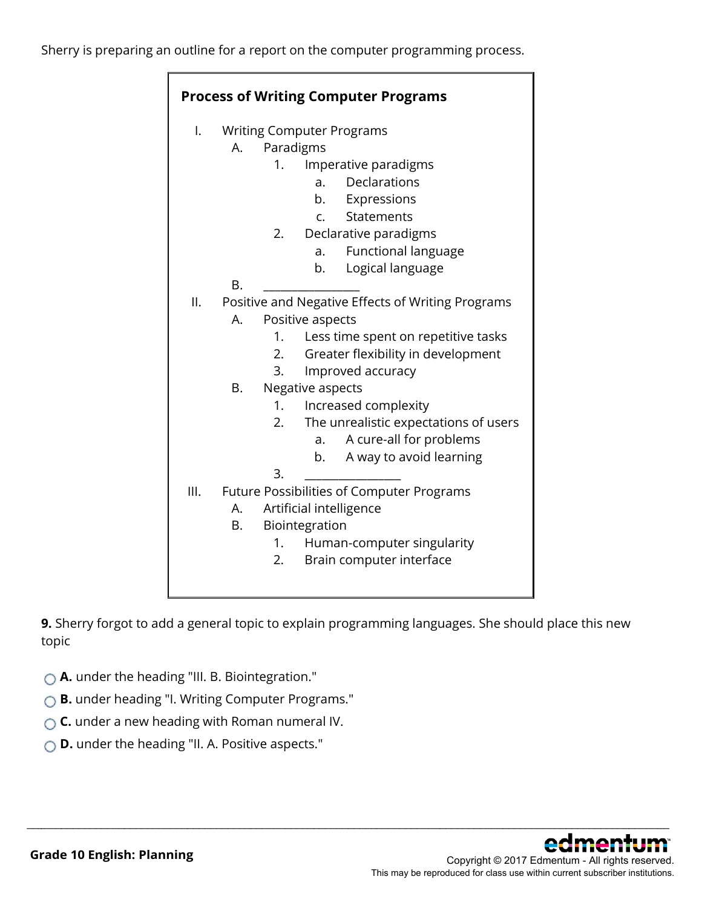Sherry is preparing an outline for a report on the computer programming process.

**Process of Writing Computer Programs**

- I. Writing Computer Programs
  - A. Paradigms
    - 1. Imperative paradigms
      - a. Declarations
      - b. Expressions
      - c. Statements
    - 2. Declarative paradigms
      - a. Functional language
      - b. Logical language
  - B. ________________
- II. Positive and Negative Effects of Writing Programs
  - A. Positive aspects
    - 1. Less time spent on repetitive tasks
    - 2. Greater flexibility in development
    - 3. Improved accuracy
  - B. Negative aspects
    - 1. Increased complexity
    - 2. The unrealistic expectations of users
      - a. A cure-all for problems
      - b. A way to avoid learning
    - 3. ________________
- III. Future Possibilities of Computer Programs
  - A. Artificial intelligence
  - B. Biointegration
    - 1. Human-computer singularity
    - 2. Brain computer interface

**9.** Sherry forgot to add a general topic to explain programming languages. She should place this new topic

- **A.** under the heading "III. B. Biointegration."
- **B.** under heading "I. Writing Computer Programs."
- **C.** under a new heading with Roman numeral IV.
- **D.** under the heading "II. A. Positive aspects."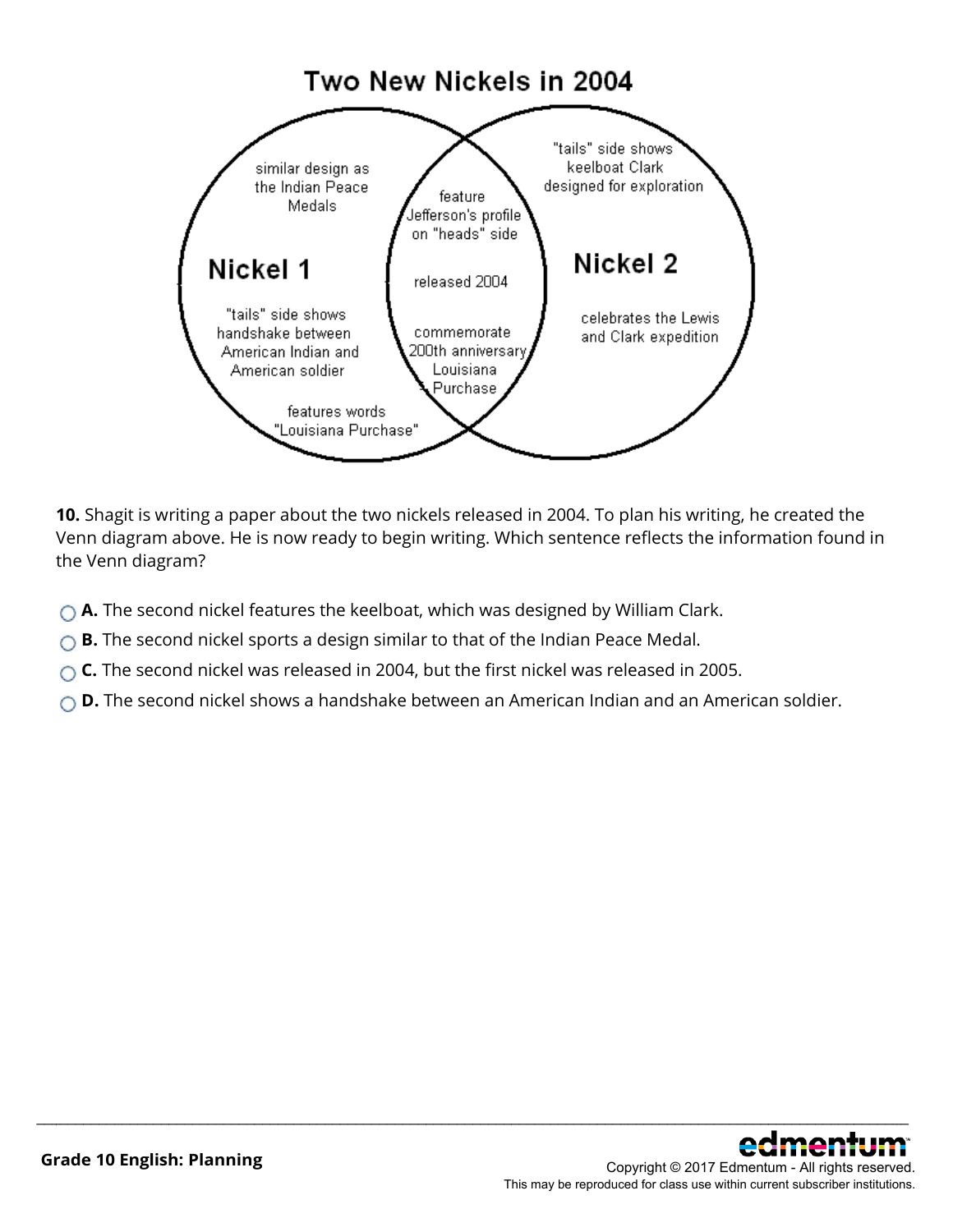## Two New Nickels in 2004

**Nickel 1:**
- similar design as the Indian Peace Medals
- "tails" side shows handshake between American Indian and American soldier
- features words "Louisiana Purchase"

**Both:**
- feature Jefferson's profile on "heads" side
- released 2004
- commemorate 200th anniversary Louisiana Purchase

**Nickel 2:**
- "tails" side shows keelboat Clark designed for exploration
- celebrates the Lewis and Clark expedition

**10.** Shagit is writing a paper about the two nickels released in 2004. To plan his writing, he created the Venn diagram above. He is now ready to begin writing. Which sentence reflects the information found in the Venn diagram?

- **A.** The second nickel features the keelboat, which was designed by William Clark.
- **B.** The second nickel sports a design similar to that of the Indian Peace Medal.
- **C.** The second nickel was released in 2004, but the first nickel was released in 2005.
- **D.** The second nickel shows a handshake between an American Indian and an American soldier.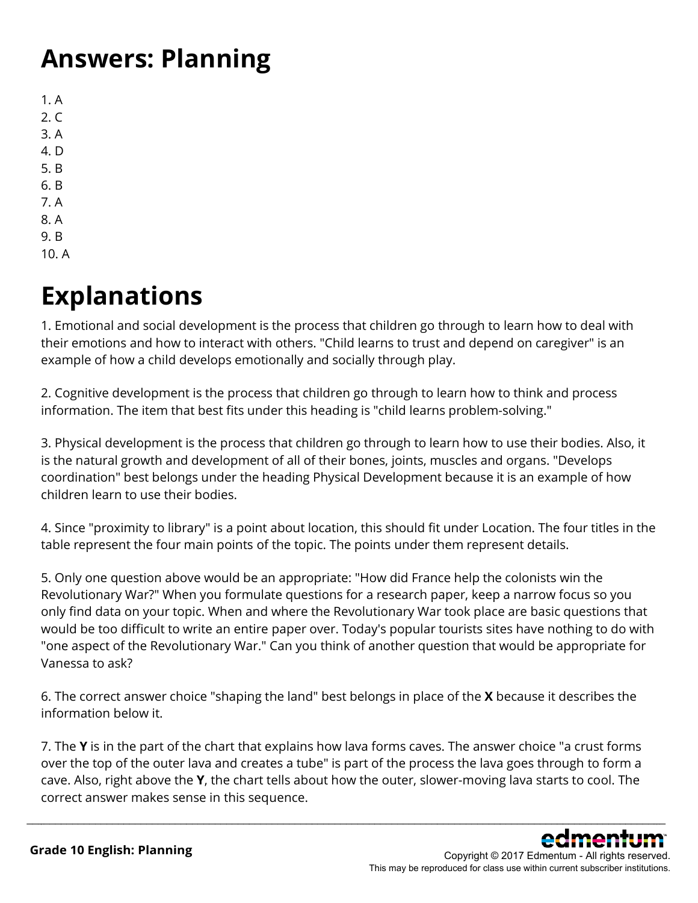# Answers: Planning

1. A
2. C
3. A
4. D
5. B
6. B
7. A
8. A
9. B
10. A

# Explanations

1. Emotional and social development is the process that children go through to learn how to deal with their emotions and how to interact with others. "Child learns to trust and depend on caregiver" is an example of how a child develops emotionally and socially through play.

2. Cognitive development is the process that children go through to learn how to think and process information. The item that best fits under this heading is "child learns problem-solving."

3. Physical development is the process that children go through to learn how to use their bodies. Also, it is the natural growth and development of all of their bones, joints, muscles and organs. "Develops coordination" best belongs under the heading Physical Development because it is an example of how children learn to use their bodies.

4. Since "proximity to library" is a point about location, this should fit under Location. The four titles in the table represent the four main points of the topic. The points under them represent details.

5. Only one question above would be an appropriate: "How did France help the colonists win the Revolutionary War?" When you formulate questions for a research paper, keep a narrow focus so you only find data on your topic. When and where the Revolutionary War took place are basic questions that would be too difficult to write an entire paper over. Today's popular tourists sites have nothing to do with "one aspect of the Revolutionary War." Can you think of another question that would be appropriate for Vanessa to ask?

6. The correct answer choice "shaping the land" best belongs in place of the **X** because it describes the information below it.

7. The **Y** is in the part of the chart that explains how lava forms caves. The answer choice "a crust forms over the top of the outer lava and creates a tube" is part of the process the lava goes through to form a cave. Also, right above the **Y**, the chart tells about how the outer, slower-moving lava starts to cool. The correct answer makes sense in this sequence.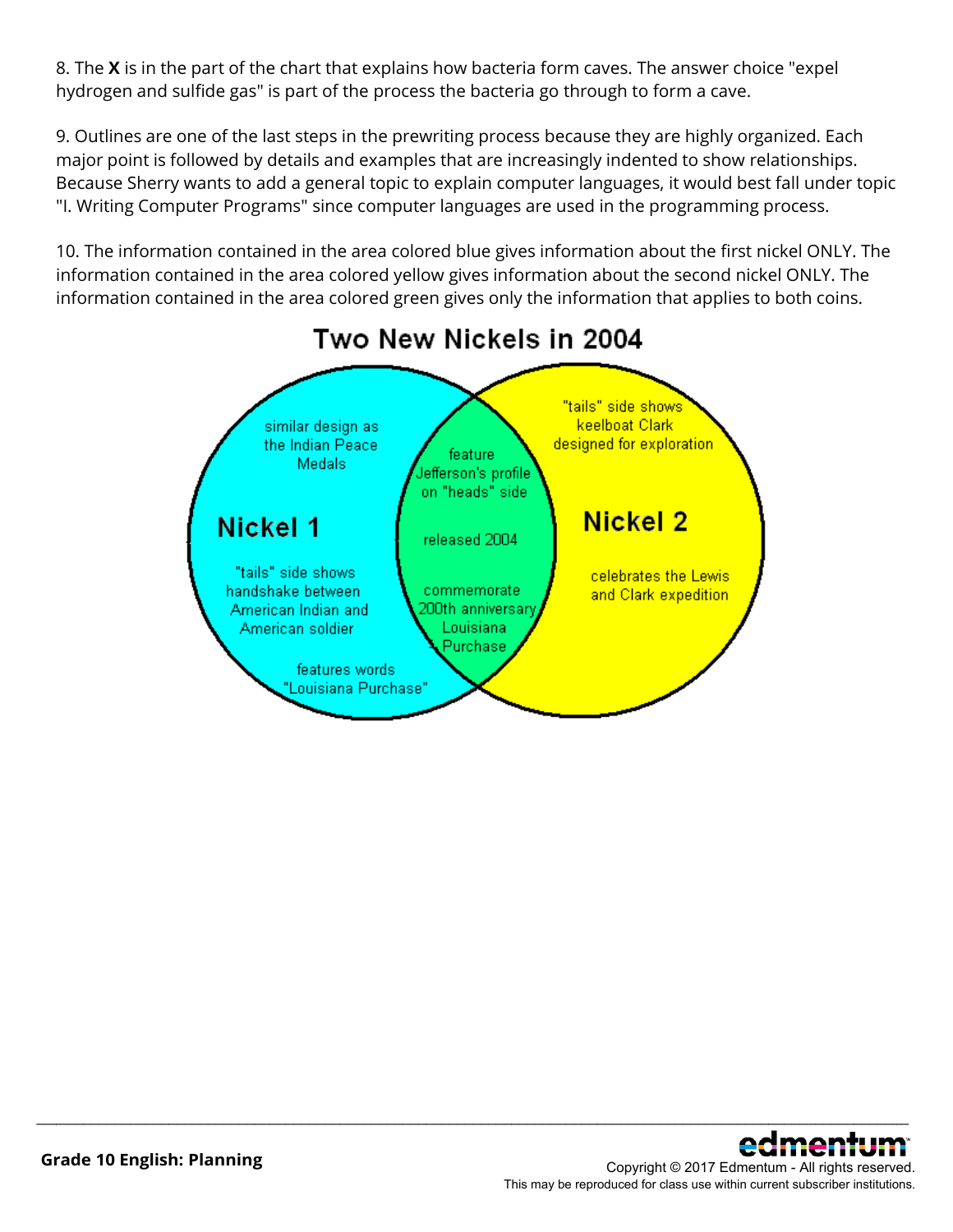8. The **X** is in the part of the chart that explains how bacteria form caves. The answer choice "expel hydrogen and sulfide gas" is part of the process the bacteria go through to form a cave.

9. Outlines are one of the last steps in the prewriting process because they are highly organized. Each major point is followed by details and examples that are increasingly indented to show relationships. Because Sherry wants to add a general topic to explain computer languages, it would best fall under topic "I. Writing Computer Programs" since computer languages are used in the programming process.

10. The information contained in the area colored blue gives information about the first nickel ONLY. The information contained in the area colored yellow gives information about the second nickel ONLY. The information contained in the area colored green gives only the information that applies to both coins.

**Two New Nickels in 2004**

**Nickel 1**
- similar design as the Indian Peace Medals
- "tails" side shows handshake between American Indian and American soldier
- features words "Louisiana Purchase"

**Both**
- feature Jefferson's profile on "heads" side
- released 2004
- commemorate 200th anniversary Louisiana Purchase

**Nickel 2**
- "tails" side shows keelboat Clark designed for exploration
- celebrates the Lewis and Clark expedition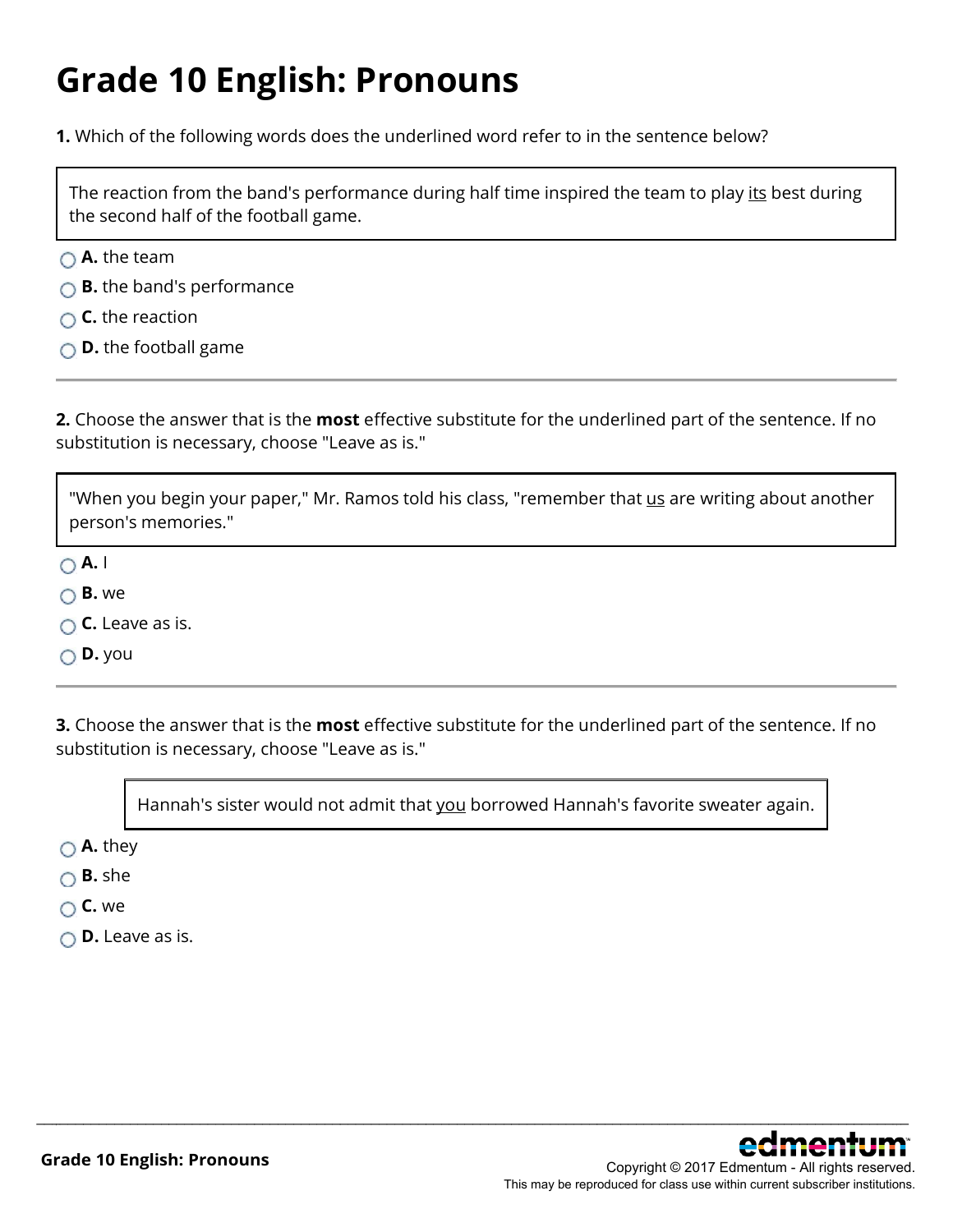# Grade 10 English: Pronouns

**1.** Which of the following words does the underlined word refer to in the sentence below?

> The reaction from the band's performance during half time inspired the team to play <u>its</u> best during the second half of the football game.

- **A.** the team
- **B.** the band's performance
- **C.** the reaction
- **D.** the football game

---

**2.** Choose the answer that is the **most** effective substitute for the underlined part of the sentence. If no substitution is necessary, choose "Leave as is."

> "When you begin your paper," Mr. Ramos told his class, "remember that <u>us</u> are writing about another person's memories."

- **A.** I
- **B.** we
- **C.** Leave as is.
- **D.** you

---

**3.** Choose the answer that is the **most** effective substitute for the underlined part of the sentence. If no substitution is necessary, choose "Leave as is."

> Hannah's sister would not admit that <u>you</u> borrowed Hannah's favorite sweater again.

- **A.** they
- **B.** she
- **C.** we
- **D.** Leave as is.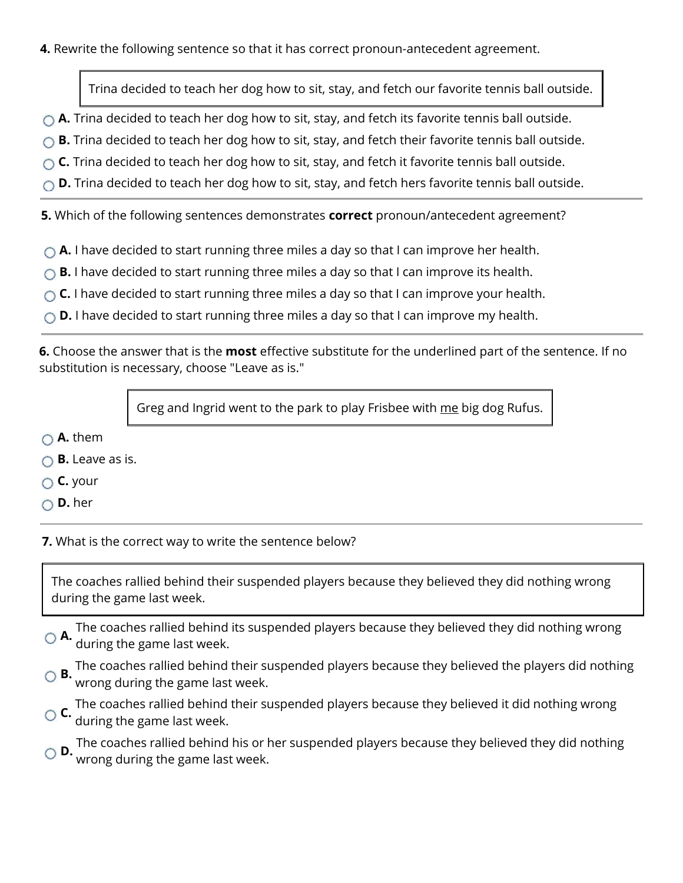**4.** Rewrite the following sentence so that it has correct pronoun-antecedent agreement.

> Trina decided to teach her dog how to sit, stay, and fetch our favorite tennis ball outside.

- **A.** Trina decided to teach her dog how to sit, stay, and fetch its favorite tennis ball outside.
- **B.** Trina decided to teach her dog how to sit, stay, and fetch their favorite tennis ball outside.
- **C.** Trina decided to teach her dog how to sit, stay, and fetch it favorite tennis ball outside.
- **D.** Trina decided to teach her dog how to sit, stay, and fetch hers favorite tennis ball outside.

---

**5.** Which of the following sentences demonstrates **correct** pronoun/antecedent agreement?

- **A.** I have decided to start running three miles a day so that I can improve her health.
- **B.** I have decided to start running three miles a day so that I can improve its health.
- **C.** I have decided to start running three miles a day so that I can improve your health.
- **D.** I have decided to start running three miles a day so that I can improve my health.

---

**6.** Choose the answer that is the **most** effective substitute for the underlined part of the sentence. If no substitution is necessary, choose "Leave as is."

> Greg and Ingrid went to the park to play Frisbee with <u>me</u> big dog Rufus.

- **A.** them
- **B.** Leave as is.
- **C.** your
- **D.** her

---

**7.** What is the correct way to write the sentence below?

> The coaches rallied behind their suspended players because they believed they did nothing wrong during the game last week.

- **A.** The coaches rallied behind its suspended players because they believed they did nothing wrong during the game last week.
- **B.** The coaches rallied behind their suspended players because they believed the players did nothing wrong during the game last week.
- **C.** The coaches rallied behind their suspended players because they believed it did nothing wrong during the game last week.
- **D.** The coaches rallied behind his or her suspended players because they believed they did nothing wrong during the game last week.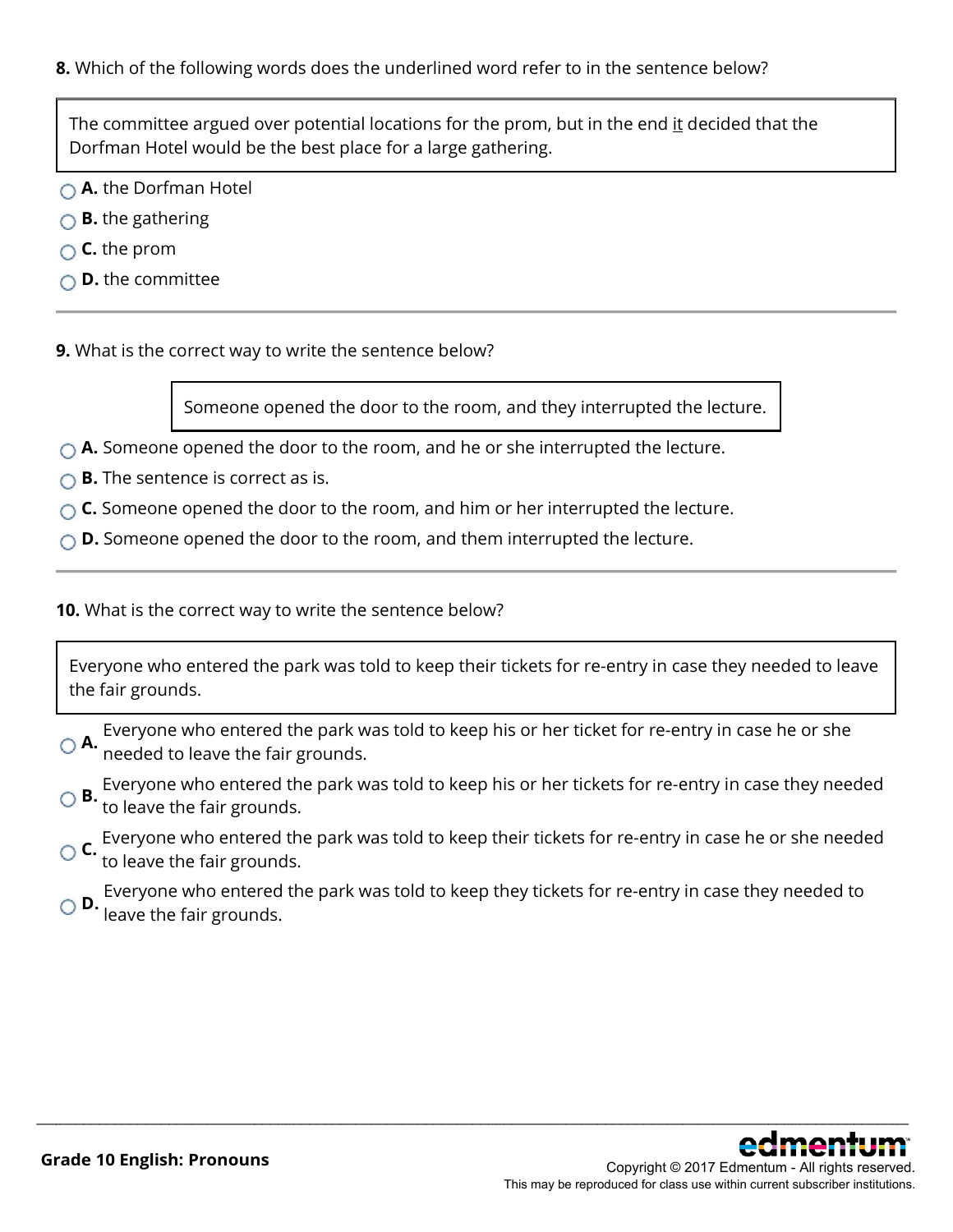**8.** Which of the following words does the underlined word refer to in the sentence below?

> The committee argued over potential locations for the prom, but in the end <u>it</u> decided that the Dorfman Hotel would be the best place for a large gathering.

- **A.** the Dorfman Hotel
- **B.** the gathering
- **C.** the prom
- **D.** the committee

---

**9.** What is the correct way to write the sentence below?

> Someone opened the door to the room, and they interrupted the lecture.

- **A.** Someone opened the door to the room, and he or she interrupted the lecture.
- **B.** The sentence is correct as is.
- **C.** Someone opened the door to the room, and him or her interrupted the lecture.
- **D.** Someone opened the door to the room, and them interrupted the lecture.

---

**10.** What is the correct way to write the sentence below?

> Everyone who entered the park was told to keep their tickets for re-entry in case they needed to leave the fair grounds.

- **A.** Everyone who entered the park was told to keep his or her ticket for re-entry in case he or she needed to leave the fair grounds.
- **B.** Everyone who entered the park was told to keep his or her tickets for re-entry in case they needed to leave the fair grounds.
- **C.** Everyone who entered the park was told to keep their tickets for re-entry in case he or she needed to leave the fair grounds.
- **D.** Everyone who entered the park was told to keep they tickets for re-entry in case they needed to leave the fair grounds.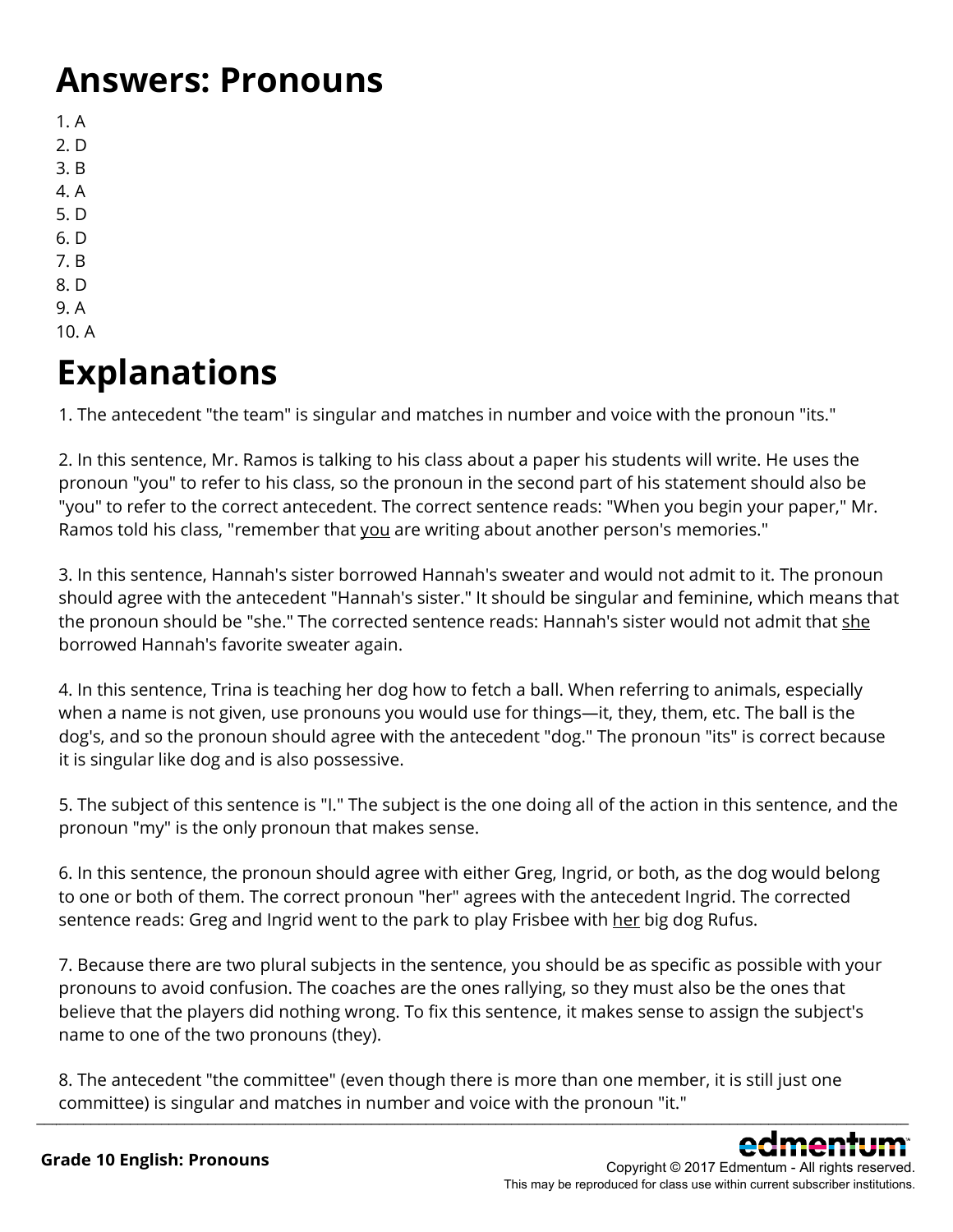# Answers: Pronouns

1. A
2. D
3. B
4. A
5. D
6. D
7. B
8. D
9. A
10. A

# Explanations

1. The antecedent "the team" is singular and matches in number and voice with the pronoun "its."

2. In this sentence, Mr. Ramos is talking to his class about a paper his students will write. He uses the pronoun "you" to refer to his class, so the pronoun in the second part of his statement should also be "you" to refer to the correct antecedent. The correct sentence reads: "When you begin your paper," Mr. Ramos told his class, "remember that <u>you</u> are writing about another person's memories."

3. In this sentence, Hannah's sister borrowed Hannah's sweater and would not admit to it. The pronoun should agree with the antecedent "Hannah's sister." It should be singular and feminine, which means that the pronoun should be "she." The corrected sentence reads: Hannah's sister would not admit that <u>she</u> borrowed Hannah's favorite sweater again.

4. In this sentence, Trina is teaching her dog how to fetch a ball. When referring to animals, especially when a name is not given, use pronouns you would use for things—it, they, them, etc. The ball is the dog's, and so the pronoun should agree with the antecedent "dog." The pronoun "its" is correct because it is singular like dog and is also possessive.

5. The subject of this sentence is "I." The subject is the one doing all of the action in this sentence, and the pronoun "my" is the only pronoun that makes sense.

6. In this sentence, the pronoun should agree with either Greg, Ingrid, or both, as the dog would belong to one or both of them. The correct pronoun "her" agrees with the antecedent Ingrid. The corrected sentence reads: Greg and Ingrid went to the park to play Frisbee with <u>her</u> big dog Rufus.

7. Because there are two plural subjects in the sentence, you should be as specific as possible with your pronouns to avoid confusion. The coaches are the ones rallying, so they must also be the ones that believe that the players did nothing wrong. To fix this sentence, it makes sense to assign the subject's name to one of the two pronouns (they).

8. The antecedent "the committee" (even though there is more than one member, it is still just one committee) is singular and matches in number and voice with the pronoun "it."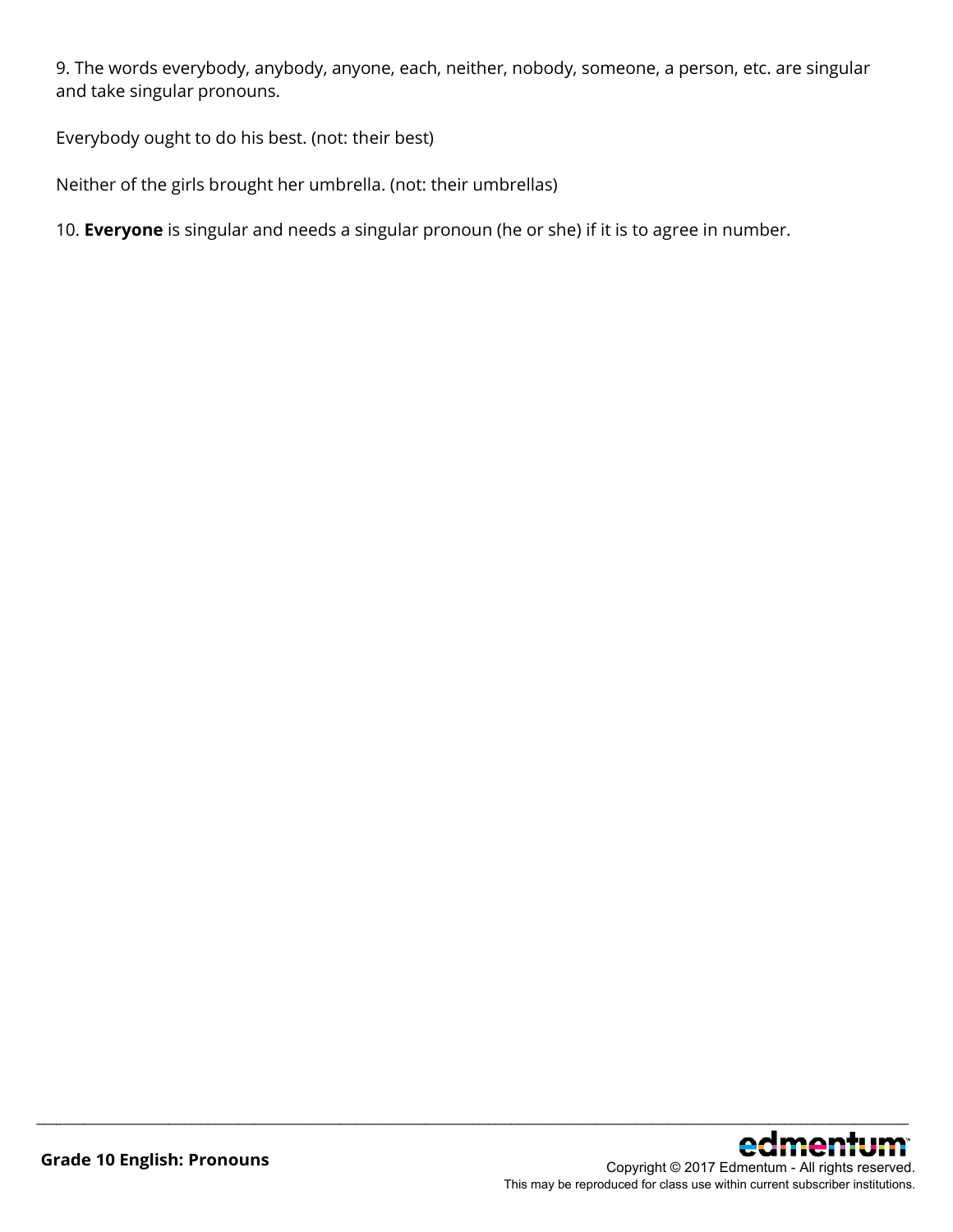9. The words everybody, anybody, anyone, each, neither, nobody, someone, a person, etc. are singular and take singular pronouns.

Everybody ought to do his best. (not: their best)

Neither of the girls brought her umbrella. (not: their umbrellas)

10. **Everyone** is singular and needs a singular pronoun (he or she) if it is to agree in number.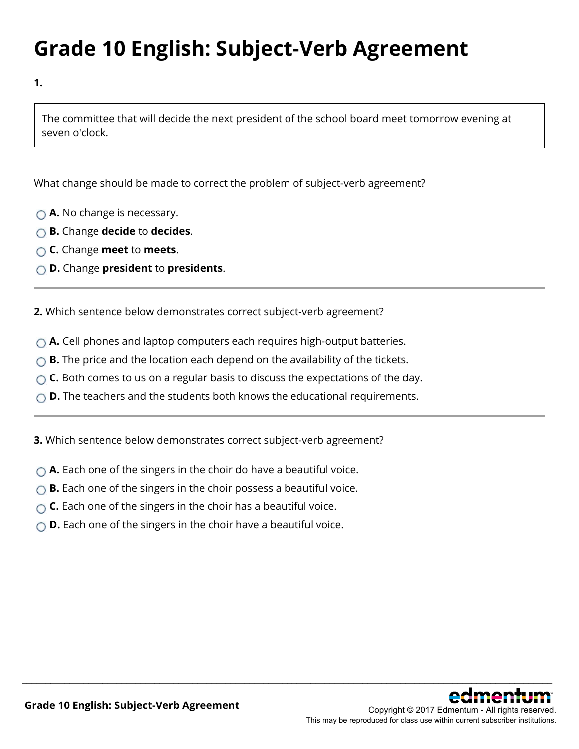# Grade 10 English: Subject-Verb Agreement

**1.**

> The committee that will decide the next president of the school board meet tomorrow evening at seven o'clock.

What change should be made to correct the problem of subject-verb agreement?

- **A.** No change is necessary.
- **B.** Change **decide** to **decides**.
- **C.** Change **meet** to **meets**.
- **D.** Change **president** to **presidents**.

---

**2.** Which sentence below demonstrates correct subject-verb agreement?

- **A.** Cell phones and laptop computers each requires high-output batteries.
- **B.** The price and the location each depend on the availability of the tickets.
- **C.** Both comes to us on a regular basis to discuss the expectations of the day.
- **D.** The teachers and the students both knows the educational requirements.

---

**3.** Which sentence below demonstrates correct subject-verb agreement?

- **A.** Each one of the singers in the choir do have a beautiful voice.
- **B.** Each one of the singers in the choir possess a beautiful voice.
- **C.** Each one of the singers in the choir has a beautiful voice.
- **D.** Each one of the singers in the choir have a beautiful voice.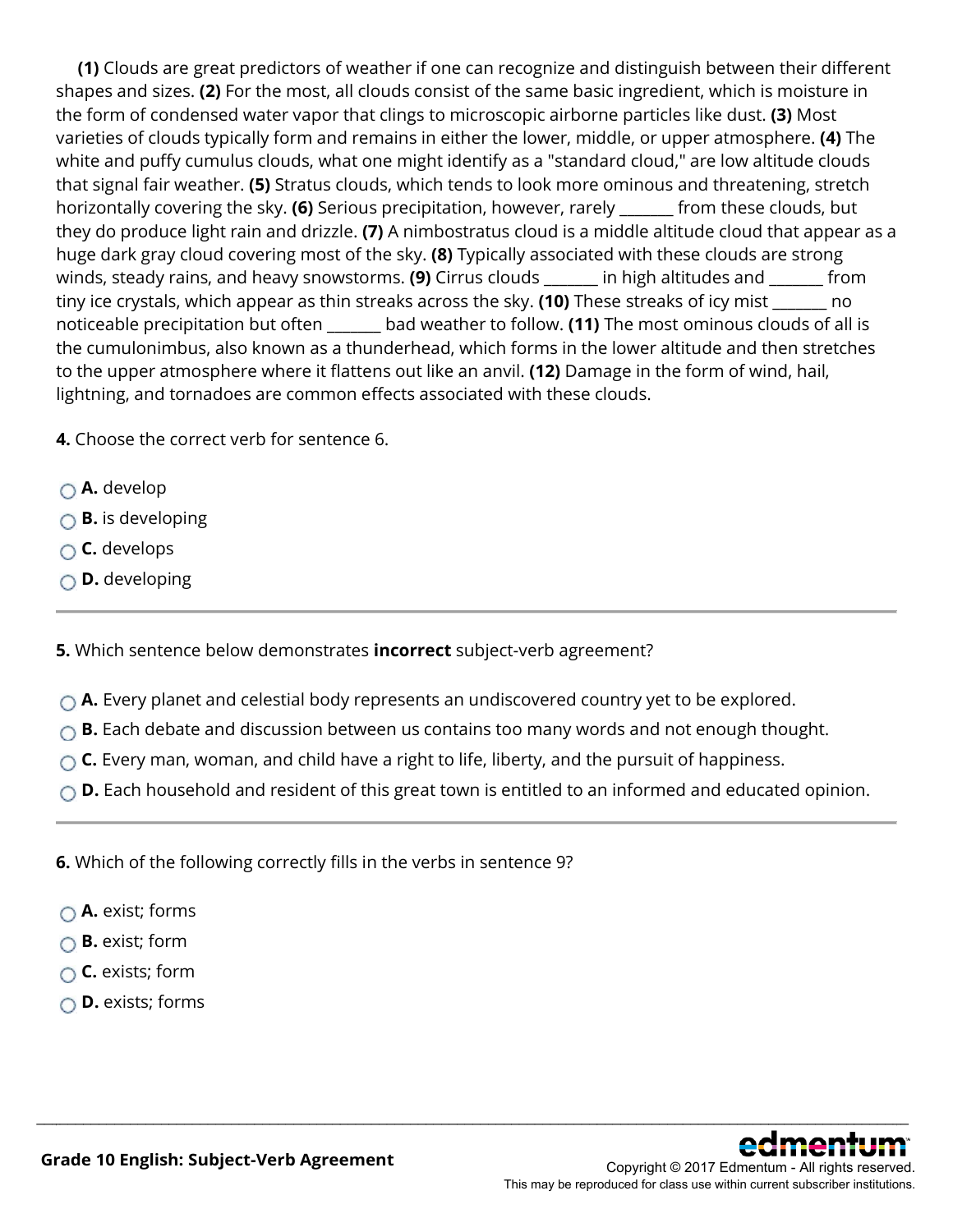**(1)** Clouds are great predictors of weather if one can recognize and distinguish between their different shapes and sizes. **(2)** For the most, all clouds consist of the same basic ingredient, which is moisture in the form of condensed water vapor that clings to microscopic airborne particles like dust. **(3)** Most varieties of clouds typically form and remains in either the lower, middle, or upper atmosphere. **(4)** The white and puffy cumulus clouds, what one might identify as a "standard cloud," are low altitude clouds that signal fair weather. **(5)** Stratus clouds, which tends to look more ominous and threatening, stretch horizontally covering the sky. **(6)** Serious precipitation, however, rarely _______ from these clouds, but they do produce light rain and drizzle. **(7)** A nimbostratus cloud is a middle altitude cloud that appear as a huge dark gray cloud covering most of the sky. **(8)** Typically associated with these clouds are strong winds, steady rains, and heavy snowstorms. **(9)** Cirrus clouds _______ in high altitudes and _______ from tiny ice crystals, which appear as thin streaks across the sky. **(10)** These streaks of icy mist _______ no noticeable precipitation but often _______ bad weather to follow. **(11)** The most ominous clouds of all is the cumulonimbus, also known as a thunderhead, which forms in the lower altitude and then stretches to the upper atmosphere where it flattens out like an anvil. **(12)** Damage in the form of wind, hail, lightning, and tornadoes are common effects associated with these clouds.

**4.** Choose the correct verb for sentence 6.

- **A.** develop
- **B.** is developing
- **C.** develops
- **D.** developing

---

**5.** Which sentence below demonstrates **incorrect** subject-verb agreement?

- **A.** Every planet and celestial body represents an undiscovered country yet to be explored.
- **B.** Each debate and discussion between us contains too many words and not enough thought.
- **C.** Every man, woman, and child have a right to life, liberty, and the pursuit of happiness.
- **D.** Each household and resident of this great town is entitled to an informed and educated opinion.

---

**6.** Which of the following correctly fills in the verbs in sentence 9?

- **A.** exist; forms
- **B.** exist; form
- **C.** exists; form
- **D.** exists; forms

Grade 10 English: Subject-Verb Agreement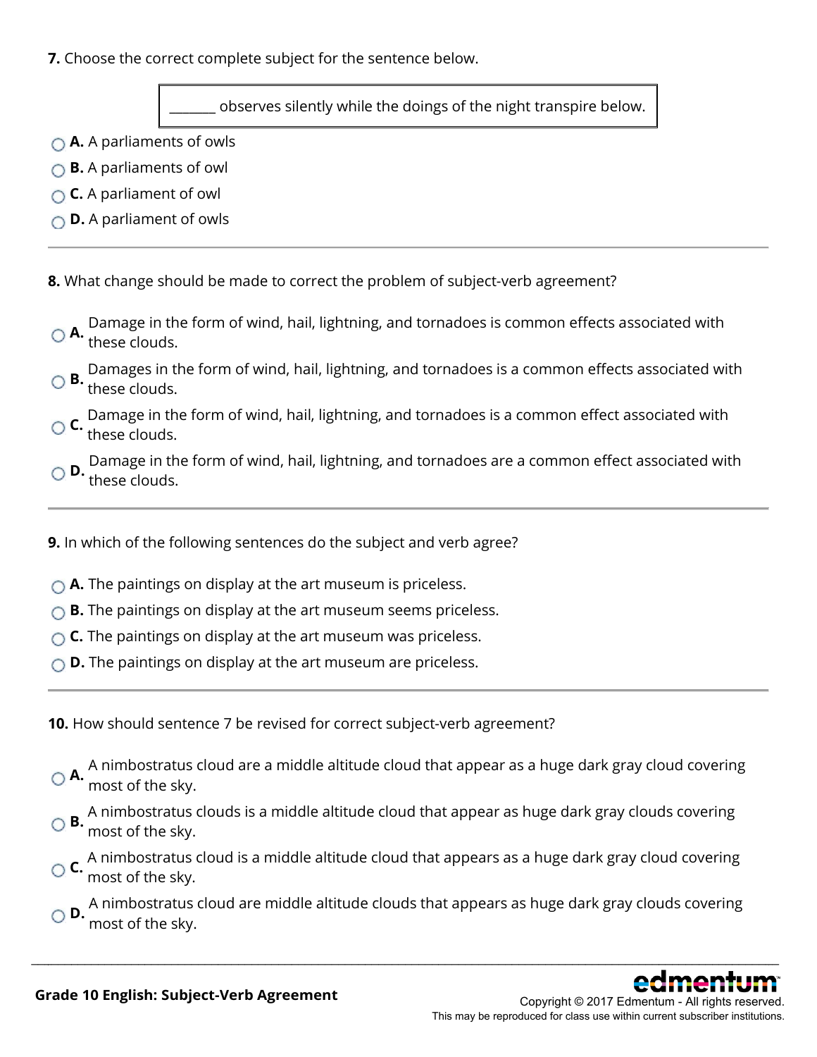**7.** Choose the correct complete subject for the sentence below.

> _______ observes silently while the doings of the night transpire below.

- **A.** A parliaments of owls
- **B.** A parliaments of owl
- **C.** A parliament of owl
- **D.** A parliament of owls

---

**8.** What change should be made to correct the problem of subject-verb agreement?

- **A.** Damage in the form of wind, hail, lightning, and tornadoes is common effects associated with these clouds.
- **B.** Damages in the form of wind, hail, lightning, and tornadoes is a common effects associated with these clouds.
- **C.** Damage in the form of wind, hail, lightning, and tornadoes is a common effect associated with these clouds.
- **D.** Damage in the form of wind, hail, lightning, and tornadoes are a common effect associated with these clouds.

---

**9.** In which of the following sentences do the subject and verb agree?

- **A.** The paintings on display at the art museum is priceless.
- **B.** The paintings on display at the art museum seems priceless.
- **C.** The paintings on display at the art museum was priceless.
- **D.** The paintings on display at the art museum are priceless.

---

**10.** How should sentence 7 be revised for correct subject-verb agreement?

- **A.** A nimbostratus cloud are a middle altitude cloud that appear as a huge dark gray cloud covering most of the sky.
- **B.** A nimbostratus clouds is a middle altitude cloud that appear as huge dark gray clouds covering most of the sky.
- **C.** A nimbostratus cloud is a middle altitude cloud that appears as a huge dark gray cloud covering most of the sky.
- **D.** A nimbostratus cloud are middle altitude clouds that appears as huge dark gray clouds covering most of the sky.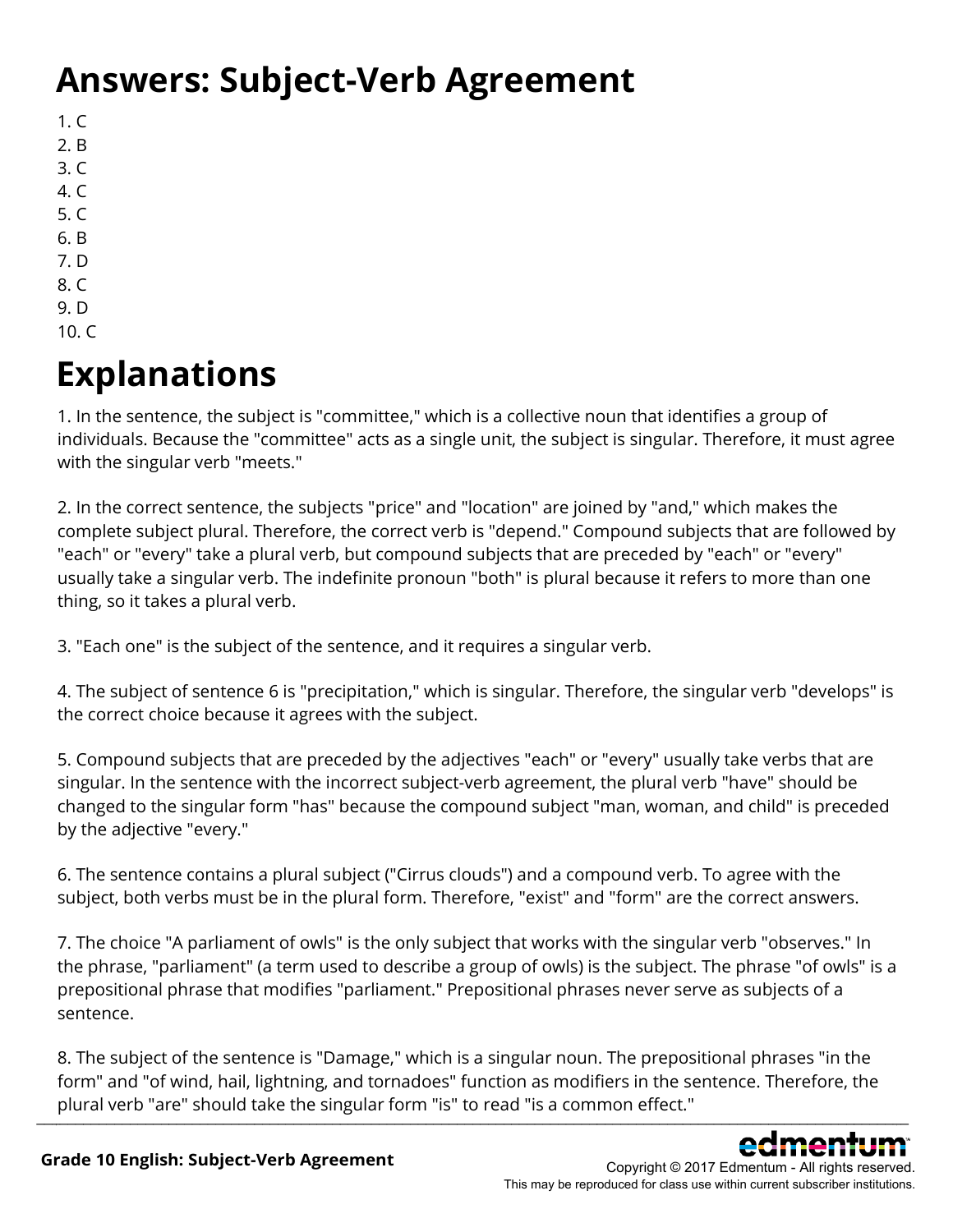# Answers: Subject-Verb Agreement

1. C
2. B
3. C
4. C
5. C
6. B
7. D
8. C
9. D
10. C

# Explanations

1. In the sentence, the subject is "committee," which is a collective noun that identifies a group of individuals. Because the "committee" acts as a single unit, the subject is singular. Therefore, it must agree with the singular verb "meets."

2. In the correct sentence, the subjects "price" and "location" are joined by "and," which makes the complete subject plural. Therefore, the correct verb is "depend." Compound subjects that are followed by "each" or "every" take a plural verb, but compound subjects that are preceded by "each" or "every" usually take a singular verb. The indefinite pronoun "both" is plural because it refers to more than one thing, so it takes a plural verb.

3. "Each one" is the subject of the sentence, and it requires a singular verb.

4. The subject of sentence 6 is "precipitation," which is singular. Therefore, the singular verb "develops" is the correct choice because it agrees with the subject.

5. Compound subjects that are preceded by the adjectives "each" or "every" usually take verbs that are singular. In the sentence with the incorrect subject-verb agreement, the plural verb "have" should be changed to the singular form "has" because the compound subject "man, woman, and child" is preceded by the adjective "every."

6. The sentence contains a plural subject ("Cirrus clouds") and a compound verb. To agree with the subject, both verbs must be in the plural form. Therefore, "exist" and "form" are the correct answers.

7. The choice "A parliament of owls" is the only subject that works with the singular verb "observes." In the phrase, "parliament" (a term used to describe a group of owls) is the subject. The phrase "of owls" is a prepositional phrase that modifies "parliament." Prepositional phrases never serve as subjects of a sentence.

8. The subject of the sentence is "Damage," which is a singular noun. The prepositional phrases "in the form" and "of wind, hail, lightning, and tornadoes" function as modifiers in the sentence. Therefore, the plural verb "are" should take the singular form "is" to read "is a common effect."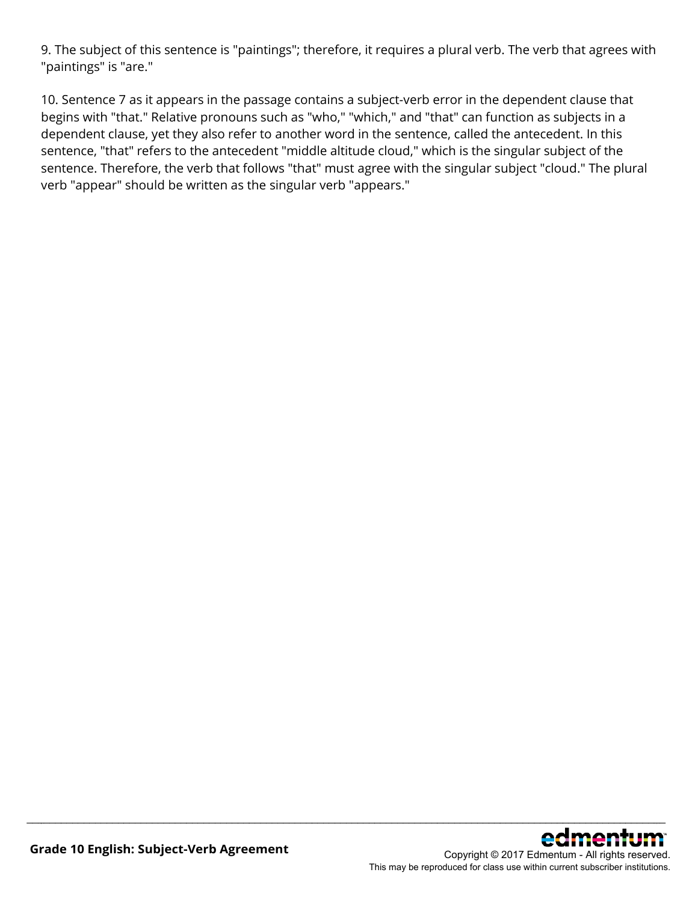9. The subject of this sentence is "paintings"; therefore, it requires a plural verb. The verb that agrees with "paintings" is "are."

10. Sentence 7 as it appears in the passage contains a subject-verb error in the dependent clause that begins with "that." Relative pronouns such as "who," "which," and "that" can function as subjects in a dependent clause, yet they also refer to another word in the sentence, called the antecedent. In this sentence, "that" refers to the antecedent "middle altitude cloud," which is the singular subject of the sentence. Therefore, the verb that follows "that" must agree with the singular subject "cloud." The plural verb "appear" should be written as the singular verb "appears."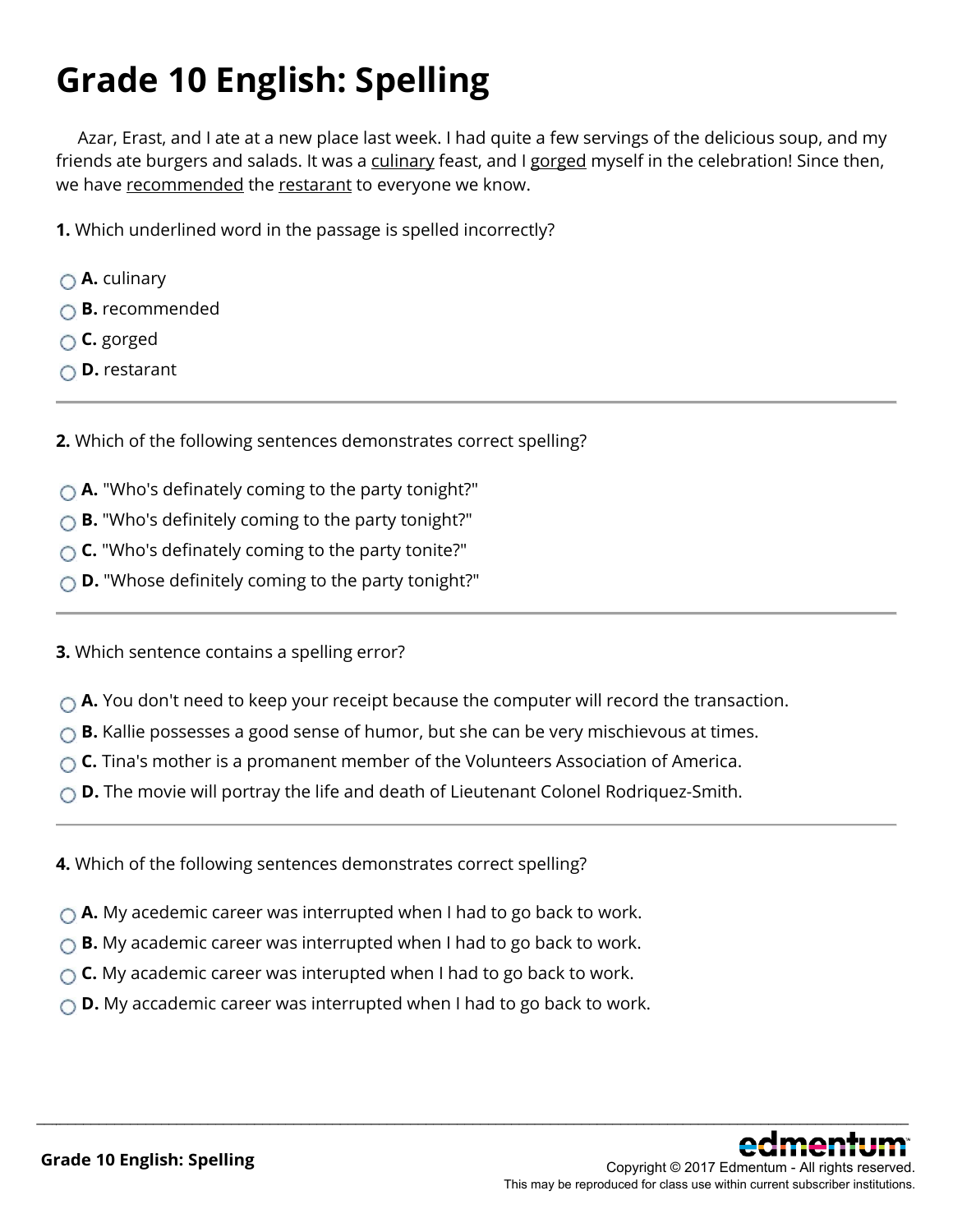# Grade 10 English: Spelling

Azar, Erast, and I ate at a new place last week. I had quite a few servings of the delicious soup, and my friends ate burgers and salads. It was a <u>culinary</u> feast, and I <u>gorged</u> myself in the celebration! Since then, we have <u>recommended</u> the <u>restarant</u> to everyone we know.

**1.** Which underlined word in the passage is spelled incorrectly?

- **A.** culinary
- **B.** recommended
- **C.** gorged
- **D.** restarant

---

**2.** Which of the following sentences demonstrates correct spelling?

- **A.** "Who's definately coming to the party tonight?"
- **B.** "Who's definitely coming to the party tonight?"
- **C.** "Who's definately coming to the party tonite?"
- **D.** "Whose definitely coming to the party tonight?"

---

**3.** Which sentence contains a spelling error?

- **A.** You don't need to keep your receipt because the computer will record the transaction.
- **B.** Kallie possesses a good sense of humor, but she can be very mischievous at times.
- **C.** Tina's mother is a promanent member of the Volunteers Association of America.
- **D.** The movie will portray the life and death of Lieutenant Colonel Rodriquez-Smith.

---

**4.** Which of the following sentences demonstrates correct spelling?

- **A.** My acedemic career was interrupted when I had to go back to work.
- **B.** My academic career was interrupted when I had to go back to work.
- **C.** My academic career was interupted when I had to go back to work.
- **D.** My accademic career was interrupted when I had to go back to work.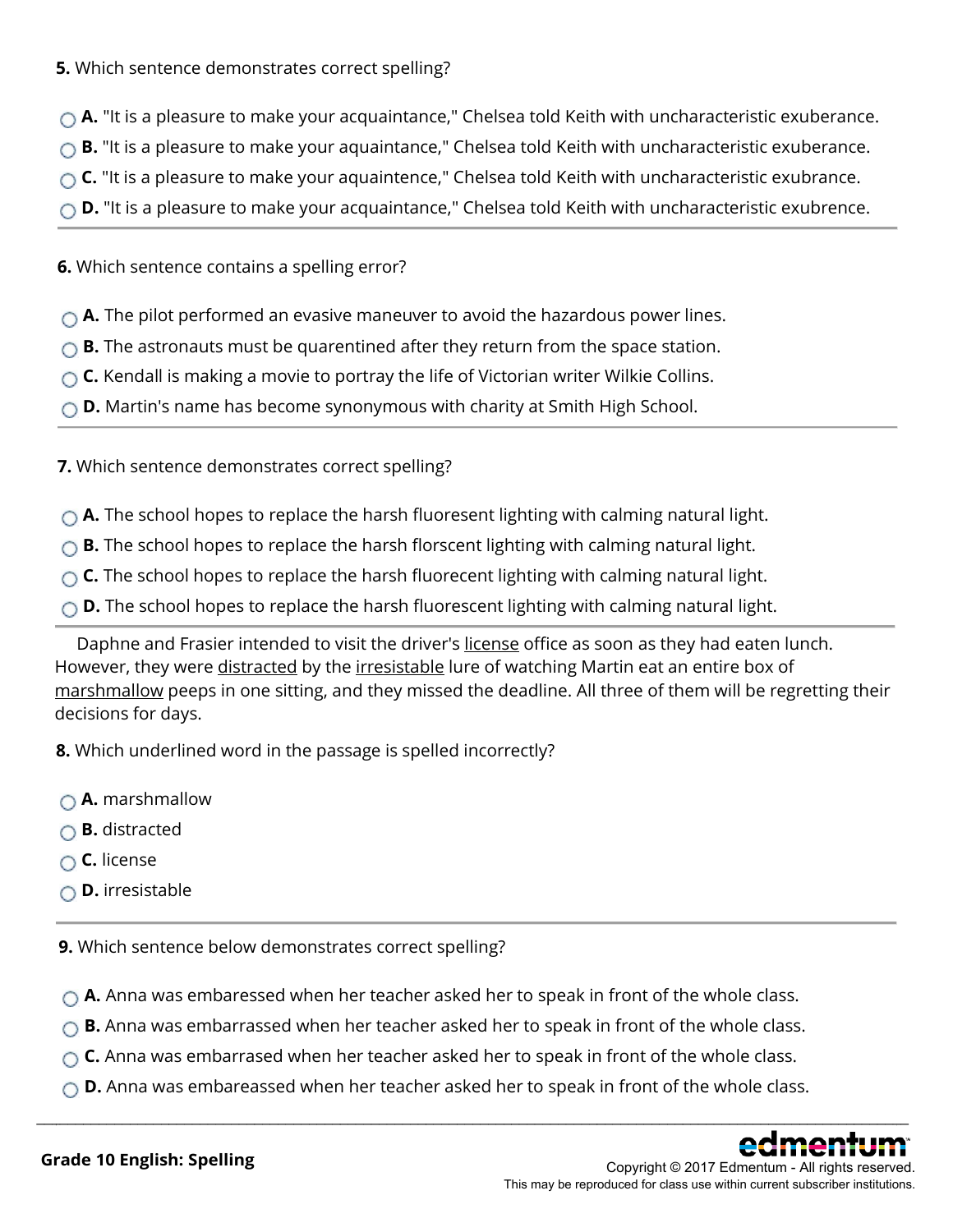**5.** Which sentence demonstrates correct spelling?

- **A.** "It is a pleasure to make your acquaintance," Chelsea told Keith with uncharacteristic exuberance.
- **B.** "It is a pleasure to make your aquaintance," Chelsea told Keith with uncharacteristic exuberance.
- **C.** "It is a pleasure to make your aquaintence," Chelsea told Keith with uncharacteristic exubrance.
- **D.** "It is a pleasure to make your acquaintance," Chelsea told Keith with uncharacteristic exubrence.

---

**6.** Which sentence contains a spelling error?

- **A.** The pilot performed an evasive maneuver to avoid the hazardous power lines.
- **B.** The astronauts must be quarentined after they return from the space station.
- **C.** Kendall is making a movie to portray the life of Victorian writer Wilkie Collins.
- **D.** Martin's name has become synonymous with charity at Smith High School.

---

**7.** Which sentence demonstrates correct spelling?

- **A.** The school hopes to replace the harsh fluoresent lighting with calming natural light.
- **B.** The school hopes to replace the harsh florscent lighting with calming natural light.
- **C.** The school hopes to replace the harsh fluorecent lighting with calming natural light.
- **D.** The school hopes to replace the harsh fluorescent lighting with calming natural light.

---

Daphne and Frasier intended to visit the driver's <u>license</u> office as soon as they had eaten lunch. However, they were <u>distracted</u> by the <u>irresistable</u> lure of watching Martin eat an entire box of <u>marshmallow</u> peeps in one sitting, and they missed the deadline. All three of them will be regretting their decisions for days.

**8.** Which underlined word in the passage is spelled incorrectly?

- **A.** marshmallow
- **B.** distracted
- **C.** license
- **D.** irresistable

---

**9.** Which sentence below demonstrates correct spelling?

- **A.** Anna was embaressed when her teacher asked her to speak in front of the whole class.
- **B.** Anna was embarrassed when her teacher asked her to speak in front of the whole class.
- **C.** Anna was embarrased when her teacher asked her to speak in front of the whole class.
- **D.** Anna was embareassed when her teacher asked her to speak in front of the whole class.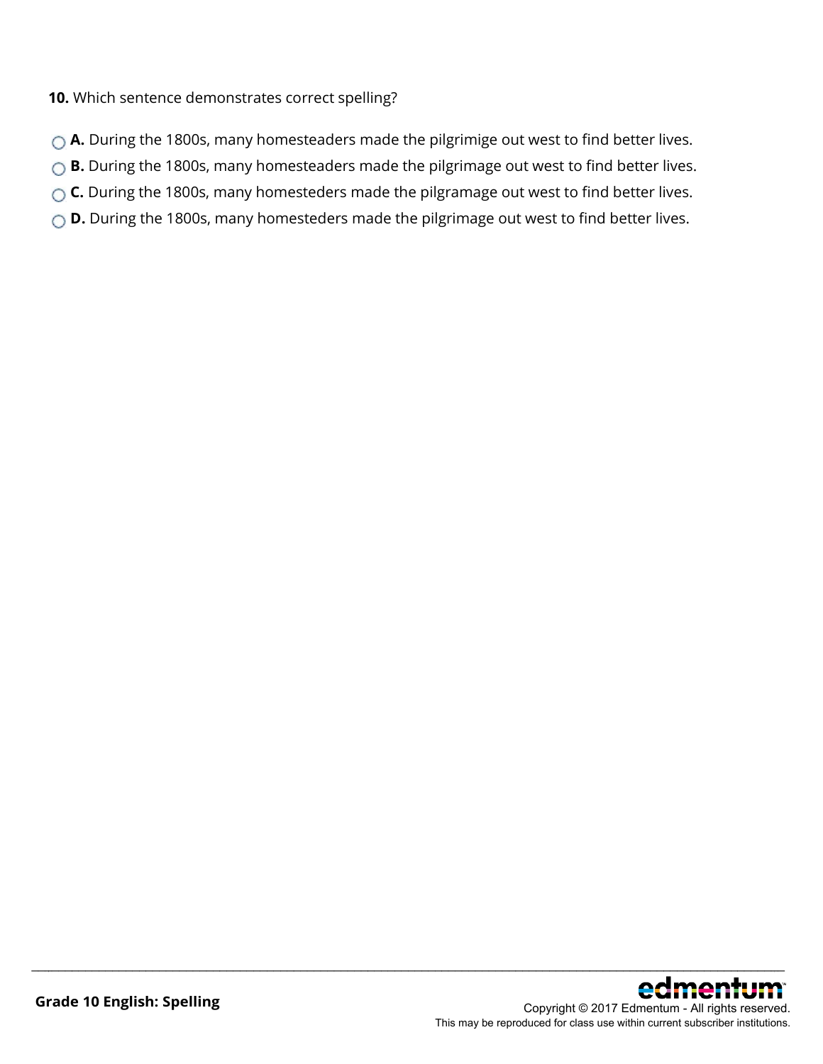**10.** Which sentence demonstrates correct spelling?

- **A.** During the 1800s, many homesteaders made the pilgrimige out west to find better lives.
- **B.** During the 1800s, many homesteaders made the pilgrimage out west to find better lives.
- **C.** During the 1800s, many homesteders made the pilgramage out west to find better lives.
- **D.** During the 1800s, many homesteders made the pilgrimage out west to find better lives.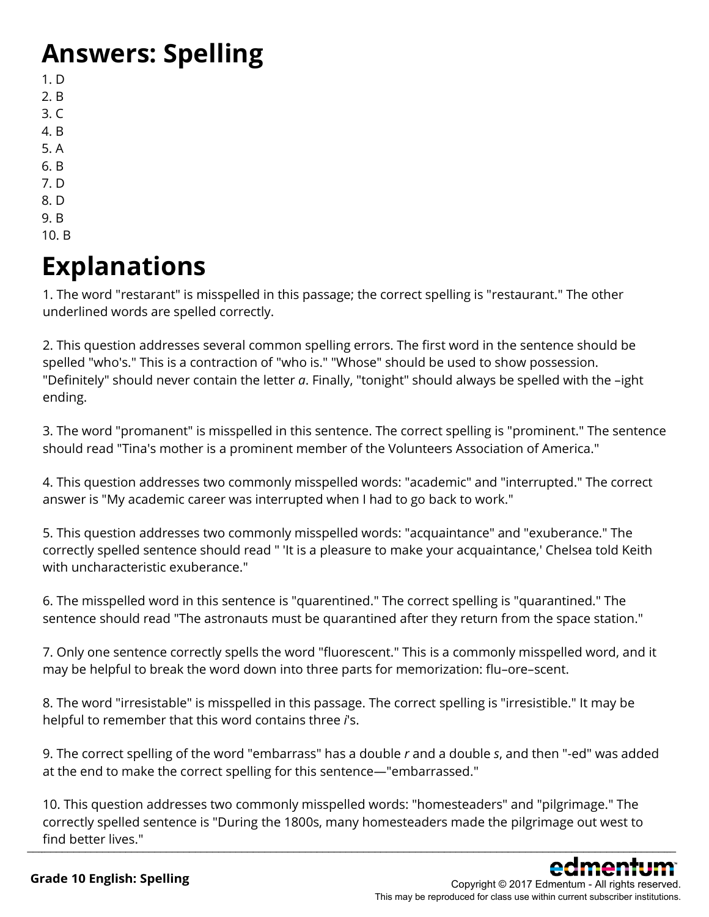# Answers: Spelling

1. D
2. B
3. C
4. B
5. A
6. B
7. D
8. D
9. B
10. B

# Explanations

1. The word "restarant" is misspelled in this passage; the correct spelling is "restaurant." The other underlined words are spelled correctly.

2. This question addresses several common spelling errors. The first word in the sentence should be spelled "who's." This is a contraction of "who is." "Whose" should be used to show possession. "Definitely" should never contain the letter *a*. Finally, "tonight" should always be spelled with the –ight ending.

3. The word "promanent" is misspelled in this sentence. The correct spelling is "prominent." The sentence should read "Tina's mother is a prominent member of the Volunteers Association of America."

4. This question addresses two commonly misspelled words: "academic" and "interrupted." The correct answer is "My academic career was interrupted when I had to go back to work."

5. This question addresses two commonly misspelled words: "acquaintance" and "exuberance." The correctly spelled sentence should read " 'It is a pleasure to make your acquaintance,' Chelsea told Keith with uncharacteristic exuberance."

6. The misspelled word in this sentence is "quarentined." The correct spelling is "quarantined." The sentence should read "The astronauts must be quarantined after they return from the space station."

7. Only one sentence correctly spells the word "fluorescent." This is a commonly misspelled word, and it may be helpful to break the word down into three parts for memorization: flu–ore–scent.

8. The word "irresistable" is misspelled in this passage. The correct spelling is "irresistible." It may be helpful to remember that this word contains three *i*'s.

9. The correct spelling of the word "embarrass" has a double *r* and a double *s*, and then "-ed" was added at the end to make the correct spelling for this sentence—"embarrassed."

10. This question addresses two commonly misspelled words: "homesteaders" and "pilgrimage." The correctly spelled sentence is "During the 1800s, many homesteaders made the pilgrimage out west to find better lives."